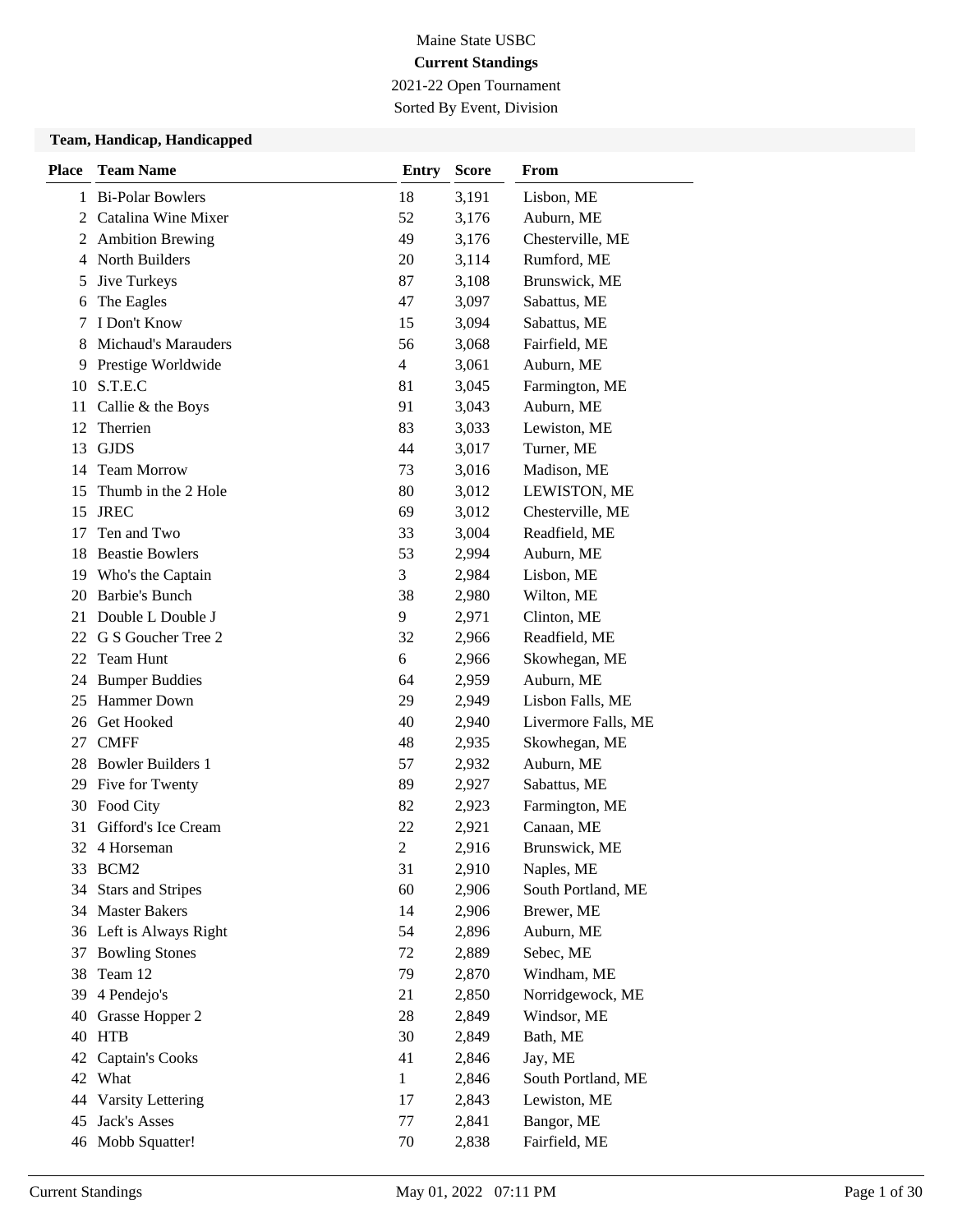Maine State USBC

**Current Standings**

2021-22 Open Tournament

Sorted By Event, Division

### Team, Handicap, Handicapped

| Place | Team Name | Entry | Score | From |
|---|---|---|---|---|
| 1 | Bi-Polar Bowlers | 18 | 3,191 | Lisbon, ME |
| 2 | Catalina Wine Mixer | 52 | 3,176 | Auburn, ME |
| 2 | Ambition Brewing | 49 | 3,176 | Chesterville, ME |
| 4 | North Builders | 20 | 3,114 | Rumford, ME |
| 5 | Jive Turkeys | 87 | 3,108 | Brunswick, ME |
| 6 | The Eagles | 47 | 3,097 | Sabattus, ME |
| 7 | I Don't Know | 15 | 3,094 | Sabattus, ME |
| 8 | Michaud's Marauders | 56 | 3,068 | Fairfield, ME |
| 9 | Prestige Worldwide | 4 | 3,061 | Auburn, ME |
| 10 | S.T.E.C | 81 | 3,045 | Farmington, ME |
| 11 | Callie & the Boys | 91 | 3,043 | Auburn, ME |
| 12 | Therrien | 83 | 3,033 | Lewiston, ME |
| 13 | GJDS | 44 | 3,017 | Turner, ME |
| 14 | Team Morrow | 73 | 3,016 | Madison, ME |
| 15 | Thumb in the 2 Hole | 80 | 3,012 | LEWISTON, ME |
| 15 | JREC | 69 | 3,012 | Chesterville, ME |
| 17 | Ten and Two | 33 | 3,004 | Readfield, ME |
| 18 | Beastie Bowlers | 53 | 2,994 | Auburn, ME |
| 19 | Who's the Captain | 3 | 2,984 | Lisbon, ME |
| 20 | Barbie's Bunch | 38 | 2,980 | Wilton, ME |
| 21 | Double L Double J | 9 | 2,971 | Clinton, ME |
| 22 | G S Goucher Tree 2 | 32 | 2,966 | Readfield, ME |
| 22 | Team Hunt | 6 | 2,966 | Skowhegan, ME |
| 24 | Bumper Buddies | 64 | 2,959 | Auburn, ME |
| 25 | Hammer Down | 29 | 2,949 | Lisbon Falls, ME |
| 26 | Get Hooked | 40 | 2,940 | Livermore Falls, ME |
| 27 | CMFF | 48 | 2,935 | Skowhegan, ME |
| 28 | Bowler Builders 1 | 57 | 2,932 | Auburn, ME |
| 29 | Five for Twenty | 89 | 2,927 | Sabattus, ME |
| 30 | Food City | 82 | 2,923 | Farmington, ME |
| 31 | Gifford's Ice Cream | 22 | 2,921 | Canaan, ME |
| 32 | 4 Horseman | 2 | 2,916 | Brunswick, ME |
| 33 | BCM2 | 31 | 2,910 | Naples, ME |
| 34 | Stars and Stripes | 60 | 2,906 | South Portland, ME |
| 34 | Master Bakers | 14 | 2,906 | Brewer, ME |
| 36 | Left is Always Right | 54 | 2,896 | Auburn, ME |
| 37 | Bowling Stones | 72 | 2,889 | Sebec, ME |
| 38 | Team 12 | 79 | 2,870 | Windham, ME |
| 39 | 4 Pendejo's | 21 | 2,850 | Norridgewock, ME |
| 40 | Grasse Hopper 2 | 28 | 2,849 | Windsor, ME |
| 40 | HTB | 30 | 2,849 | Bath, ME |
| 42 | Captain's Cooks | 41 | 2,846 | Jay, ME |
| 42 | What | 1 | 2,846 | South Portland, ME |
| 44 | Varsity Lettering | 17 | 2,843 | Lewiston, ME |
| 45 | Jack's Asses | 77 | 2,841 | Bangor, ME |
| 46 | Mobb Squatter! | 70 | 2,838 | Fairfield, ME |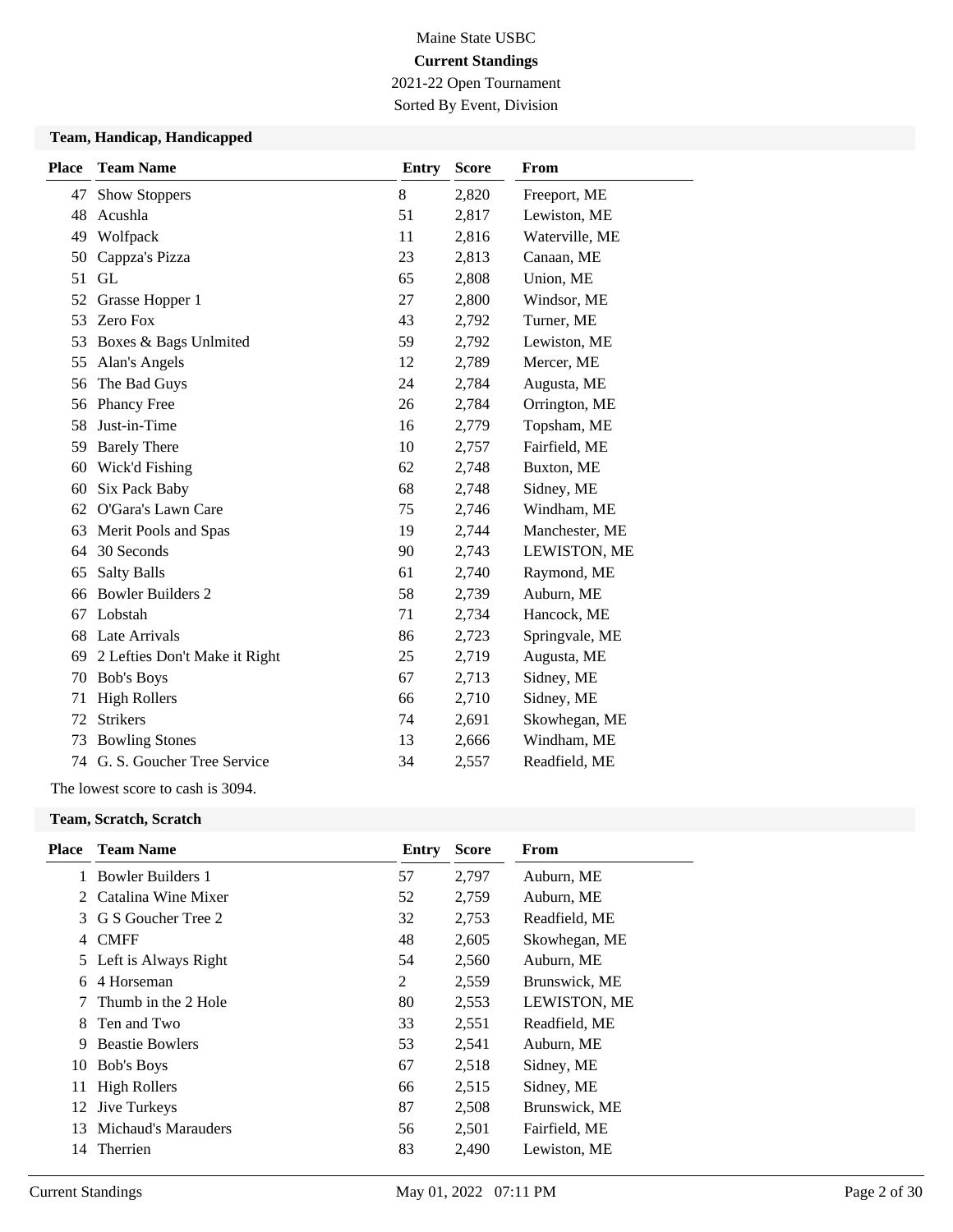Maine State USBC

**Current Standings**

2021-22 Open Tournament

Sorted By Event, Division

### Team, Handicap, Handicapped

| Place | Team Name | Entry | Score | From |
|---|---|---|---|---|
| 47 | Show Stoppers | 8 | 2,820 | Freeport, ME |
| 48 | Acushla | 51 | 2,817 | Lewiston, ME |
| 49 | Wolfpack | 11 | 2,816 | Waterville, ME |
| 50 | Cappza's Pizza | 23 | 2,813 | Canaan, ME |
| 51 | GL | 65 | 2,808 | Union, ME |
| 52 | Grasse Hopper 1 | 27 | 2,800 | Windsor, ME |
| 53 | Zero Fox | 43 | 2,792 | Turner, ME |
| 53 | Boxes & Bags Unlmited | 59 | 2,792 | Lewiston, ME |
| 55 | Alan's Angels | 12 | 2,789 | Mercer, ME |
| 56 | The Bad Guys | 24 | 2,784 | Augusta, ME |
| 56 | Phancy Free | 26 | 2,784 | Orrington, ME |
| 58 | Just-in-Time | 16 | 2,779 | Topsham, ME |
| 59 | Barely There | 10 | 2,757 | Fairfield, ME |
| 60 | Wick'd Fishing | 62 | 2,748 | Buxton, ME |
| 60 | Six Pack Baby | 68 | 2,748 | Sidney, ME |
| 62 | O'Gara's Lawn Care | 75 | 2,746 | Windham, ME |
| 63 | Merit Pools and Spas | 19 | 2,744 | Manchester, ME |
| 64 | 30 Seconds | 90 | 2,743 | LEWISTON, ME |
| 65 | Salty Balls | 61 | 2,740 | Raymond, ME |
| 66 | Bowler Builders 2 | 58 | 2,739 | Auburn, ME |
| 67 | Lobstah | 71 | 2,734 | Hancock, ME |
| 68 | Late Arrivals | 86 | 2,723 | Springvale, ME |
| 69 | 2 Lefties Don't Make it Right | 25 | 2,719 | Augusta, ME |
| 70 | Bob's Boys | 67 | 2,713 | Sidney, ME |
| 71 | High Rollers | 66 | 2,710 | Sidney, ME |
| 72 | Strikers | 74 | 2,691 | Skowhegan, ME |
| 73 | Bowling Stones | 13 | 2,666 | Windham, ME |
| 74 | G. S. Goucher Tree Service | 34 | 2,557 | Readfield, ME |

The lowest score to cash is 3094.

### Team, Scratch, Scratch

| Place | Team Name | Entry | Score | From |
|---|---|---|---|---|
| 1 | Bowler Builders 1 | 57 | 2,797 | Auburn, ME |
| 2 | Catalina Wine Mixer | 52 | 2,759 | Auburn, ME |
| 3 | G S Goucher Tree 2 | 32 | 2,753 | Readfield, ME |
| 4 | CMFF | 48 | 2,605 | Skowhegan, ME |
| 5 | Left is Always Right | 54 | 2,560 | Auburn, ME |
| 6 | 4 Horseman | 2 | 2,559 | Brunswick, ME |
| 7 | Thumb in the 2 Hole | 80 | 2,553 | LEWISTON, ME |
| 8 | Ten and Two | 33 | 2,551 | Readfield, ME |
| 9 | Beastie Bowlers | 53 | 2,541 | Auburn, ME |
| 10 | Bob's Boys | 67 | 2,518 | Sidney, ME |
| 11 | High Rollers | 66 | 2,515 | Sidney, ME |
| 12 | Jive Turkeys | 87 | 2,508 | Brunswick, ME |
| 13 | Michaud's Marauders | 56 | 2,501 | Fairfield, ME |
| 14 | Therrien | 83 | 2,490 | Lewiston, ME |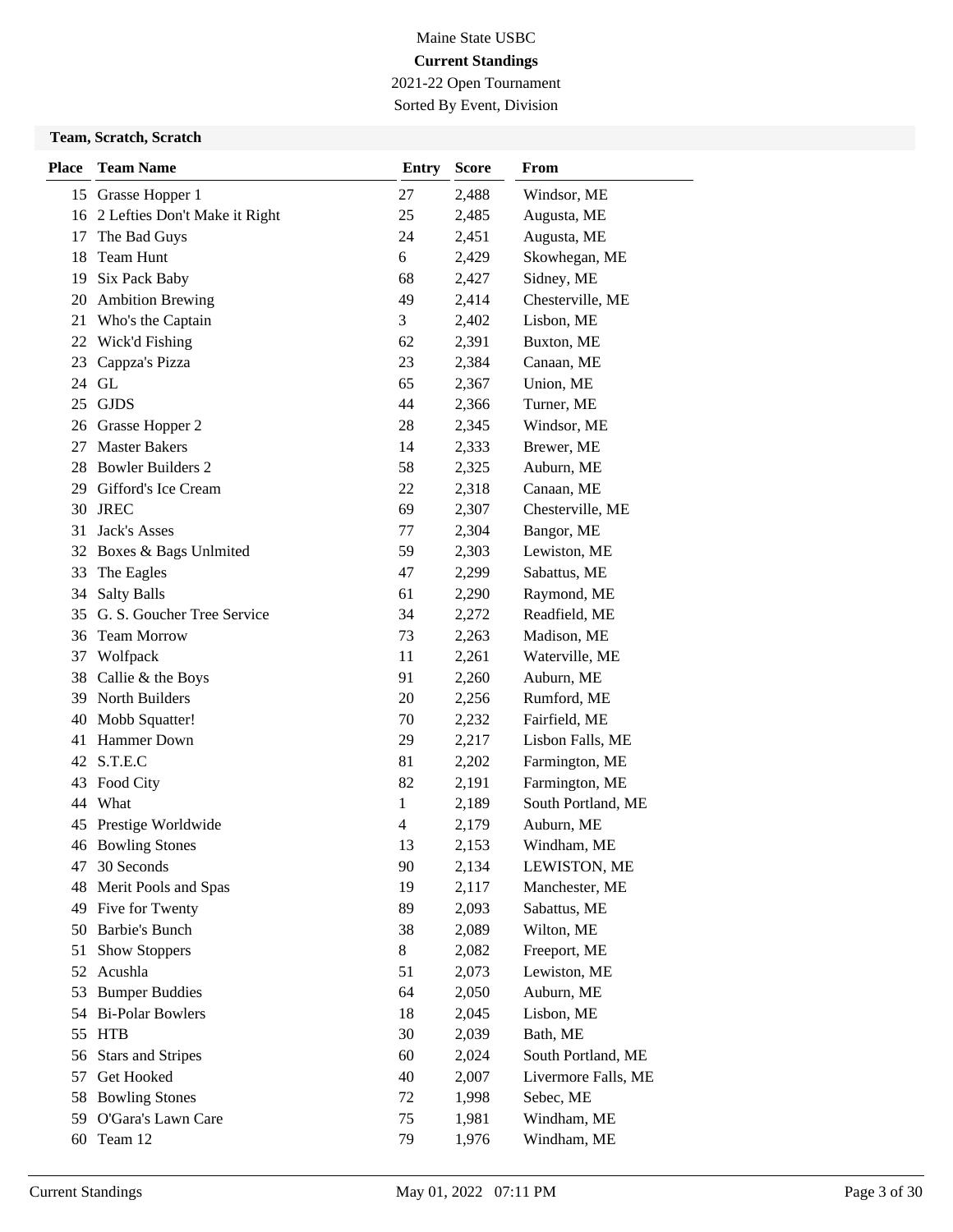Maine State USBC

**Current Standings**

2021-22 Open Tournament

Sorted By Event, Division

### Team, Scratch, Scratch

| Place | Team Name | Entry | Score | From |
|---|---|---|---|---|
| 15 | Grasse Hopper 1 | 27 | 2,488 | Windsor, ME |
| 16 | 2 Lefties Don't Make it Right | 25 | 2,485 | Augusta, ME |
| 17 | The Bad Guys | 24 | 2,451 | Augusta, ME |
| 18 | Team Hunt | 6 | 2,429 | Skowhegan, ME |
| 19 | Six Pack Baby | 68 | 2,427 | Sidney, ME |
| 20 | Ambition Brewing | 49 | 2,414 | Chesterville, ME |
| 21 | Who's the Captain | 3 | 2,402 | Lisbon, ME |
| 22 | Wick'd Fishing | 62 | 2,391 | Buxton, ME |
| 23 | Cappza's Pizza | 23 | 2,384 | Canaan, ME |
| 24 | GL | 65 | 2,367 | Union, ME |
| 25 | GJDS | 44 | 2,366 | Turner, ME |
| 26 | Grasse Hopper 2 | 28 | 2,345 | Windsor, ME |
| 27 | Master Bakers | 14 | 2,333 | Brewer, ME |
| 28 | Bowler Builders 2 | 58 | 2,325 | Auburn, ME |
| 29 | Gifford's Ice Cream | 22 | 2,318 | Canaan, ME |
| 30 | JREC | 69 | 2,307 | Chesterville, ME |
| 31 | Jack's Asses | 77 | 2,304 | Bangor, ME |
| 32 | Boxes & Bags Unlmited | 59 | 2,303 | Lewiston, ME |
| 33 | The Eagles | 47 | 2,299 | Sabattus, ME |
| 34 | Salty Balls | 61 | 2,290 | Raymond, ME |
| 35 | G. S. Goucher Tree Service | 34 | 2,272 | Readfield, ME |
| 36 | Team Morrow | 73 | 2,263 | Madison, ME |
| 37 | Wolfpack | 11 | 2,261 | Waterville, ME |
| 38 | Callie & the Boys | 91 | 2,260 | Auburn, ME |
| 39 | North Builders | 20 | 2,256 | Rumford, ME |
| 40 | Mobb Squatter! | 70 | 2,232 | Fairfield, ME |
| 41 | Hammer Down | 29 | 2,217 | Lisbon Falls, ME |
| 42 | S.T.E.C | 81 | 2,202 | Farmington, ME |
| 43 | Food City | 82 | 2,191 | Farmington, ME |
| 44 | What | 1 | 2,189 | South Portland, ME |
| 45 | Prestige Worldwide | 4 | 2,179 | Auburn, ME |
| 46 | Bowling Stones | 13 | 2,153 | Windham, ME |
| 47 | 30 Seconds | 90 | 2,134 | LEWISTON, ME |
| 48 | Merit Pools and Spas | 19 | 2,117 | Manchester, ME |
| 49 | Five for Twenty | 89 | 2,093 | Sabattus, ME |
| 50 | Barbie's Bunch | 38 | 2,089 | Wilton, ME |
| 51 | Show Stoppers | 8 | 2,082 | Freeport, ME |
| 52 | Acushla | 51 | 2,073 | Lewiston, ME |
| 53 | Bumper Buddies | 64 | 2,050 | Auburn, ME |
| 54 | Bi-Polar Bowlers | 18 | 2,045 | Lisbon, ME |
| 55 | HTB | 30 | 2,039 | Bath, ME |
| 56 | Stars and Stripes | 60 | 2,024 | South Portland, ME |
| 57 | Get Hooked | 40 | 2,007 | Livermore Falls, ME |
| 58 | Bowling Stones | 72 | 1,998 | Sebec, ME |
| 59 | O'Gara's Lawn Care | 75 | 1,981 | Windham, ME |
| 60 | Team 12 | 79 | 1,976 | Windham, ME |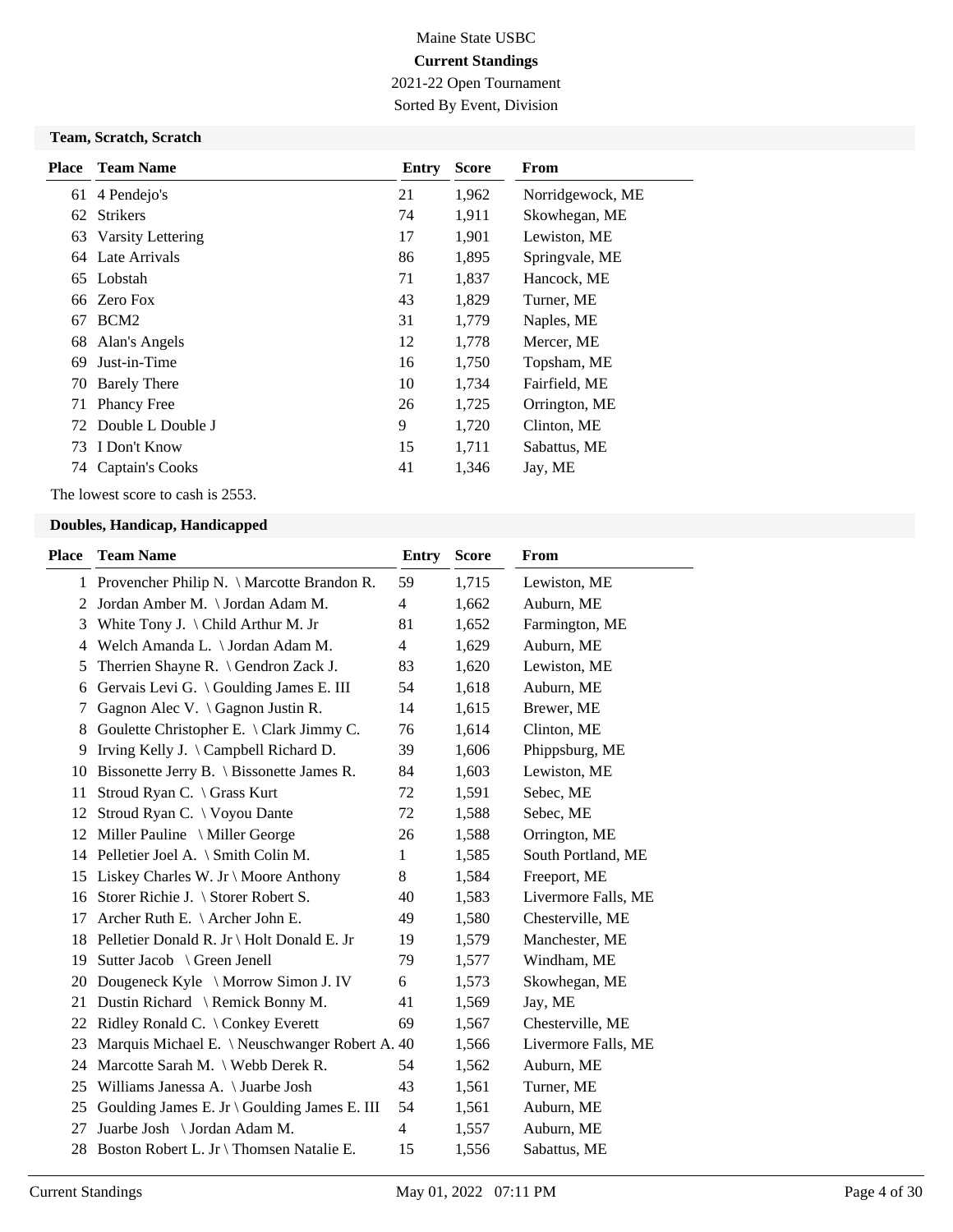Maine State USBC

**Current Standings**

2021-22 Open Tournament

Sorted By Event, Division

### Team, Scratch, Scratch

| Place | Team Name | Entry | Score | From |
|---|---|---|---|---|
| 61 | 4 Pendejo's | 21 | 1,962 | Norridgewock, ME |
| 62 | Strikers | 74 | 1,911 | Skowhegan, ME |
| 63 | Varsity Lettering | 17 | 1,901 | Lewiston, ME |
| 64 | Late Arrivals | 86 | 1,895 | Springvale, ME |
| 65 | Lobstah | 71 | 1,837 | Hancock, ME |
| 66 | Zero Fox | 43 | 1,829 | Turner, ME |
| 67 | BCM2 | 31 | 1,779 | Naples, ME |
| 68 | Alan's Angels | 12 | 1,778 | Mercer, ME |
| 69 | Just-in-Time | 16 | 1,750 | Topsham, ME |
| 70 | Barely There | 10 | 1,734 | Fairfield, ME |
| 71 | Phancy Free | 26 | 1,725 | Orrington, ME |
| 72 | Double L Double J | 9 | 1,720 | Clinton, ME |
| 73 | I Don't Know | 15 | 1,711 | Sabattus, ME |
| 74 | Captain's Cooks | 41 | 1,346 | Jay, ME |

The lowest score to cash is 2553.

### Doubles, Handicap, Handicapped

| Place | Team Name | Entry | Score | From |
|---|---|---|---|---|
| 1 | Provencher Philip N. \ Marcotte Brandon R. | 59 | 1,715 | Lewiston, ME |
| 2 | Jordan Amber M. \ Jordan Adam M. | 4 | 1,662 | Auburn, ME |
| 3 | White Tony J. \ Child Arthur M. Jr | 81 | 1,652 | Farmington, ME |
| 4 | Welch Amanda L. \ Jordan Adam M. | 4 | 1,629 | Auburn, ME |
| 5 | Therrien Shayne R. \ Gendron Zack J. | 83 | 1,620 | Lewiston, ME |
| 6 | Gervais Levi G. \ Goulding James E. III | 54 | 1,618 | Auburn, ME |
| 7 | Gagnon Alec V. \ Gagnon Justin R. | 14 | 1,615 | Brewer, ME |
| 8 | Goulette Christopher E. \ Clark Jimmy C. | 76 | 1,614 | Clinton, ME |
| 9 | Irving Kelly J. \ Campbell Richard D. | 39 | 1,606 | Phippsburg, ME |
| 10 | Bissonette Jerry B. \ Bissonette James R. | 84 | 1,603 | Lewiston, ME |
| 11 | Stroud Ryan C. \ Grass Kurt | 72 | 1,591 | Sebec, ME |
| 12 | Stroud Ryan C. \ Voyou Dante | 72 | 1,588 | Sebec, ME |
| 12 | Miller Pauline \ Miller George | 26 | 1,588 | Orrington, ME |
| 14 | Pelletier Joel A. \ Smith Colin M. | 1 | 1,585 | South Portland, ME |
| 15 | Liskey Charles W. Jr \ Moore Anthony | 8 | 1,584 | Freeport, ME |
| 16 | Storer Richie J. \ Storer Robert S. | 40 | 1,583 | Livermore Falls, ME |
| 17 | Archer Ruth E. \ Archer John E. | 49 | 1,580 | Chesterville, ME |
| 18 | Pelletier Donald R. Jr \ Holt Donald E. Jr | 19 | 1,579 | Manchester, ME |
| 19 | Sutter Jacob \ Green Jenell | 79 | 1,577 | Windham, ME |
| 20 | Dougeneck Kyle \ Morrow Simon J. IV | 6 | 1,573 | Skowhegan, ME |
| 21 | Dustin Richard \ Remick Bonny M. | 41 | 1,569 | Jay, ME |
| 22 | Ridley Ronald C. \ Conkey Everett | 69 | 1,567 | Chesterville, ME |
| 23 | Marquis Michael E. \ Neuschwanger Robert A. | 40 | 1,566 | Livermore Falls, ME |
| 24 | Marcotte Sarah M. \ Webb Derek R. | 54 | 1,562 | Auburn, ME |
| 25 | Williams Janessa A. \ Juarbe Josh | 43 | 1,561 | Turner, ME |
| 25 | Goulding James E. Jr \ Goulding James E. III | 54 | 1,561 | Auburn, ME |
| 27 | Juarbe Josh \ Jordan Adam M. | 4 | 1,557 | Auburn, ME |
| 28 | Boston Robert L. Jr \ Thomsen Natalie E. | 15 | 1,556 | Sabattus, ME |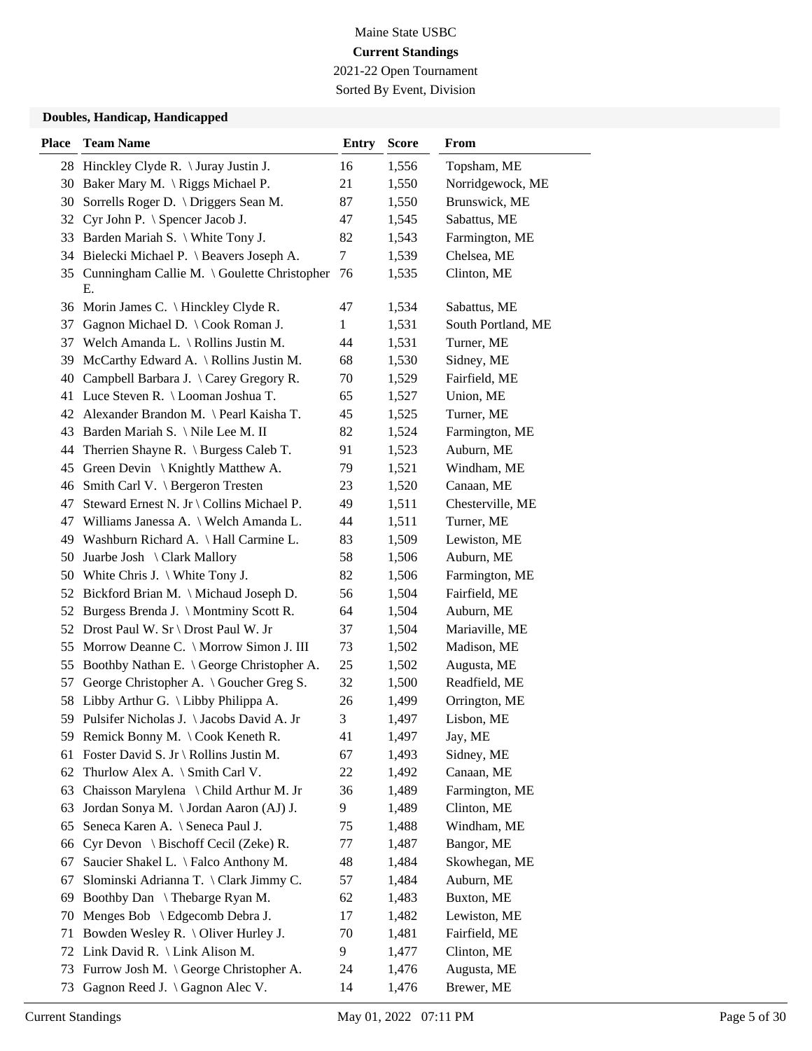Maine State USBC

**Current Standings**

2021-22 Open Tournament

Sorted By Event, Division

### Doubles, Handicap, Handicapped

| Place | Team Name | Entry | Score | From |
|---|---|---|---|---|
| 28 | Hinckley Clyde R. \ Juray Justin J. | 16 | 1,556 | Topsham, ME |
| 30 | Baker Mary M. \ Riggs Michael P. | 21 | 1,550 | Norridgewock, ME |
| 30 | Sorrells Roger D. \ Driggers Sean M. | 87 | 1,550 | Brunswick, ME |
| 32 | Cyr John P. \ Spencer Jacob J. | 47 | 1,545 | Sabattus, ME |
| 33 | Barden Mariah S. \ White Tony J. | 82 | 1,543 | Farmington, ME |
| 34 | Bielecki Michael P. \ Beavers Joseph A. | 7 | 1,539 | Chelsea, ME |
| 35 | Cunningham Callie M. \ Goulette Christopher E. | 76 | 1,535 | Clinton, ME |
| 36 | Morin James C. \ Hinckley Clyde R. | 47 | 1,534 | Sabattus, ME |
| 37 | Gagnon Michael D. \ Cook Roman J. | 1 | 1,531 | South Portland, ME |
| 37 | Welch Amanda L. \ Rollins Justin M. | 44 | 1,531 | Turner, ME |
| 39 | McCarthy Edward A. \ Rollins Justin M. | 68 | 1,530 | Sidney, ME |
| 40 | Campbell Barbara J. \ Carey Gregory R. | 70 | 1,529 | Fairfield, ME |
| 41 | Luce Steven R. \ Looman Joshua T. | 65 | 1,527 | Union, ME |
| 42 | Alexander Brandon M. \ Pearl Kaisha T. | 45 | 1,525 | Turner, ME |
| 43 | Barden Mariah S. \ Nile Lee M. II | 82 | 1,524 | Farmington, ME |
| 44 | Therrien Shayne R. \ Burgess Caleb T. | 91 | 1,523 | Auburn, ME |
| 45 | Green Devin \ Knightly Matthew A. | 79 | 1,521 | Windham, ME |
| 46 | Smith Carl V. \ Bergeron Tresten | 23 | 1,520 | Canaan, ME |
| 47 | Steward Ernest N. Jr \ Collins Michael P. | 49 | 1,511 | Chesterville, ME |
| 47 | Williams Janessa A. \ Welch Amanda L. | 44 | 1,511 | Turner, ME |
| 49 | Washburn Richard A. \ Hall Carmine L. | 83 | 1,509 | Lewiston, ME |
| 50 | Juarbe Josh \ Clark Mallory | 58 | 1,506 | Auburn, ME |
| 50 | White Chris J. \ White Tony J. | 82 | 1,506 | Farmington, ME |
| 52 | Bickford Brian M. \ Michaud Joseph D. | 56 | 1,504 | Fairfield, ME |
| 52 | Burgess Brenda J. \ Montminy Scott R. | 64 | 1,504 | Auburn, ME |
| 52 | Drost Paul W. Sr \ Drost Paul W. Jr | 37 | 1,504 | Mariaville, ME |
| 55 | Morrow Deanne C. \ Morrow Simon J. III | 73 | 1,502 | Madison, ME |
| 55 | Boothby Nathan E. \ George Christopher A. | 25 | 1,502 | Augusta, ME |
| 57 | George Christopher A. \ Goucher Greg S. | 32 | 1,500 | Readfield, ME |
| 58 | Libby Arthur G. \ Libby Philippa A. | 26 | 1,499 | Orrington, ME |
| 59 | Pulsifer Nicholas J. \ Jacobs David A. Jr | 3 | 1,497 | Lisbon, ME |
| 59 | Remick Bonny M. \ Cook Keneth R. | 41 | 1,497 | Jay, ME |
| 61 | Foster David S. Jr \ Rollins Justin M. | 67 | 1,493 | Sidney, ME |
| 62 | Thurlow Alex A. \ Smith Carl V. | 22 | 1,492 | Canaan, ME |
| 63 | Chaisson Marylena \ Child Arthur M. Jr | 36 | 1,489 | Farmington, ME |
| 63 | Jordan Sonya M. \ Jordan Aaron (AJ) J. | 9 | 1,489 | Clinton, ME |
| 65 | Seneca Karen A. \ Seneca Paul J. | 75 | 1,488 | Windham, ME |
| 66 | Cyr Devon \ Bischoff Cecil (Zeke) R. | 77 | 1,487 | Bangor, ME |
| 67 | Saucier Shakel L. \ Falco Anthony M. | 48 | 1,484 | Skowhegan, ME |
| 67 | Slominski Adrianna T. \ Clark Jimmy C. | 57 | 1,484 | Auburn, ME |
| 69 | Boothby Dan \ Thebarge Ryan M. | 62 | 1,483 | Buxton, ME |
| 70 | Menges Bob \ Edgecomb Debra J. | 17 | 1,482 | Lewiston, ME |
| 71 | Bowden Wesley R. \ Oliver Hurley J. | 70 | 1,481 | Fairfield, ME |
| 72 | Link David R. \ Link Alison M. | 9 | 1,477 | Clinton, ME |
| 73 | Furrow Josh M. \ George Christopher A. | 24 | 1,476 | Augusta, ME |
| 73 | Gagnon Reed J. \ Gagnon Alec V. | 14 | 1,476 | Brewer, ME |

Current Standings May 01, 2022 07:11 PM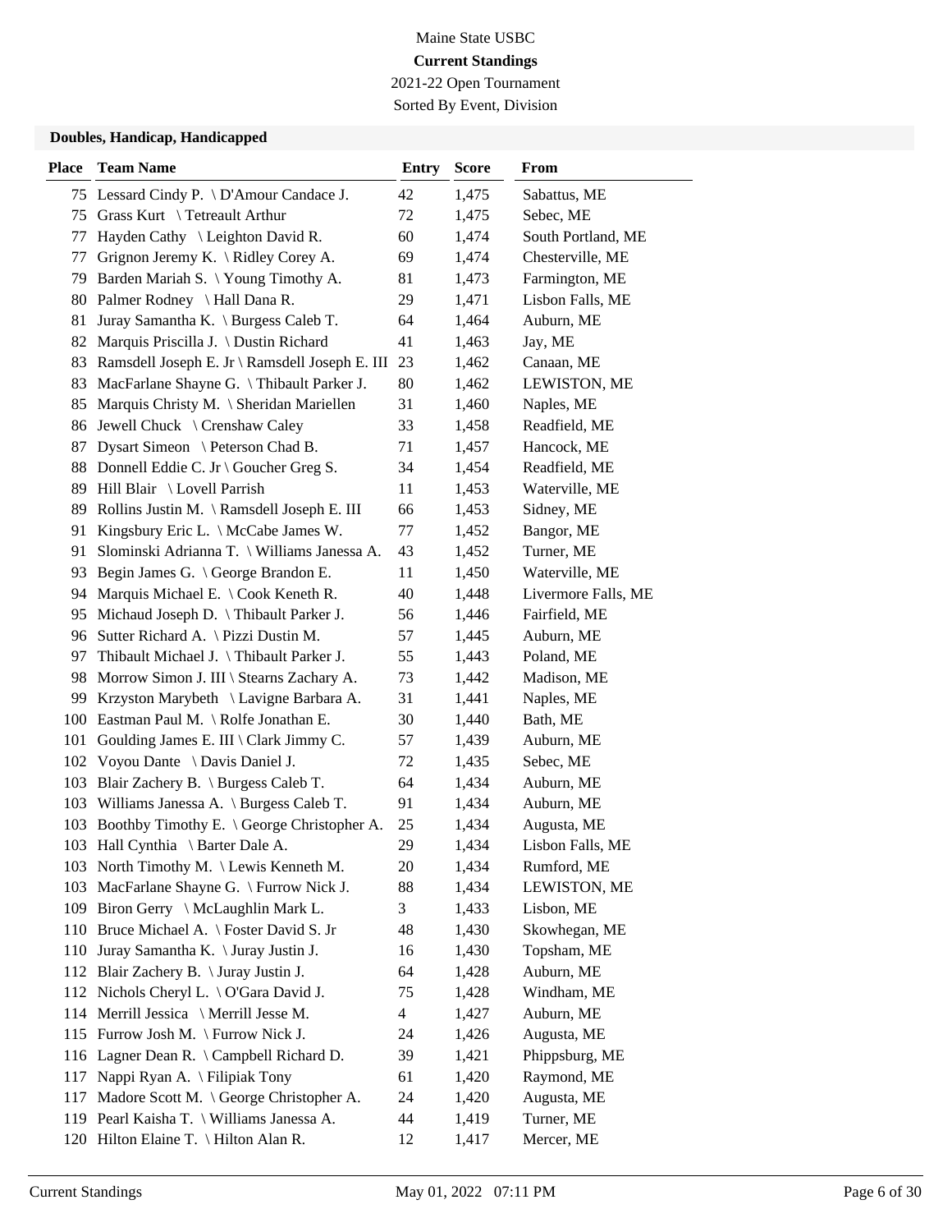Maine State USBC

**Current Standings**

2021-22 Open Tournament

Sorted By Event, Division

### Doubles, Handicap, Handicapped

| Place | Team Name | Entry | Score | From |
|---|---|---|---|---|
| 75 | Lessard Cindy P. \ D'Amour Candace J. | 42 | 1,475 | Sabattus, ME |
| 75 | Grass Kurt \ Tetreault Arthur | 72 | 1,475 | Sebec, ME |
| 77 | Hayden Cathy \ Leighton David R. | 60 | 1,474 | South Portland, ME |
| 77 | Grignon Jeremy K. \ Ridley Corey A. | 69 | 1,474 | Chesterville, ME |
| 79 | Barden Mariah S. \ Young Timothy A. | 81 | 1,473 | Farmington, ME |
| 80 | Palmer Rodney \ Hall Dana R. | 29 | 1,471 | Lisbon Falls, ME |
| 81 | Juray Samantha K. \ Burgess Caleb T. | 64 | 1,464 | Auburn, ME |
| 82 | Marquis Priscilla J. \ Dustin Richard | 41 | 1,463 | Jay, ME |
| 83 | Ramsdell Joseph E. Jr \ Ramsdell Joseph E. III | 23 | 1,462 | Canaan, ME |
| 83 | MacFarlane Shayne G. \ Thibault Parker J. | 80 | 1,462 | LEWISTON, ME |
| 85 | Marquis Christy M. \ Sheridan Mariellen | 31 | 1,460 | Naples, ME |
| 86 | Jewell Chuck \ Crenshaw Caley | 33 | 1,458 | Readfield, ME |
| 87 | Dysart Simeon \ Peterson Chad B. | 71 | 1,457 | Hancock, ME |
| 88 | Donnell Eddie C. Jr \ Goucher Greg S. | 34 | 1,454 | Readfield, ME |
| 89 | Hill Blair \ Lovell Parrish | 11 | 1,453 | Waterville, ME |
| 89 | Rollins Justin M. \ Ramsdell Joseph E. III | 66 | 1,453 | Sidney, ME |
| 91 | Kingsbury Eric L. \ McCabe James W. | 77 | 1,452 | Bangor, ME |
| 91 | Slominski Adrianna T. \ Williams Janessa A. | 43 | 1,452 | Turner, ME |
| 93 | Begin James G. \ George Brandon E. | 11 | 1,450 | Waterville, ME |
| 94 | Marquis Michael E. \ Cook Keneth R. | 40 | 1,448 | Livermore Falls, ME |
| 95 | Michaud Joseph D. \ Thibault Parker J. | 56 | 1,446 | Fairfield, ME |
| 96 | Sutter Richard A. \ Pizzi Dustin M. | 57 | 1,445 | Auburn, ME |
| 97 | Thibault Michael J. \ Thibault Parker J. | 55 | 1,443 | Poland, ME |
| 98 | Morrow Simon J. III \ Stearns Zachary A. | 73 | 1,442 | Madison, ME |
| 99 | Krzyston Marybeth \ Lavigne Barbara A. | 31 | 1,441 | Naples, ME |
| 100 | Eastman Paul M. \ Rolfe Jonathan E. | 30 | 1,440 | Bath, ME |
| 101 | Goulding James E. III \ Clark Jimmy C. | 57 | 1,439 | Auburn, ME |
| 102 | Voyou Dante \ Davis Daniel J. | 72 | 1,435 | Sebec, ME |
| 103 | Blair Zachery B. \ Burgess Caleb T. | 64 | 1,434 | Auburn, ME |
| 103 | Williams Janessa A. \ Burgess Caleb T. | 91 | 1,434 | Auburn, ME |
| 103 | Boothby Timothy E. \ George Christopher A. | 25 | 1,434 | Augusta, ME |
| 103 | Hall Cynthia \ Barter Dale A. | 29 | 1,434 | Lisbon Falls, ME |
| 103 | North Timothy M. \ Lewis Kenneth M. | 20 | 1,434 | Rumford, ME |
| 103 | MacFarlane Shayne G. \ Furrow Nick J. | 88 | 1,434 | LEWISTON, ME |
| 109 | Biron Gerry \ McLaughlin Mark L. | 3 | 1,433 | Lisbon, ME |
| 110 | Bruce Michael A. \ Foster David S. Jr | 48 | 1,430 | Skowhegan, ME |
| 110 | Juray Samantha K. \ Juray Justin J. | 16 | 1,430 | Topsham, ME |
| 112 | Blair Zachery B. \ Juray Justin J. | 64 | 1,428 | Auburn, ME |
| 112 | Nichols Cheryl L. \ O'Gara David J. | 75 | 1,428 | Windham, ME |
| 114 | Merrill Jessica \ Merrill Jesse M. | 4 | 1,427 | Auburn, ME |
| 115 | Furrow Josh M. \ Furrow Nick J. | 24 | 1,426 | Augusta, ME |
| 116 | Lagner Dean R. \ Campbell Richard D. | 39 | 1,421 | Phippsburg, ME |
| 117 | Nappi Ryan A. \ Filipiak Tony | 61 | 1,420 | Raymond, ME |
| 117 | Madore Scott M. \ George Christopher A. | 24 | 1,420 | Augusta, ME |
| 119 | Pearl Kaisha T. \ Williams Janessa A. | 44 | 1,419 | Turner, ME |
| 120 | Hilton Elaine T. \ Hilton Alan R. | 12 | 1,417 | Mercer, ME |

Current Standings May 01, 2022 07:11 PM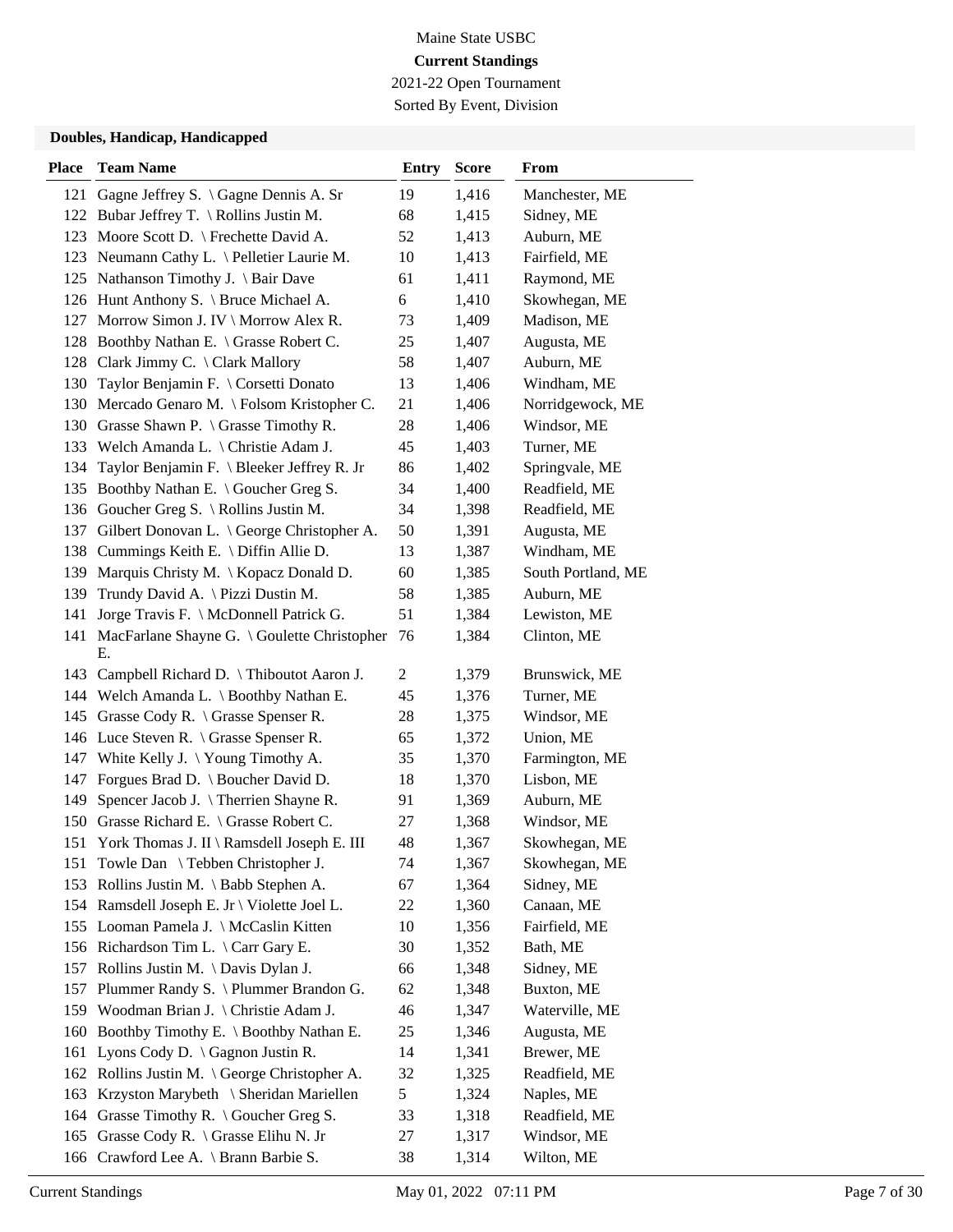Maine State USBC

**Current Standings**

2021-22 Open Tournament

Sorted By Event, Division

### Doubles, Handicap, Handicapped

| Place | Team Name | Entry | Score | From |
|---|---|---|---|---|
| 121 | Gagne Jeffrey S. \ Gagne Dennis A. Sr | 19 | 1,416 | Manchester, ME |
| 122 | Bubar Jeffrey T. \ Rollins Justin M. | 68 | 1,415 | Sidney, ME |
| 123 | Moore Scott D. \ Frechette David A. | 52 | 1,413 | Auburn, ME |
| 123 | Neumann Cathy L. \ Pelletier Laurie M. | 10 | 1,413 | Fairfield, ME |
| 125 | Nathanson Timothy J. \ Bair Dave | 61 | 1,411 | Raymond, ME |
| 126 | Hunt Anthony S. \ Bruce Michael A. | 6 | 1,410 | Skowhegan, ME |
| 127 | Morrow Simon J. IV \ Morrow Alex R. | 73 | 1,409 | Madison, ME |
| 128 | Boothby Nathan E. \ Grasse Robert C. | 25 | 1,407 | Augusta, ME |
| 128 | Clark Jimmy C. \ Clark Mallory | 58 | 1,407 | Auburn, ME |
| 130 | Taylor Benjamin F. \ Corsetti Donato | 13 | 1,406 | Windham, ME |
| 130 | Mercado Genaro M. \ Folsom Kristopher C. | 21 | 1,406 | Norridgewock, ME |
| 130 | Grasse Shawn P. \ Grasse Timothy R. | 28 | 1,406 | Windsor, ME |
| 133 | Welch Amanda L. \ Christie Adam J. | 45 | 1,403 | Turner, ME |
| 134 | Taylor Benjamin F. \ Bleeker Jeffrey R. Jr | 86 | 1,402 | Springvale, ME |
| 135 | Boothby Nathan E. \ Goucher Greg S. | 34 | 1,400 | Readfield, ME |
| 136 | Goucher Greg S. \ Rollins Justin M. | 34 | 1,398 | Readfield, ME |
| 137 | Gilbert Donovan L. \ George Christopher A. | 50 | 1,391 | Augusta, ME |
| 138 | Cummings Keith E. \ Diffin Allie D. | 13 | 1,387 | Windham, ME |
| 139 | Marquis Christy M. \ Kopacz Donald D. | 60 | 1,385 | South Portland, ME |
| 139 | Trundy David A. \ Pizzi Dustin M. | 58 | 1,385 | Auburn, ME |
| 141 | Jorge Travis F. \ McDonnell Patrick G. | 51 | 1,384 | Lewiston, ME |
| 141 | MacFarlane Shayne G. \ Goulette Christopher E. | 76 | 1,384 | Clinton, ME |
| 143 | Campbell Richard D. \ Thiboutot Aaron J. | 2 | 1,379 | Brunswick, ME |
| 144 | Welch Amanda L. \ Boothby Nathan E. | 45 | 1,376 | Turner, ME |
| 145 | Grasse Cody R. \ Grasse Spenser R. | 28 | 1,375 | Windsor, ME |
| 146 | Luce Steven R. \ Grasse Spenser R. | 65 | 1,372 | Union, ME |
| 147 | White Kelly J. \ Young Timothy A. | 35 | 1,370 | Farmington, ME |
| 147 | Forgues Brad D. \ Boucher David D. | 18 | 1,370 | Lisbon, ME |
| 149 | Spencer Jacob J. \ Therrien Shayne R. | 91 | 1,369 | Auburn, ME |
| 150 | Grasse Richard E. \ Grasse Robert C. | 27 | 1,368 | Windsor, ME |
| 151 | York Thomas J. II \ Ramsdell Joseph E. III | 48 | 1,367 | Skowhegan, ME |
| 151 | Towle Dan \ Tebben Christopher J. | 74 | 1,367 | Skowhegan, ME |
| 153 | Rollins Justin M. \ Babb Stephen A. | 67 | 1,364 | Sidney, ME |
| 154 | Ramsdell Joseph E. Jr \ Violette Joel L. | 22 | 1,360 | Canaan, ME |
| 155 | Looman Pamela J. \ McCaslin Kitten | 10 | 1,356 | Fairfield, ME |
| 156 | Richardson Tim L. \ Carr Gary E. | 30 | 1,352 | Bath, ME |
| 157 | Rollins Justin M. \ Davis Dylan J. | 66 | 1,348 | Sidney, ME |
| 157 | Plummer Randy S. \ Plummer Brandon G. | 62 | 1,348 | Buxton, ME |
| 159 | Woodman Brian J. \ Christie Adam J. | 46 | 1,347 | Waterville, ME |
| 160 | Boothby Timothy E. \ Boothby Nathan E. | 25 | 1,346 | Augusta, ME |
| 161 | Lyons Cody D. \ Gagnon Justin R. | 14 | 1,341 | Brewer, ME |
| 162 | Rollins Justin M. \ George Christopher A. | 32 | 1,325 | Readfield, ME |
| 163 | Krzyston Marybeth \ Sheridan Mariellen | 5 | 1,324 | Naples, ME |
| 164 | Grasse Timothy R. \ Goucher Greg S. | 33 | 1,318 | Readfield, ME |
| 165 | Grasse Cody R. \ Grasse Elihu N. Jr | 27 | 1,317 | Windsor, ME |
| 166 | Crawford Lee A. \ Brann Barbie S. | 38 | 1,314 | Wilton, ME |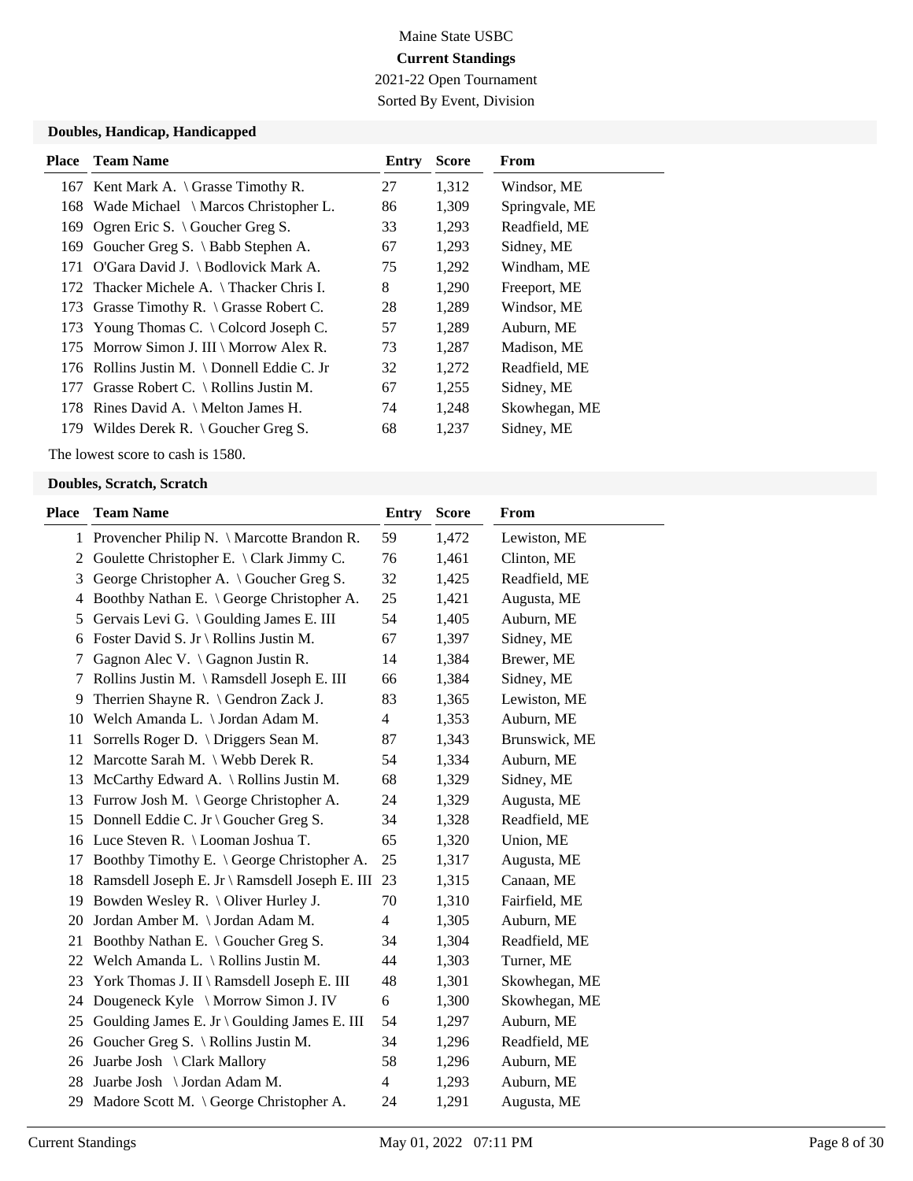Maine State USBC

**Current Standings**

2021-22 Open Tournament

Sorted By Event, Division

### Doubles, Handicap, Handicapped

| Place | Team Name | Entry | Score | From |
|---|---|---|---|---|
| 167 | Kent Mark A. \ Grasse Timothy R. | 27 | 1,312 | Windsor, ME |
| 168 | Wade Michael \ Marcos Christopher L. | 86 | 1,309 | Springvale, ME |
| 169 | Ogren Eric S. \ Goucher Greg S. | 33 | 1,293 | Readfield, ME |
| 169 | Goucher Greg S. \ Babb Stephen A. | 67 | 1,293 | Sidney, ME |
| 171 | O'Gara David J. \ Bodlovick Mark A. | 75 | 1,292 | Windham, ME |
| 172 | Thacker Michele A. \ Thacker Chris I. | 8 | 1,290 | Freeport, ME |
| 173 | Grasse Timothy R. \ Grasse Robert C. | 28 | 1,289 | Windsor, ME |
| 173 | Young Thomas C. \ Colcord Joseph C. | 57 | 1,289 | Auburn, ME |
| 175 | Morrow Simon J. III \ Morrow Alex R. | 73 | 1,287 | Madison, ME |
| 176 | Rollins Justin M. \ Donnell Eddie C. Jr | 32 | 1,272 | Readfield, ME |
| 177 | Grasse Robert C. \ Rollins Justin M. | 67 | 1,255 | Sidney, ME |
| 178 | Rines David A. \ Melton James H. | 74 | 1,248 | Skowhegan, ME |
| 179 | Wildes Derek R. \ Goucher Greg S. | 68 | 1,237 | Sidney, ME |

The lowest score to cash is 1580.

### Doubles, Scratch, Scratch

| Place | Team Name | Entry | Score | From |
|---|---|---|---|---|
| 1 | Provencher Philip N. \ Marcotte Brandon R. | 59 | 1,472 | Lewiston, ME |
| 2 | Goulette Christopher E. \ Clark Jimmy C. | 76 | 1,461 | Clinton, ME |
| 3 | George Christopher A. \ Goucher Greg S. | 32 | 1,425 | Readfield, ME |
| 4 | Boothby Nathan E. \ George Christopher A. | 25 | 1,421 | Augusta, ME |
| 5 | Gervais Levi G. \ Goulding James E. III | 54 | 1,405 | Auburn, ME |
| 6 | Foster David S. Jr \ Rollins Justin M. | 67 | 1,397 | Sidney, ME |
| 7 | Gagnon Alec V. \ Gagnon Justin R. | 14 | 1,384 | Brewer, ME |
| 7 | Rollins Justin M. \ Ramsdell Joseph E. III | 66 | 1,384 | Sidney, ME |
| 9 | Therrien Shayne R. \ Gendron Zack J. | 83 | 1,365 | Lewiston, ME |
| 10 | Welch Amanda L. \ Jordan Adam M. | 4 | 1,353 | Auburn, ME |
| 11 | Sorrells Roger D. \ Driggers Sean M. | 87 | 1,343 | Brunswick, ME |
| 12 | Marcotte Sarah M. \ Webb Derek R. | 54 | 1,334 | Auburn, ME |
| 13 | McCarthy Edward A. \ Rollins Justin M. | 68 | 1,329 | Sidney, ME |
| 13 | Furrow Josh M. \ George Christopher A. | 24 | 1,329 | Augusta, ME |
| 15 | Donnell Eddie C. Jr \ Goucher Greg S. | 34 | 1,328 | Readfield, ME |
| 16 | Luce Steven R. \ Looman Joshua T. | 65 | 1,320 | Union, ME |
| 17 | Boothby Timothy E. \ George Christopher A. | 25 | 1,317 | Augusta, ME |
| 18 | Ramsdell Joseph E. Jr \ Ramsdell Joseph E. III | 23 | 1,315 | Canaan, ME |
| 19 | Bowden Wesley R. \ Oliver Hurley J. | 70 | 1,310 | Fairfield, ME |
| 20 | Jordan Amber M. \ Jordan Adam M. | 4 | 1,305 | Auburn, ME |
| 21 | Boothby Nathan E. \ Goucher Greg S. | 34 | 1,304 | Readfield, ME |
| 22 | Welch Amanda L. \ Rollins Justin M. | 44 | 1,303 | Turner, ME |
| 23 | York Thomas J. II \ Ramsdell Joseph E. III | 48 | 1,301 | Skowhegan, ME |
| 24 | Dougeneck Kyle \ Morrow Simon J. IV | 6 | 1,300 | Skowhegan, ME |
| 25 | Goulding James E. Jr \ Goulding James E. III | 54 | 1,297 | Auburn, ME |
| 26 | Goucher Greg S. \ Rollins Justin M. | 34 | 1,296 | Readfield, ME |
| 26 | Juarbe Josh \ Clark Mallory | 58 | 1,296 | Auburn, ME |
| 28 | Juarbe Josh \ Jordan Adam M. | 4 | 1,293 | Auburn, ME |
| 29 | Madore Scott M. \ George Christopher A. | 24 | 1,291 | Augusta, ME |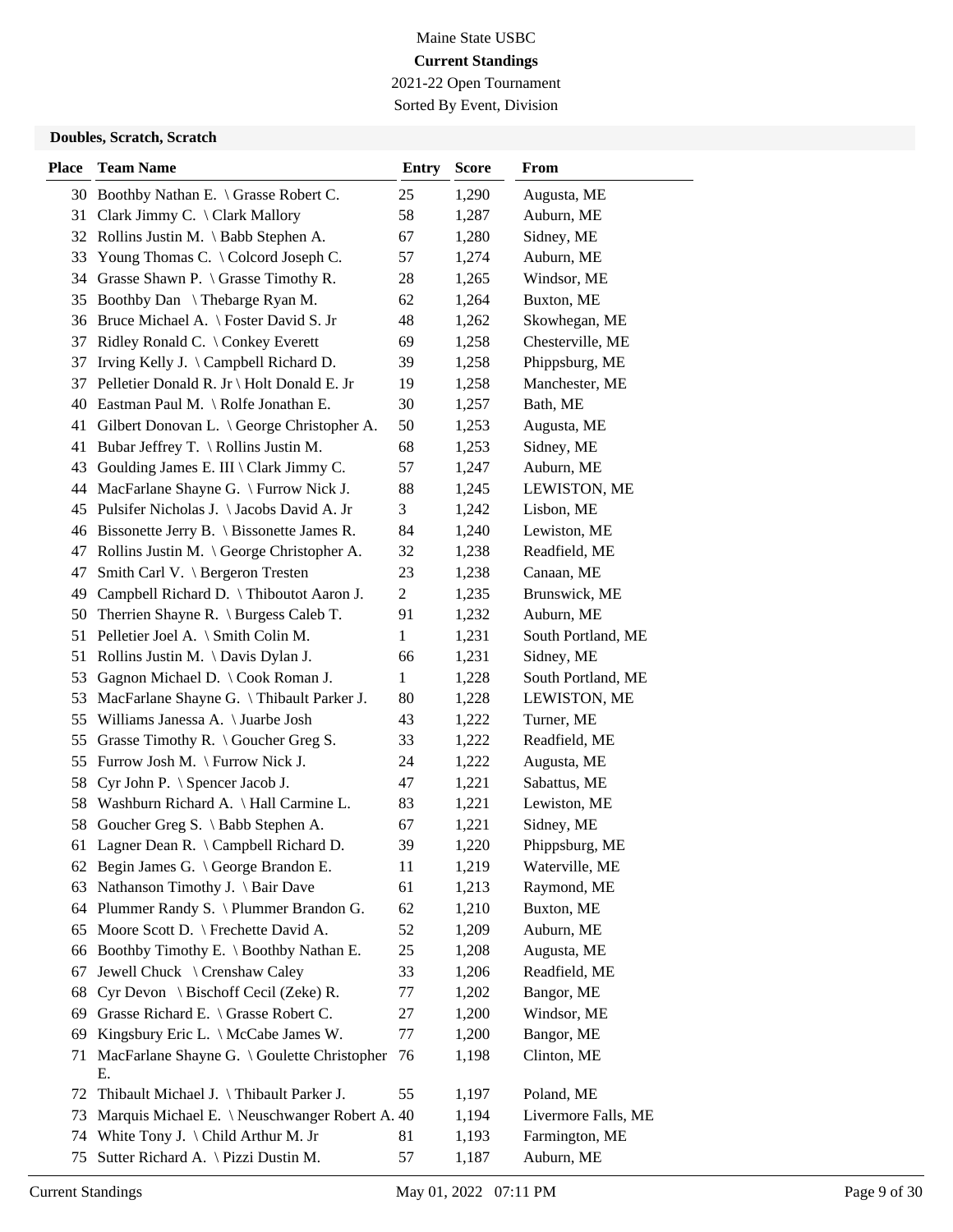Maine State USBC

**Current Standings**

2021-22 Open Tournament

Sorted By Event, Division

**Doubles, Scratch, Scratch**

| Place | Team Name | Entry | Score | From |
|---|---|---|---|---|
| 30 | Boothby Nathan E. \ Grasse Robert C. | 25 | 1,290 | Augusta, ME |
| 31 | Clark Jimmy C. \ Clark Mallory | 58 | 1,287 | Auburn, ME |
| 32 | Rollins Justin M. \ Babb Stephen A. | 67 | 1,280 | Sidney, ME |
| 33 | Young Thomas C. \ Colcord Joseph C. | 57 | 1,274 | Auburn, ME |
| 34 | Grasse Shawn P. \ Grasse Timothy R. | 28 | 1,265 | Windsor, ME |
| 35 | Boothby Dan \ Thebarge Ryan M. | 62 | 1,264 | Buxton, ME |
| 36 | Bruce Michael A. \ Foster David S. Jr | 48 | 1,262 | Skowhegan, ME |
| 37 | Ridley Ronald C. \ Conkey Everett | 69 | 1,258 | Chesterville, ME |
| 37 | Irving Kelly J. \ Campbell Richard D. | 39 | 1,258 | Phippsburg, ME |
| 37 | Pelletier Donald R. Jr \ Holt Donald E. Jr | 19 | 1,258 | Manchester, ME |
| 40 | Eastman Paul M. \ Rolfe Jonathan E. | 30 | 1,257 | Bath, ME |
| 41 | Gilbert Donovan L. \ George Christopher A. | 50 | 1,253 | Augusta, ME |
| 41 | Bubar Jeffrey T. \ Rollins Justin M. | 68 | 1,253 | Sidney, ME |
| 43 | Goulding James E. III \ Clark Jimmy C. | 57 | 1,247 | Auburn, ME |
| 44 | MacFarlane Shayne G. \ Furrow Nick J. | 88 | 1,245 | LEWISTON, ME |
| 45 | Pulsifer Nicholas J. \ Jacobs David A. Jr | 3 | 1,242 | Lisbon, ME |
| 46 | Bissonette Jerry B. \ Bissonette James R. | 84 | 1,240 | Lewiston, ME |
| 47 | Rollins Justin M. \ George Christopher A. | 32 | 1,238 | Readfield, ME |
| 47 | Smith Carl V. \ Bergeron Tresten | 23 | 1,238 | Canaan, ME |
| 49 | Campbell Richard D. \ Thiboutot Aaron J. | 2 | 1,235 | Brunswick, ME |
| 50 | Therrien Shayne R. \ Burgess Caleb T. | 91 | 1,232 | Auburn, ME |
| 51 | Pelletier Joel A. \ Smith Colin M. | 1 | 1,231 | South Portland, ME |
| 51 | Rollins Justin M. \ Davis Dylan J. | 66 | 1,231 | Sidney, ME |
| 53 | Gagnon Michael D. \ Cook Roman J. | 1 | 1,228 | South Portland, ME |
| 53 | MacFarlane Shayne G. \ Thibault Parker J. | 80 | 1,228 | LEWISTON, ME |
| 55 | Williams Janessa A. \ Juarbe Josh | 43 | 1,222 | Turner, ME |
| 55 | Grasse Timothy R. \ Goucher Greg S. | 33 | 1,222 | Readfield, ME |
| 55 | Furrow Josh M. \ Furrow Nick J. | 24 | 1,222 | Augusta, ME |
| 58 | Cyr John P. \ Spencer Jacob J. | 47 | 1,221 | Sabattus, ME |
| 58 | Washburn Richard A. \ Hall Carmine L. | 83 | 1,221 | Lewiston, ME |
| 58 | Goucher Greg S. \ Babb Stephen A. | 67 | 1,221 | Sidney, ME |
| 61 | Lagner Dean R. \ Campbell Richard D. | 39 | 1,220 | Phippsburg, ME |
| 62 | Begin James G. \ George Brandon E. | 11 | 1,219 | Waterville, ME |
| 63 | Nathanson Timothy J. \ Bair Dave | 61 | 1,213 | Raymond, ME |
| 64 | Plummer Randy S. \ Plummer Brandon G. | 62 | 1,210 | Buxton, ME |
| 65 | Moore Scott D. \ Frechette David A. | 52 | 1,209 | Auburn, ME |
| 66 | Boothby Timothy E. \ Boothby Nathan E. | 25 | 1,208 | Augusta, ME |
| 67 | Jewell Chuck \ Crenshaw Caley | 33 | 1,206 | Readfield, ME |
| 68 | Cyr Devon \ Bischoff Cecil (Zeke) R. | 77 | 1,202 | Bangor, ME |
| 69 | Grasse Richard E. \ Grasse Robert C. | 27 | 1,200 | Windsor, ME |
| 69 | Kingsbury Eric L. \ McCabe James W. | 77 | 1,200 | Bangor, ME |
| 71 | MacFarlane Shayne G. \ Goulette Christopher E. | 76 | 1,198 | Clinton, ME |
| 72 | Thibault Michael J. \ Thibault Parker J. | 55 | 1,197 | Poland, ME |
| 73 | Marquis Michael E. \ Neuschwanger Robert A. | 40 | 1,194 | Livermore Falls, ME |
| 74 | White Tony J. \ Child Arthur M. Jr | 81 | 1,193 | Farmington, ME |
| 75 | Sutter Richard A. \ Pizzi Dustin M. | 57 | 1,187 | Auburn, ME |

Current Standings May 01, 2022 07:11 PM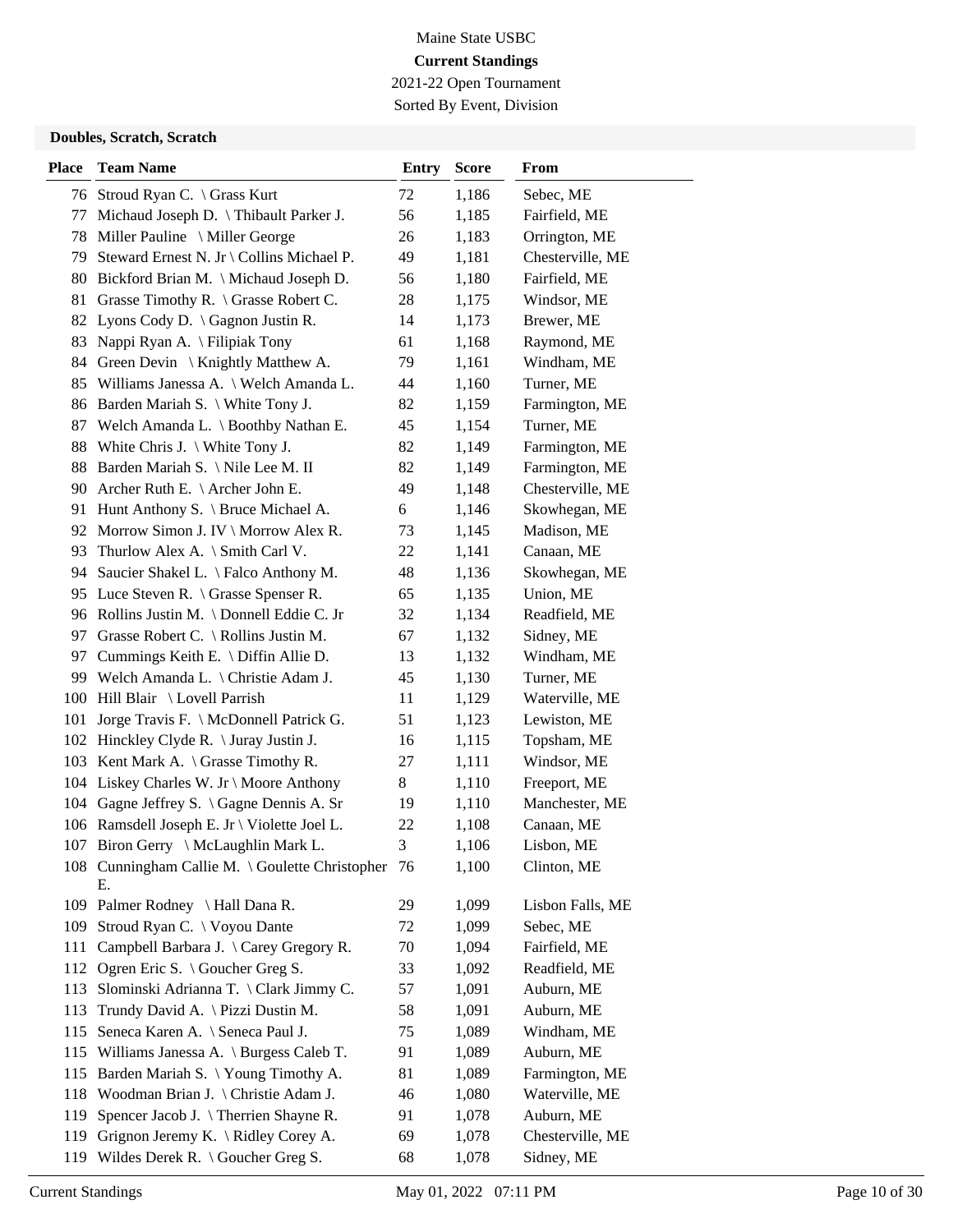Maine State USBC

**Current Standings**

2021-22 Open Tournament

Sorted By Event, Division

**Doubles, Scratch, Scratch**

| Place | Team Name | Entry | Score | From |
|---|---|---|---|---|
| 76 | Stroud Ryan C. \ Grass Kurt | 72 | 1,186 | Sebec, ME |
| 77 | Michaud Joseph D. \ Thibault Parker J. | 56 | 1,185 | Fairfield, ME |
| 78 | Miller Pauline \ Miller George | 26 | 1,183 | Orrington, ME |
| 79 | Steward Ernest N. Jr \ Collins Michael P. | 49 | 1,181 | Chesterville, ME |
| 80 | Bickford Brian M. \ Michaud Joseph D. | 56 | 1,180 | Fairfield, ME |
| 81 | Grasse Timothy R. \ Grasse Robert C. | 28 | 1,175 | Windsor, ME |
| 82 | Lyons Cody D. \ Gagnon Justin R. | 14 | 1,173 | Brewer, ME |
| 83 | Nappi Ryan A. \ Filipiak Tony | 61 | 1,168 | Raymond, ME |
| 84 | Green Devin \ Knightly Matthew A. | 79 | 1,161 | Windham, ME |
| 85 | Williams Janessa A. \ Welch Amanda L. | 44 | 1,160 | Turner, ME |
| 86 | Barden Mariah S. \ White Tony J. | 82 | 1,159 | Farmington, ME |
| 87 | Welch Amanda L. \ Boothby Nathan E. | 45 | 1,154 | Turner, ME |
| 88 | White Chris J. \ White Tony J. | 82 | 1,149 | Farmington, ME |
| 88 | Barden Mariah S. \ Nile Lee M. II | 82 | 1,149 | Farmington, ME |
| 90 | Archer Ruth E. \ Archer John E. | 49 | 1,148 | Chesterville, ME |
| 91 | Hunt Anthony S. \ Bruce Michael A. | 6 | 1,146 | Skowhegan, ME |
| 92 | Morrow Simon J. IV \ Morrow Alex R. | 73 | 1,145 | Madison, ME |
| 93 | Thurlow Alex A. \ Smith Carl V. | 22 | 1,141 | Canaan, ME |
| 94 | Saucier Shakel L. \ Falco Anthony M. | 48 | 1,136 | Skowhegan, ME |
| 95 | Luce Steven R. \ Grasse Spenser R. | 65 | 1,135 | Union, ME |
| 96 | Rollins Justin M. \ Donnell Eddie C. Jr | 32 | 1,134 | Readfield, ME |
| 97 | Grasse Robert C. \ Rollins Justin M. | 67 | 1,132 | Sidney, ME |
| 97 | Cummings Keith E. \ Diffin Allie D. | 13 | 1,132 | Windham, ME |
| 99 | Welch Amanda L. \ Christie Adam J. | 45 | 1,130 | Turner, ME |
| 100 | Hill Blair \ Lovell Parrish | 11 | 1,129 | Waterville, ME |
| 101 | Jorge Travis F. \ McDonnell Patrick G. | 51 | 1,123 | Lewiston, ME |
| 102 | Hinckley Clyde R. \ Juray Justin J. | 16 | 1,115 | Topsham, ME |
| 103 | Kent Mark A. \ Grasse Timothy R. | 27 | 1,111 | Windsor, ME |
| 104 | Liskey Charles W. Jr \ Moore Anthony | 8 | 1,110 | Freeport, ME |
| 104 | Gagne Jeffrey S. \ Gagne Dennis A. Sr | 19 | 1,110 | Manchester, ME |
| 106 | Ramsdell Joseph E. Jr \ Violette Joel L. | 22 | 1,108 | Canaan, ME |
| 107 | Biron Gerry \ McLaughlin Mark L. | 3 | 1,106 | Lisbon, ME |
| 108 | Cunningham Callie M. \ Goulette Christopher E. | 76 | 1,100 | Clinton, ME |
| 109 | Palmer Rodney \ Hall Dana R. | 29 | 1,099 | Lisbon Falls, ME |
| 109 | Stroud Ryan C. \ Voyou Dante | 72 | 1,099 | Sebec, ME |
| 111 | Campbell Barbara J. \ Carey Gregory R. | 70 | 1,094 | Fairfield, ME |
| 112 | Ogren Eric S. \ Goucher Greg S. | 33 | 1,092 | Readfield, ME |
| 113 | Slominski Adrianna T. \ Clark Jimmy C. | 57 | 1,091 | Auburn, ME |
| 113 | Trundy David A. \ Pizzi Dustin M. | 58 | 1,091 | Auburn, ME |
| 115 | Seneca Karen A. \ Seneca Paul J. | 75 | 1,089 | Windham, ME |
| 115 | Williams Janessa A. \ Burgess Caleb T. | 91 | 1,089 | Auburn, ME |
| 115 | Barden Mariah S. \ Young Timothy A. | 81 | 1,089 | Farmington, ME |
| 118 | Woodman Brian J. \ Christie Adam J. | 46 | 1,080 | Waterville, ME |
| 119 | Spencer Jacob J. \ Therrien Shayne R. | 91 | 1,078 | Auburn, ME |
| 119 | Grignon Jeremy K. \ Ridley Corey A. | 69 | 1,078 | Chesterville, ME |
| 119 | Wildes Derek R. \ Goucher Greg S. | 68 | 1,078 | Sidney, ME |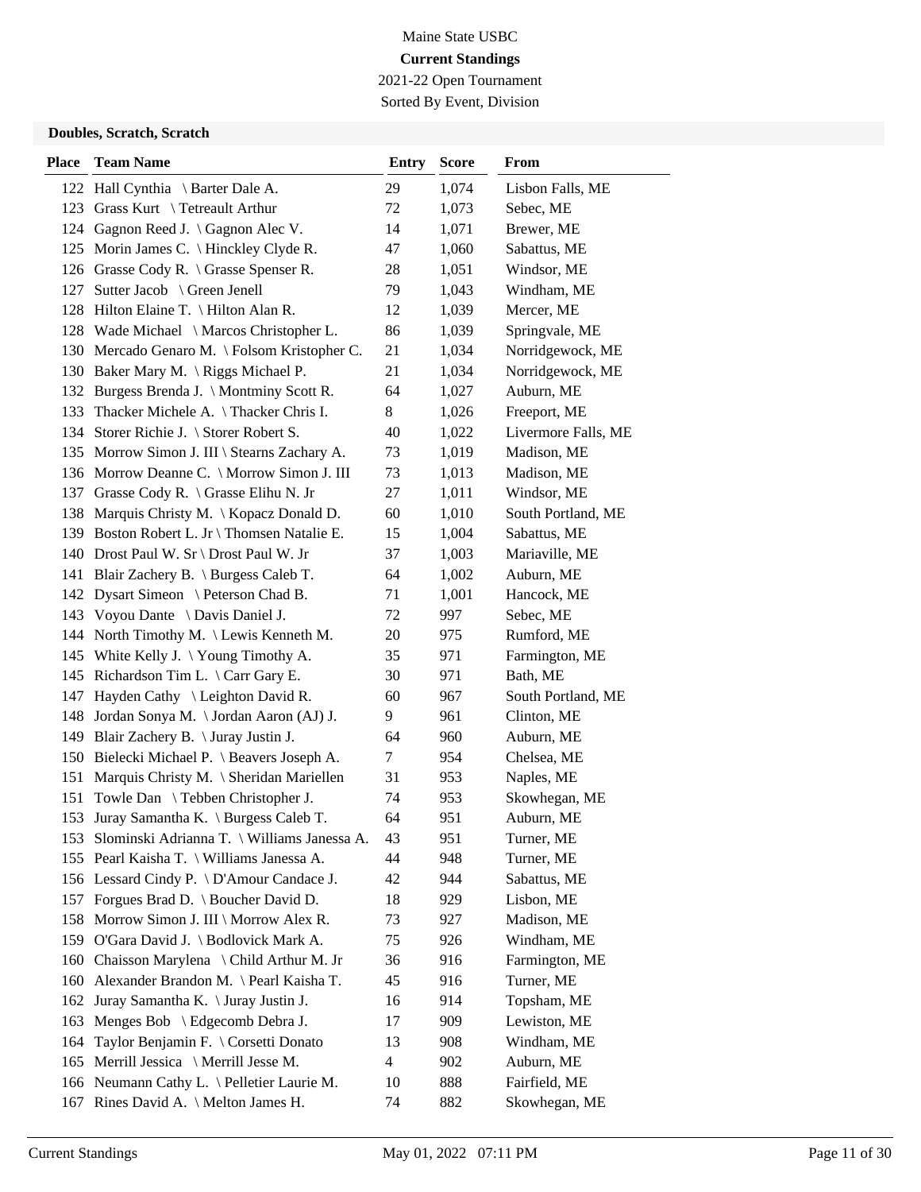Maine State USBC

**Current Standings**

2021-22 Open Tournament

Sorted By Event, Division

**Doubles, Scratch, Scratch**

| Place | Team Name | Entry | Score | From |
|---|---|---|---|---|
| 122 | Hall Cynthia \ Barter Dale A. | 29 | 1,074 | Lisbon Falls, ME |
| 123 | Grass Kurt \ Tetreault Arthur | 72 | 1,073 | Sebec, ME |
| 124 | Gagnon Reed J. \ Gagnon Alec V. | 14 | 1,071 | Brewer, ME |
| 125 | Morin James C. \ Hinckley Clyde R. | 47 | 1,060 | Sabattus, ME |
| 126 | Grasse Cody R. \ Grasse Spenser R. | 28 | 1,051 | Windsor, ME |
| 127 | Sutter Jacob \ Green Jenell | 79 | 1,043 | Windham, ME |
| 128 | Hilton Elaine T. \ Hilton Alan R. | 12 | 1,039 | Mercer, ME |
| 128 | Wade Michael \ Marcos Christopher L. | 86 | 1,039 | Springvale, ME |
| 130 | Mercado Genaro M. \ Folsom Kristopher C. | 21 | 1,034 | Norridgewock, ME |
| 130 | Baker Mary M. \ Riggs Michael P. | 21 | 1,034 | Norridgewock, ME |
| 132 | Burgess Brenda J. \ Montminy Scott R. | 64 | 1,027 | Auburn, ME |
| 133 | Thacker Michele A. \ Thacker Chris I. | 8 | 1,026 | Freeport, ME |
| 134 | Storer Richie J. \ Storer Robert S. | 40 | 1,022 | Livermore Falls, ME |
| 135 | Morrow Simon J. III \ Stearns Zachary A. | 73 | 1,019 | Madison, ME |
| 136 | Morrow Deanne C. \ Morrow Simon J. III | 73 | 1,013 | Madison, ME |
| 137 | Grasse Cody R. \ Grasse Elihu N. Jr | 27 | 1,011 | Windsor, ME |
| 138 | Marquis Christy M. \ Kopacz Donald D. | 60 | 1,010 | South Portland, ME |
| 139 | Boston Robert L. Jr \ Thomsen Natalie E. | 15 | 1,004 | Sabattus, ME |
| 140 | Drost Paul W. Sr \ Drost Paul W. Jr | 37 | 1,003 | Mariaville, ME |
| 141 | Blair Zachery B. \ Burgess Caleb T. | 64 | 1,002 | Auburn, ME |
| 142 | Dysart Simeon \ Peterson Chad B. | 71 | 1,001 | Hancock, ME |
| 143 | Voyou Dante \ Davis Daniel J. | 72 | 997 | Sebec, ME |
| 144 | North Timothy M. \ Lewis Kenneth M. | 20 | 975 | Rumford, ME |
| 145 | White Kelly J. \ Young Timothy A. | 35 | 971 | Farmington, ME |
| 145 | Richardson Tim L. \ Carr Gary E. | 30 | 971 | Bath, ME |
| 147 | Hayden Cathy \ Leighton David R. | 60 | 967 | South Portland, ME |
| 148 | Jordan Sonya M. \ Jordan Aaron (AJ) J. | 9 | 961 | Clinton, ME |
| 149 | Blair Zachery B. \ Juray Justin J. | 64 | 960 | Auburn, ME |
| 150 | Bielecki Michael P. \ Beavers Joseph A. | 7 | 954 | Chelsea, ME |
| 151 | Marquis Christy M. \ Sheridan Mariellen | 31 | 953 | Naples, ME |
| 151 | Towle Dan \ Tebben Christopher J. | 74 | 953 | Skowhegan, ME |
| 153 | Juray Samantha K. \ Burgess Caleb T. | 64 | 951 | Auburn, ME |
| 153 | Slominski Adrianna T. \ Williams Janessa A. | 43 | 951 | Turner, ME |
| 155 | Pearl Kaisha T. \ Williams Janessa A. | 44 | 948 | Turner, ME |
| 156 | Lessard Cindy P. \ D'Amour Candace J. | 42 | 944 | Sabattus, ME |
| 157 | Forgues Brad D. \ Boucher David D. | 18 | 929 | Lisbon, ME |
| 158 | Morrow Simon J. III \ Morrow Alex R. | 73 | 927 | Madison, ME |
| 159 | O'Gara David J. \ Bodlovick Mark A. | 75 | 926 | Windham, ME |
| 160 | Chaisson Marylena \ Child Arthur M. Jr | 36 | 916 | Farmington, ME |
| 160 | Alexander Brandon M. \ Pearl Kaisha T. | 45 | 916 | Turner, ME |
| 162 | Juray Samantha K. \ Juray Justin J. | 16 | 914 | Topsham, ME |
| 163 | Menges Bob \ Edgecomb Debra J. | 17 | 909 | Lewiston, ME |
| 164 | Taylor Benjamin F. \ Corsetti Donato | 13 | 908 | Windham, ME |
| 165 | Merrill Jessica \ Merrill Jesse M. | 4 | 902 | Auburn, ME |
| 166 | Neumann Cathy L. \ Pelletier Laurie M. | 10 | 888 | Fairfield, ME |
| 167 | Rines David A. \ Melton James H. | 74 | 882 | Skowhegan, ME |

Current Standings — May 01, 2022 07:11 PM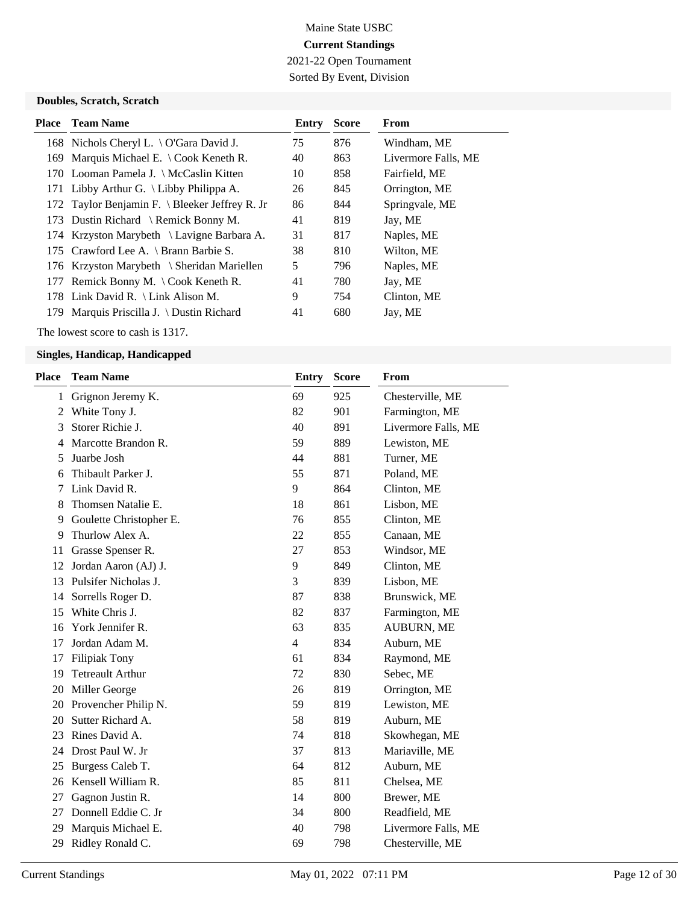# Maine State USBC

**Current Standings**

2021-22 Open Tournament

Sorted By Event, Division

### Doubles, Scratch, Scratch

| Place | Team Name | Entry | Score | From |
|---|---|---|---|---|
| 168 | Nichols Cheryl L. \ O'Gara David J. | 75 | 876 | Windham, ME |
| 169 | Marquis Michael E. \ Cook Keneth R. | 40 | 863 | Livermore Falls, ME |
| 170 | Looman Pamela J. \ McCaslin Kitten | 10 | 858 | Fairfield, ME |
| 171 | Libby Arthur G. \ Libby Philippa A. | 26 | 845 | Orrington, ME |
| 172 | Taylor Benjamin F. \ Bleeker Jeffrey R. Jr | 86 | 844 | Springvale, ME |
| 173 | Dustin Richard \ Remick Bonny M. | 41 | 819 | Jay, ME |
| 174 | Krzyston Marybeth \ Lavigne Barbara A. | 31 | 817 | Naples, ME |
| 175 | Crawford Lee A. \ Brann Barbie S. | 38 | 810 | Wilton, ME |
| 176 | Krzyston Marybeth \ Sheridan Mariellen | 5 | 796 | Naples, ME |
| 177 | Remick Bonny M. \ Cook Keneth R. | 41 | 780 | Jay, ME |
| 178 | Link David R. \ Link Alison M. | 9 | 754 | Clinton, ME |
| 179 | Marquis Priscilla J. \ Dustin Richard | 41 | 680 | Jay, ME |

The lowest score to cash is 1317.

### Singles, Handicap, Handicapped

| Place | Team Name | Entry | Score | From |
|---|---|---|---|---|
| 1 | Grignon Jeremy K. | 69 | 925 | Chesterville, ME |
| 2 | White Tony J. | 82 | 901 | Farmington, ME |
| 3 | Storer Richie J. | 40 | 891 | Livermore Falls, ME |
| 4 | Marcotte Brandon R. | 59 | 889 | Lewiston, ME |
| 5 | Juarbe Josh | 44 | 881 | Turner, ME |
| 6 | Thibault Parker J. | 55 | 871 | Poland, ME |
| 7 | Link David R. | 9 | 864 | Clinton, ME |
| 8 | Thomsen Natalie E. | 18 | 861 | Lisbon, ME |
| 9 | Goulette Christopher E. | 76 | 855 | Clinton, ME |
| 9 | Thurlow Alex A. | 22 | 855 | Canaan, ME |
| 11 | Grasse Spenser R. | 27 | 853 | Windsor, ME |
| 12 | Jordan Aaron (AJ) J. | 9 | 849 | Clinton, ME |
| 13 | Pulsifer Nicholas J. | 3 | 839 | Lisbon, ME |
| 14 | Sorrells Roger D. | 87 | 838 | Brunswick, ME |
| 15 | White Chris J. | 82 | 837 | Farmington, ME |
| 16 | York Jennifer R. | 63 | 835 | AUBURN, ME |
| 17 | Jordan Adam M. | 4 | 834 | Auburn, ME |
| 17 | Filipiak Tony | 61 | 834 | Raymond, ME |
| 19 | Tetreault Arthur | 72 | 830 | Sebec, ME |
| 20 | Miller George | 26 | 819 | Orrington, ME |
| 20 | Provencher Philip N. | 59 | 819 | Lewiston, ME |
| 20 | Sutter Richard A. | 58 | 819 | Auburn, ME |
| 23 | Rines David A. | 74 | 818 | Skowhegan, ME |
| 24 | Drost Paul W. Jr | 37 | 813 | Mariaville, ME |
| 25 | Burgess Caleb T. | 64 | 812 | Auburn, ME |
| 26 | Kensell William R. | 85 | 811 | Chelsea, ME |
| 27 | Gagnon Justin R. | 14 | 800 | Brewer, ME |
| 27 | Donnell Eddie C. Jr | 34 | 800 | Readfield, ME |
| 29 | Marquis Michael E. | 40 | 798 | Livermore Falls, ME |
| 29 | Ridley Ronald C. | 69 | 798 | Chesterville, ME |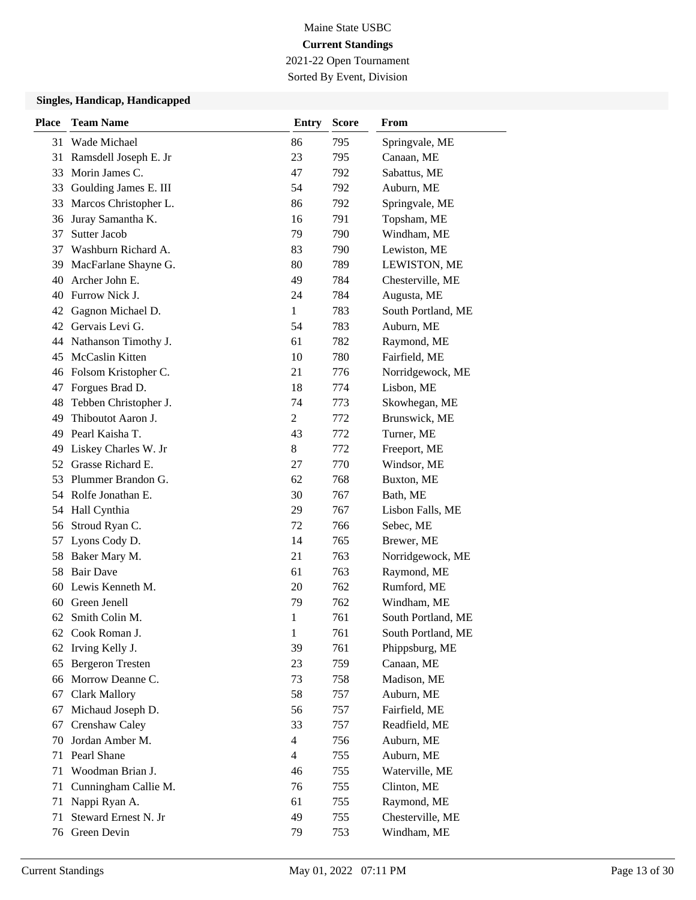Maine State USBC

**Current Standings**

2021-22 Open Tournament

Sorted By Event, Division

### Singles, Handicap, Handicapped

| Place | Team Name | Entry | Score | From |
|---|---|---|---|---|
| 31 | Wade Michael | 86 | 795 | Springvale, ME |
| 31 | Ramsdell Joseph E. Jr | 23 | 795 | Canaan, ME |
| 33 | Morin James C. | 47 | 792 | Sabattus, ME |
| 33 | Goulding James E. III | 54 | 792 | Auburn, ME |
| 33 | Marcos Christopher L. | 86 | 792 | Springvale, ME |
| 36 | Juray Samantha K. | 16 | 791 | Topsham, ME |
| 37 | Sutter Jacob | 79 | 790 | Windham, ME |
| 37 | Washburn Richard A. | 83 | 790 | Lewiston, ME |
| 39 | MacFarlane Shayne G. | 80 | 789 | LEWISTON, ME |
| 40 | Archer John E. | 49 | 784 | Chesterville, ME |
| 40 | Furrow Nick J. | 24 | 784 | Augusta, ME |
| 42 | Gagnon Michael D. | 1 | 783 | South Portland, ME |
| 42 | Gervais Levi G. | 54 | 783 | Auburn, ME |
| 44 | Nathanson Timothy J. | 61 | 782 | Raymond, ME |
| 45 | McCaslin Kitten | 10 | 780 | Fairfield, ME |
| 46 | Folsom Kristopher C. | 21 | 776 | Norridgewock, ME |
| 47 | Forgues Brad D. | 18 | 774 | Lisbon, ME |
| 48 | Tebben Christopher J. | 74 | 773 | Skowhegan, ME |
| 49 | Thiboutot Aaron J. | 2 | 772 | Brunswick, ME |
| 49 | Pearl Kaisha T. | 43 | 772 | Turner, ME |
| 49 | Liskey Charles W. Jr | 8 | 772 | Freeport, ME |
| 52 | Grasse Richard E. | 27 | 770 | Windsor, ME |
| 53 | Plummer Brandon G. | 62 | 768 | Buxton, ME |
| 54 | Rolfe Jonathan E. | 30 | 767 | Bath, ME |
| 54 | Hall Cynthia | 29 | 767 | Lisbon Falls, ME |
| 56 | Stroud Ryan C. | 72 | 766 | Sebec, ME |
| 57 | Lyons Cody D. | 14 | 765 | Brewer, ME |
| 58 | Baker Mary M. | 21 | 763 | Norridgewock, ME |
| 58 | Bair Dave | 61 | 763 | Raymond, ME |
| 60 | Lewis Kenneth M. | 20 | 762 | Rumford, ME |
| 60 | Green Jenell | 79 | 762 | Windham, ME |
| 62 | Smith Colin M. | 1 | 761 | South Portland, ME |
| 62 | Cook Roman J. | 1 | 761 | South Portland, ME |
| 62 | Irving Kelly J. | 39 | 761 | Phippsburg, ME |
| 65 | Bergeron Tresten | 23 | 759 | Canaan, ME |
| 66 | Morrow Deanne C. | 73 | 758 | Madison, ME |
| 67 | Clark Mallory | 58 | 757 | Auburn, ME |
| 67 | Michaud Joseph D. | 56 | 757 | Fairfield, ME |
| 67 | Crenshaw Caley | 33 | 757 | Readfield, ME |
| 70 | Jordan Amber M. | 4 | 756 | Auburn, ME |
| 71 | Pearl Shane | 4 | 755 | Auburn, ME |
| 71 | Woodman Brian J. | 46 | 755 | Waterville, ME |
| 71 | Cunningham Callie M. | 76 | 755 | Clinton, ME |
| 71 | Nappi Ryan A. | 61 | 755 | Raymond, ME |
| 71 | Steward Ernest N. Jr | 49 | 755 | Chesterville, ME |
| 76 | Green Devin | 79 | 753 | Windham, ME |

Current Standings May 01, 2022 07:11 PM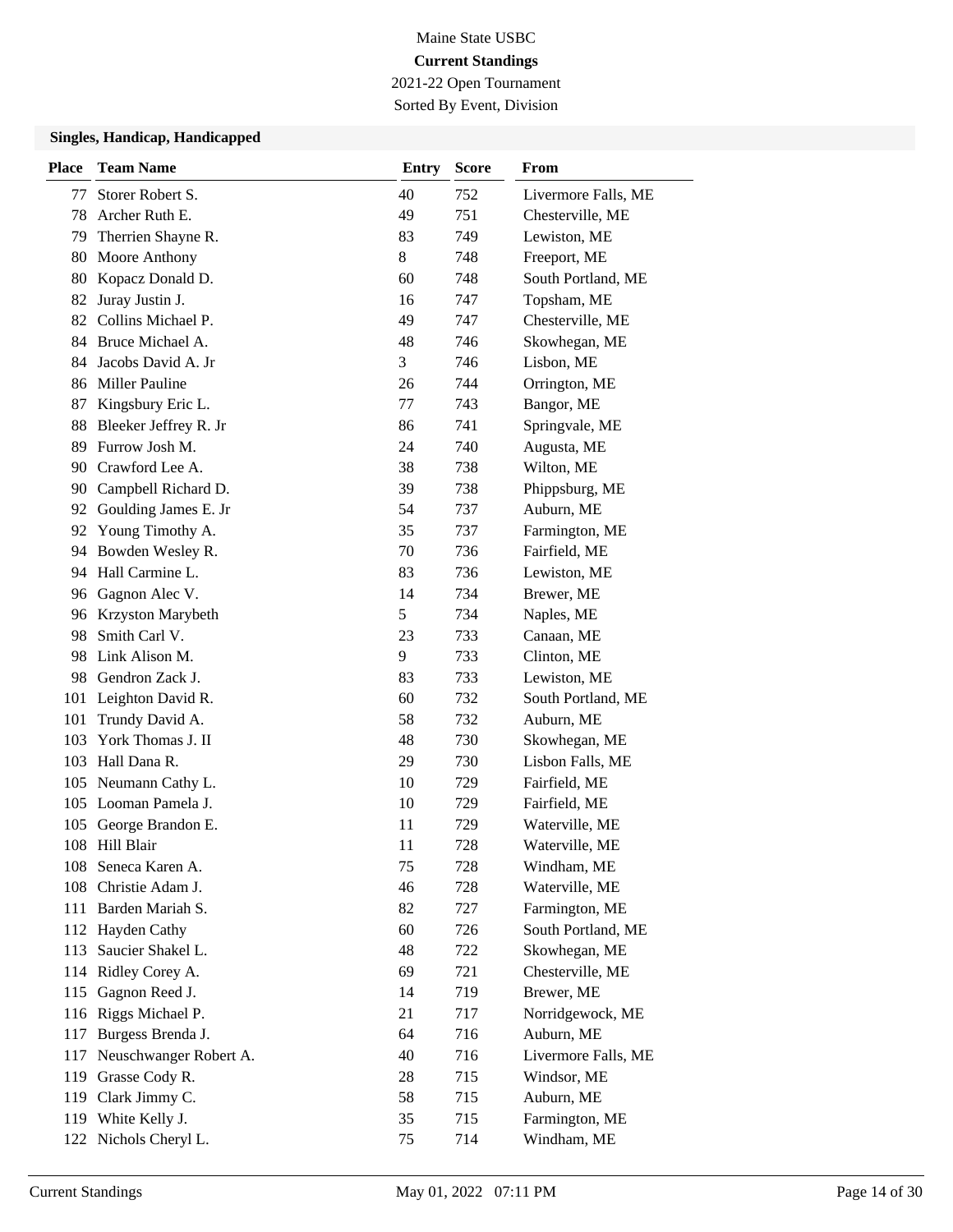Maine State USBC

**Current Standings**

2021-22 Open Tournament

Sorted By Event, Division

### Singles, Handicap, Handicapped

| Place | Team Name | Entry | Score | From |
|---|---|---|---|---|
| 77 | Storer Robert S. | 40 | 752 | Livermore Falls, ME |
| 78 | Archer Ruth E. | 49 | 751 | Chesterville, ME |
| 79 | Therrien Shayne R. | 83 | 749 | Lewiston, ME |
| 80 | Moore Anthony | 8 | 748 | Freeport, ME |
| 80 | Kopacz Donald D. | 60 | 748 | South Portland, ME |
| 82 | Juray Justin J. | 16 | 747 | Topsham, ME |
| 82 | Collins Michael P. | 49 | 747 | Chesterville, ME |
| 84 | Bruce Michael A. | 48 | 746 | Skowhegan, ME |
| 84 | Jacobs David A. Jr | 3 | 746 | Lisbon, ME |
| 86 | Miller Pauline | 26 | 744 | Orrington, ME |
| 87 | Kingsbury Eric L. | 77 | 743 | Bangor, ME |
| 88 | Bleeker Jeffrey R. Jr | 86 | 741 | Springvale, ME |
| 89 | Furrow Josh M. | 24 | 740 | Augusta, ME |
| 90 | Crawford Lee A. | 38 | 738 | Wilton, ME |
| 90 | Campbell Richard D. | 39 | 738 | Phippsburg, ME |
| 92 | Goulding James E. Jr | 54 | 737 | Auburn, ME |
| 92 | Young Timothy A. | 35 | 737 | Farmington, ME |
| 94 | Bowden Wesley R. | 70 | 736 | Fairfield, ME |
| 94 | Hall Carmine L. | 83 | 736 | Lewiston, ME |
| 96 | Gagnon Alec V. | 14 | 734 | Brewer, ME |
| 96 | Krzyston Marybeth | 5 | 734 | Naples, ME |
| 98 | Smith Carl V. | 23 | 733 | Canaan, ME |
| 98 | Link Alison M. | 9 | 733 | Clinton, ME |
| 98 | Gendron Zack J. | 83 | 733 | Lewiston, ME |
| 101 | Leighton David R. | 60 | 732 | South Portland, ME |
| 101 | Trundy David A. | 58 | 732 | Auburn, ME |
| 103 | York Thomas J. II | 48 | 730 | Skowhegan, ME |
| 103 | Hall Dana R. | 29 | 730 | Lisbon Falls, ME |
| 105 | Neumann Cathy L. | 10 | 729 | Fairfield, ME |
| 105 | Looman Pamela J. | 10 | 729 | Fairfield, ME |
| 105 | George Brandon E. | 11 | 729 | Waterville, ME |
| 108 | Hill Blair | 11 | 728 | Waterville, ME |
| 108 | Seneca Karen A. | 75 | 728 | Windham, ME |
| 108 | Christie Adam J. | 46 | 728 | Waterville, ME |
| 111 | Barden Mariah S. | 82 | 727 | Farmington, ME |
| 112 | Hayden Cathy | 60 | 726 | South Portland, ME |
| 113 | Saucier Shakel L. | 48 | 722 | Skowhegan, ME |
| 114 | Ridley Corey A. | 69 | 721 | Chesterville, ME |
| 115 | Gagnon Reed J. | 14 | 719 | Brewer, ME |
| 116 | Riggs Michael P. | 21 | 717 | Norridgewock, ME |
| 117 | Burgess Brenda J. | 64 | 716 | Auburn, ME |
| 117 | Neuschwanger Robert A. | 40 | 716 | Livermore Falls, ME |
| 119 | Grasse Cody R. | 28 | 715 | Windsor, ME |
| 119 | Clark Jimmy C. | 58 | 715 | Auburn, ME |
| 119 | White Kelly J. | 35 | 715 | Farmington, ME |
| 122 | Nichols Cheryl L. | 75 | 714 | Windham, ME |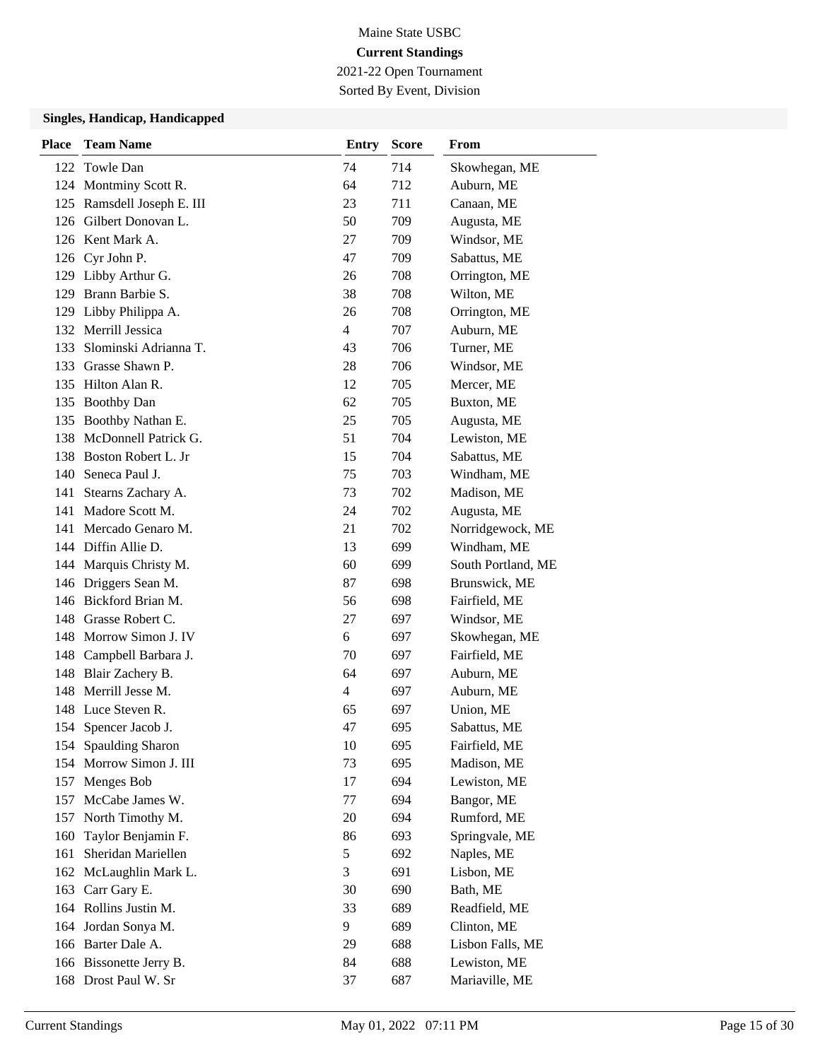Maine State USBC

**Current Standings**

2021-22 Open Tournament

Sorted By Event, Division

### Singles, Handicap, Handicapped

| Place | Team Name | Entry | Score | From |
|---|---|---|---|---|
| 122 | Towle Dan | 74 | 714 | Skowhegan, ME |
| 124 | Montminy Scott R. | 64 | 712 | Auburn, ME |
| 125 | Ramsdell Joseph E. III | 23 | 711 | Canaan, ME |
| 126 | Gilbert Donovan L. | 50 | 709 | Augusta, ME |
| 126 | Kent Mark A. | 27 | 709 | Windsor, ME |
| 126 | Cyr John P. | 47 | 709 | Sabattus, ME |
| 129 | Libby Arthur G. | 26 | 708 | Orrington, ME |
| 129 | Brann Barbie S. | 38 | 708 | Wilton, ME |
| 129 | Libby Philippa A. | 26 | 708 | Orrington, ME |
| 132 | Merrill Jessica | 4 | 707 | Auburn, ME |
| 133 | Slominski Adrianna T. | 43 | 706 | Turner, ME |
| 133 | Grasse Shawn P. | 28 | 706 | Windsor, ME |
| 135 | Hilton Alan R. | 12 | 705 | Mercer, ME |
| 135 | Boothby Dan | 62 | 705 | Buxton, ME |
| 135 | Boothby Nathan E. | 25 | 705 | Augusta, ME |
| 138 | McDonnell Patrick G. | 51 | 704 | Lewiston, ME |
| 138 | Boston Robert L. Jr | 15 | 704 | Sabattus, ME |
| 140 | Seneca Paul J. | 75 | 703 | Windham, ME |
| 141 | Stearns Zachary A. | 73 | 702 | Madison, ME |
| 141 | Madore Scott M. | 24 | 702 | Augusta, ME |
| 141 | Mercado Genaro M. | 21 | 702 | Norridgewock, ME |
| 144 | Diffin Allie D. | 13 | 699 | Windham, ME |
| 144 | Marquis Christy M. | 60 | 699 | South Portland, ME |
| 146 | Driggers Sean M. | 87 | 698 | Brunswick, ME |
| 146 | Bickford Brian M. | 56 | 698 | Fairfield, ME |
| 148 | Grasse Robert C. | 27 | 697 | Windsor, ME |
| 148 | Morrow Simon J. IV | 6 | 697 | Skowhegan, ME |
| 148 | Campbell Barbara J. | 70 | 697 | Fairfield, ME |
| 148 | Blair Zachery B. | 64 | 697 | Auburn, ME |
| 148 | Merrill Jesse M. | 4 | 697 | Auburn, ME |
| 148 | Luce Steven R. | 65 | 697 | Union, ME |
| 154 | Spencer Jacob J. | 47 | 695 | Sabattus, ME |
| 154 | Spaulding Sharon | 10 | 695 | Fairfield, ME |
| 154 | Morrow Simon J. III | 73 | 695 | Madison, ME |
| 157 | Menges Bob | 17 | 694 | Lewiston, ME |
| 157 | McCabe James W. | 77 | 694 | Bangor, ME |
| 157 | North Timothy M. | 20 | 694 | Rumford, ME |
| 160 | Taylor Benjamin F. | 86 | 693 | Springvale, ME |
| 161 | Sheridan Mariellen | 5 | 692 | Naples, ME |
| 162 | McLaughlin Mark L. | 3 | 691 | Lisbon, ME |
| 163 | Carr Gary E. | 30 | 690 | Bath, ME |
| 164 | Rollins Justin M. | 33 | 689 | Readfield, ME |
| 164 | Jordan Sonya M. | 9 | 689 | Clinton, ME |
| 166 | Barter Dale A. | 29 | 688 | Lisbon Falls, ME |
| 166 | Bissonette Jerry B. | 84 | 688 | Lewiston, ME |
| 168 | Drost Paul W. Sr | 37 | 687 | Mariaville, ME |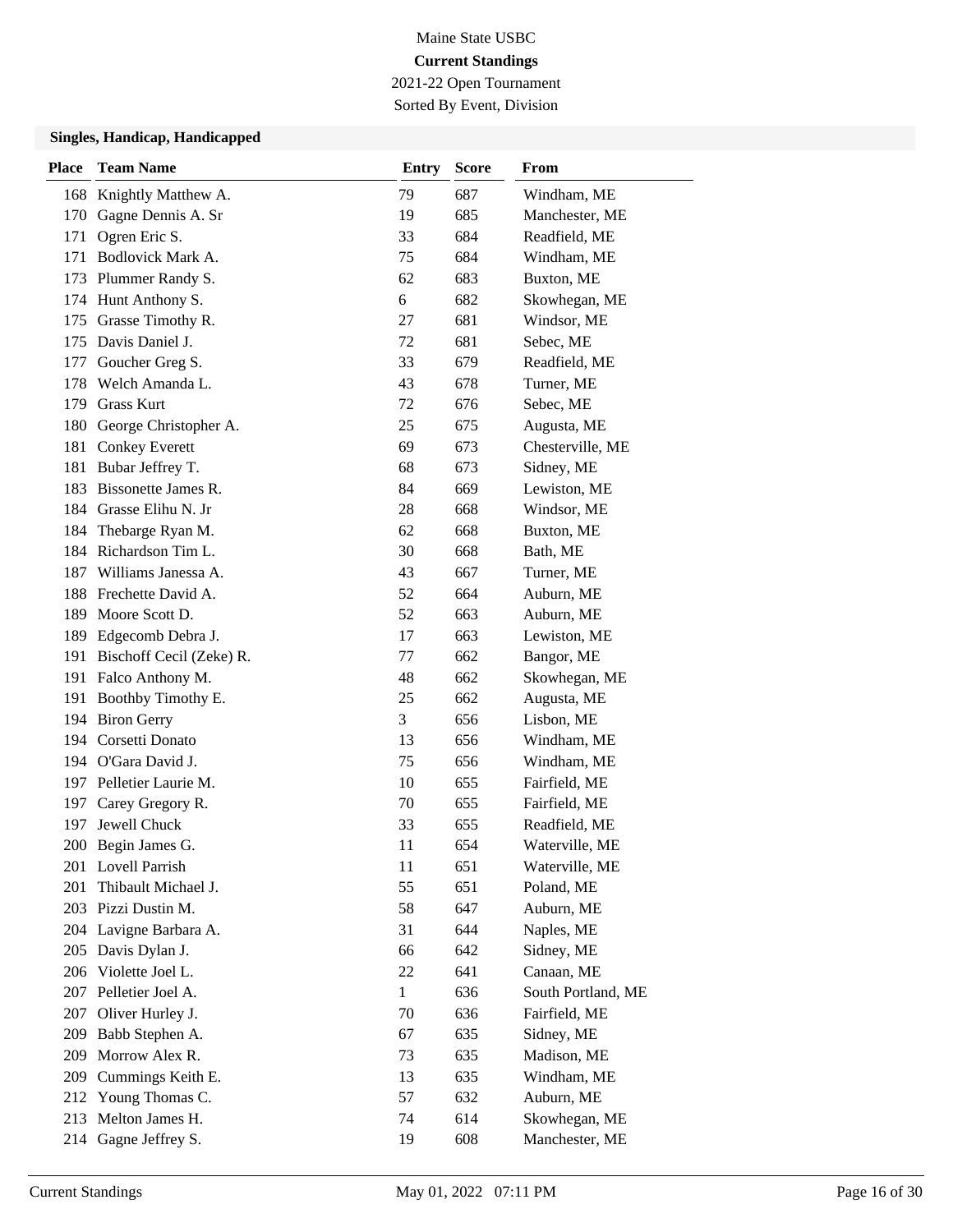Maine State USBC

**Current Standings**

2021-22 Open Tournament

Sorted By Event, Division

### Singles, Handicap, Handicapped

| Place | Team Name | Entry | Score | From |
|---|---|---|---|---|
| 168 | Knightly Matthew A. | 79 | 687 | Windham, ME |
| 170 | Gagne Dennis A. Sr | 19 | 685 | Manchester, ME |
| 171 | Ogren Eric S. | 33 | 684 | Readfield, ME |
| 171 | Bodlovick Mark A. | 75 | 684 | Windham, ME |
| 173 | Plummer Randy S. | 62 | 683 | Buxton, ME |
| 174 | Hunt Anthony S. | 6 | 682 | Skowhegan, ME |
| 175 | Grasse Timothy R. | 27 | 681 | Windsor, ME |
| 175 | Davis Daniel J. | 72 | 681 | Sebec, ME |
| 177 | Goucher Greg S. | 33 | 679 | Readfield, ME |
| 178 | Welch Amanda L. | 43 | 678 | Turner, ME |
| 179 | Grass Kurt | 72 | 676 | Sebec, ME |
| 180 | George Christopher A. | 25 | 675 | Augusta, ME |
| 181 | Conkey Everett | 69 | 673 | Chesterville, ME |
| 181 | Bubar Jeffrey T. | 68 | 673 | Sidney, ME |
| 183 | Bissonette James R. | 84 | 669 | Lewiston, ME |
| 184 | Grasse Elihu N. Jr | 28 | 668 | Windsor, ME |
| 184 | Thebarge Ryan M. | 62 | 668 | Buxton, ME |
| 184 | Richardson Tim L. | 30 | 668 | Bath, ME |
| 187 | Williams Janessa A. | 43 | 667 | Turner, ME |
| 188 | Frechette David A. | 52 | 664 | Auburn, ME |
| 189 | Moore Scott D. | 52 | 663 | Auburn, ME |
| 189 | Edgecomb Debra J. | 17 | 663 | Lewiston, ME |
| 191 | Bischoff Cecil (Zeke) R. | 77 | 662 | Bangor, ME |
| 191 | Falco Anthony M. | 48 | 662 | Skowhegan, ME |
| 191 | Boothby Timothy E. | 25 | 662 | Augusta, ME |
| 194 | Biron Gerry | 3 | 656 | Lisbon, ME |
| 194 | Corsetti Donato | 13 | 656 | Windham, ME |
| 194 | O'Gara David J. | 75 | 656 | Windham, ME |
| 197 | Pelletier Laurie M. | 10 | 655 | Fairfield, ME |
| 197 | Carey Gregory R. | 70 | 655 | Fairfield, ME |
| 197 | Jewell Chuck | 33 | 655 | Readfield, ME |
| 200 | Begin James G. | 11 | 654 | Waterville, ME |
| 201 | Lovell Parrish | 11 | 651 | Waterville, ME |
| 201 | Thibault Michael J. | 55 | 651 | Poland, ME |
| 203 | Pizzi Dustin M. | 58 | 647 | Auburn, ME |
| 204 | Lavigne Barbara A. | 31 | 644 | Naples, ME |
| 205 | Davis Dylan J. | 66 | 642 | Sidney, ME |
| 206 | Violette Joel L. | 22 | 641 | Canaan, ME |
| 207 | Pelletier Joel A. | 1 | 636 | South Portland, ME |
| 207 | Oliver Hurley J. | 70 | 636 | Fairfield, ME |
| 209 | Babb Stephen A. | 67 | 635 | Sidney, ME |
| 209 | Morrow Alex R. | 73 | 635 | Madison, ME |
| 209 | Cummings Keith E. | 13 | 635 | Windham, ME |
| 212 | Young Thomas C. | 57 | 632 | Auburn, ME |
| 213 | Melton James H. | 74 | 614 | Skowhegan, ME |
| 214 | Gagne Jeffrey S. | 19 | 608 | Manchester, ME |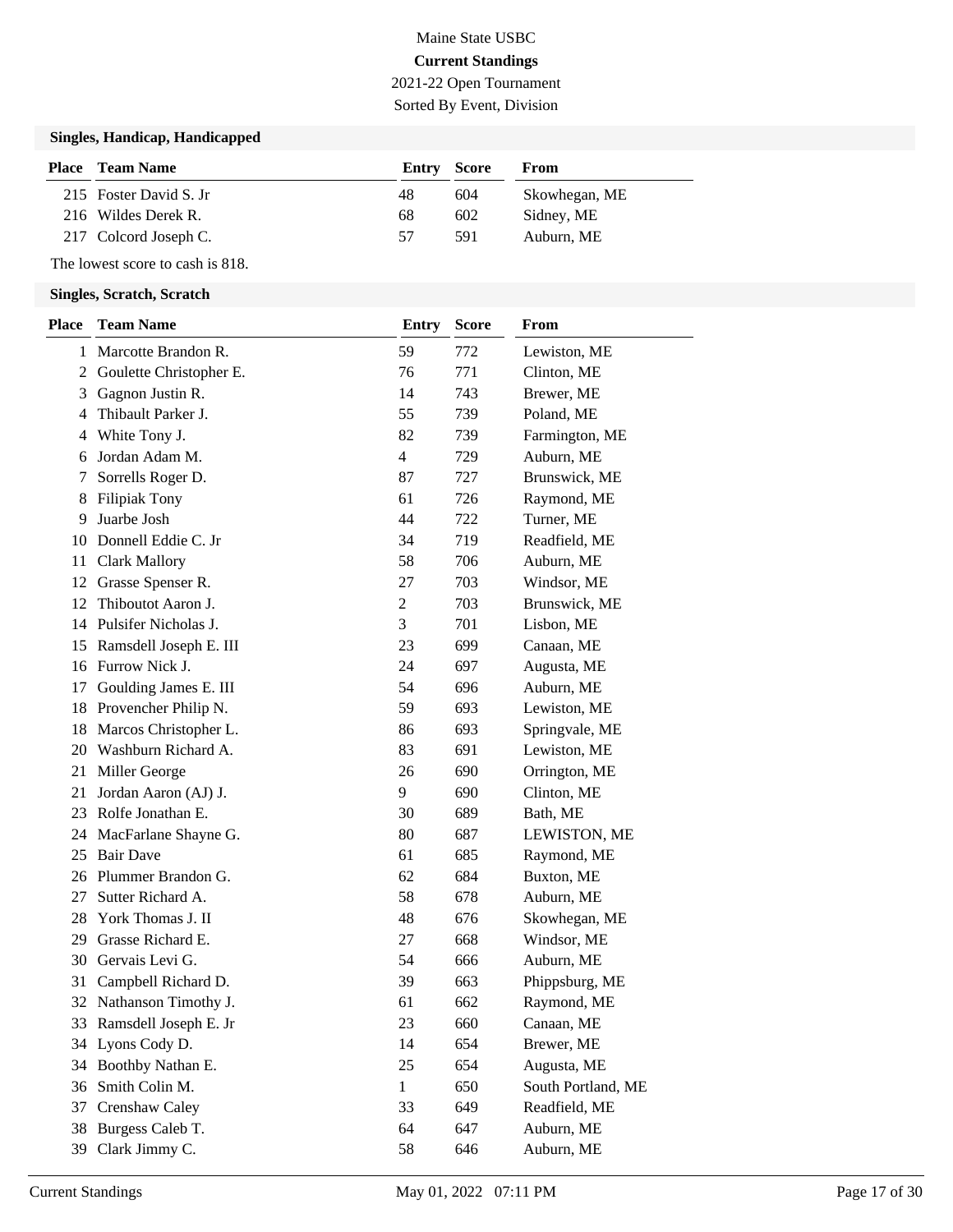Maine State USBC

**Current Standings**

2021-22 Open Tournament

Sorted By Event, Division

### Singles, Handicap, Handicapped

| Place | Team Name | Entry | Score | From |
|---|---|---|---|---|
| 215 | Foster David S. Jr | 48 | 604 | Skowhegan, ME |
| 216 | Wildes Derek R. | 68 | 602 | Sidney, ME |
| 217 | Colcord Joseph C. | 57 | 591 | Auburn, ME |

The lowest score to cash is 818.

### Singles, Scratch, Scratch

| Place | Team Name | Entry | Score | From |
|---|---|---|---|---|
| 1 | Marcotte Brandon R. | 59 | 772 | Lewiston, ME |
| 2 | Goulette Christopher E. | 76 | 771 | Clinton, ME |
| 3 | Gagnon Justin R. | 14 | 743 | Brewer, ME |
| 4 | Thibault Parker J. | 55 | 739 | Poland, ME |
| 4 | White Tony J. | 82 | 739 | Farmington, ME |
| 6 | Jordan Adam M. | 4 | 729 | Auburn, ME |
| 7 | Sorrells Roger D. | 87 | 727 | Brunswick, ME |
| 8 | Filipiak Tony | 61 | 726 | Raymond, ME |
| 9 | Juarbe Josh | 44 | 722 | Turner, ME |
| 10 | Donnell Eddie C. Jr | 34 | 719 | Readfield, ME |
| 11 | Clark Mallory | 58 | 706 | Auburn, ME |
| 12 | Grasse Spenser R. | 27 | 703 | Windsor, ME |
| 12 | Thiboutot Aaron J. | 2 | 703 | Brunswick, ME |
| 14 | Pulsifer Nicholas J. | 3 | 701 | Lisbon, ME |
| 15 | Ramsdell Joseph E. III | 23 | 699 | Canaan, ME |
| 16 | Furrow Nick J. | 24 | 697 | Augusta, ME |
| 17 | Goulding James E. III | 54 | 696 | Auburn, ME |
| 18 | Provencher Philip N. | 59 | 693 | Lewiston, ME |
| 18 | Marcos Christopher L. | 86 | 693 | Springvale, ME |
| 20 | Washburn Richard A. | 83 | 691 | Lewiston, ME |
| 21 | Miller George | 26 | 690 | Orrington, ME |
| 21 | Jordan Aaron (AJ) J. | 9 | 690 | Clinton, ME |
| 23 | Rolfe Jonathan E. | 30 | 689 | Bath, ME |
| 24 | MacFarlane Shayne G. | 80 | 687 | LEWISTON, ME |
| 25 | Bair Dave | 61 | 685 | Raymond, ME |
| 26 | Plummer Brandon G. | 62 | 684 | Buxton, ME |
| 27 | Sutter Richard A. | 58 | 678 | Auburn, ME |
| 28 | York Thomas J. II | 48 | 676 | Skowhegan, ME |
| 29 | Grasse Richard E. | 27 | 668 | Windsor, ME |
| 30 | Gervais Levi G. | 54 | 666 | Auburn, ME |
| 31 | Campbell Richard D. | 39 | 663 | Phippsburg, ME |
| 32 | Nathanson Timothy J. | 61 | 662 | Raymond, ME |
| 33 | Ramsdell Joseph E. Jr | 23 | 660 | Canaan, ME |
| 34 | Lyons Cody D. | 14 | 654 | Brewer, ME |
| 34 | Boothby Nathan E. | 25 | 654 | Augusta, ME |
| 36 | Smith Colin M. | 1 | 650 | South Portland, ME |
| 37 | Crenshaw Caley | 33 | 649 | Readfield, ME |
| 38 | Burgess Caleb T. | 64 | 647 | Auburn, ME |
| 39 | Clark Jimmy C. | 58 | 646 | Auburn, ME |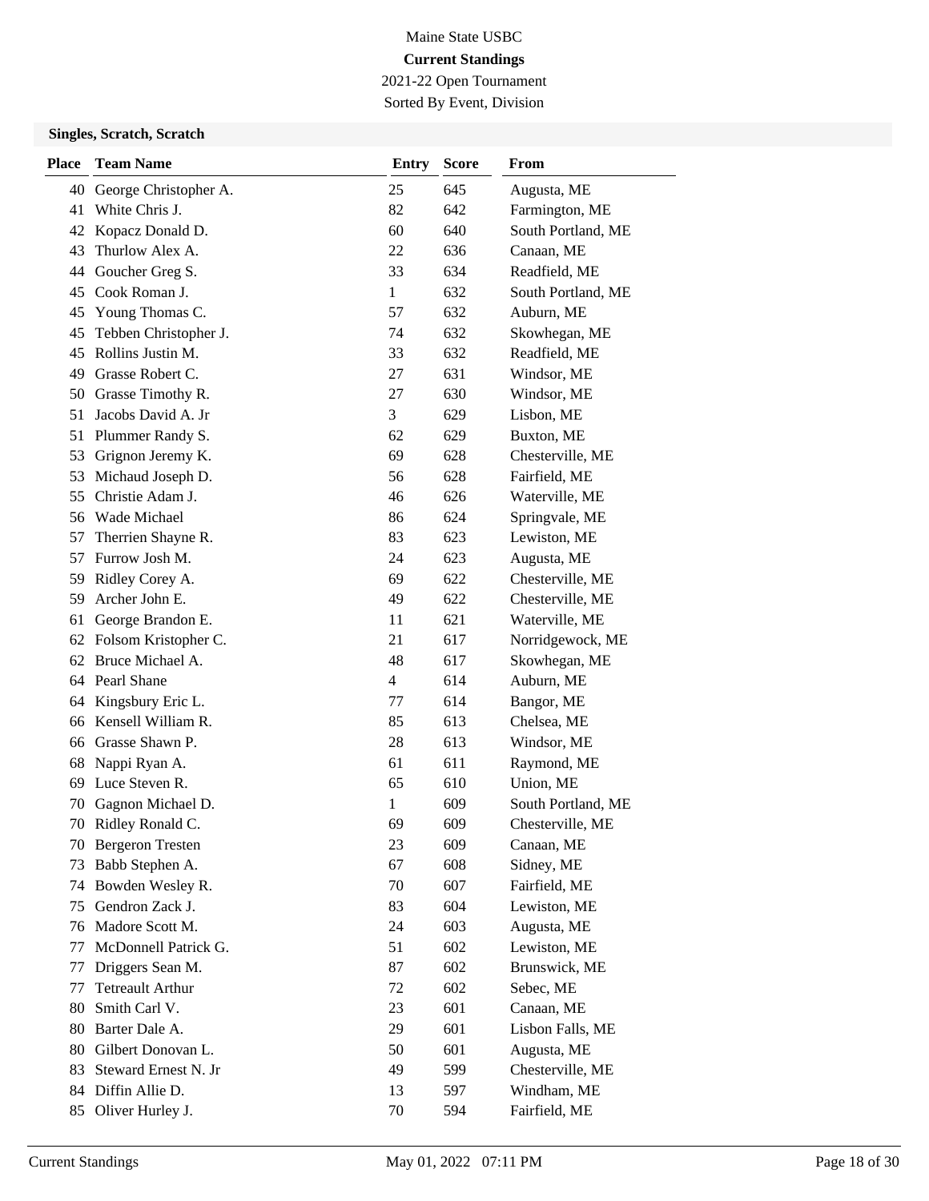Maine State USBC

**Current Standings**

2021-22 Open Tournament

Sorted By Event, Division

### Singles, Scratch, Scratch

| Place | Team Name | Entry | Score | From |
|---|---|---|---|---|
| 40 | George Christopher A. | 25 | 645 | Augusta, ME |
| 41 | White Chris J. | 82 | 642 | Farmington, ME |
| 42 | Kopacz Donald D. | 60 | 640 | South Portland, ME |
| 43 | Thurlow Alex A. | 22 | 636 | Canaan, ME |
| 44 | Goucher Greg S. | 33 | 634 | Readfield, ME |
| 45 | Cook Roman J. | 1 | 632 | South Portland, ME |
| 45 | Young Thomas C. | 57 | 632 | Auburn, ME |
| 45 | Tebben Christopher J. | 74 | 632 | Skowhegan, ME |
| 45 | Rollins Justin M. | 33 | 632 | Readfield, ME |
| 49 | Grasse Robert C. | 27 | 631 | Windsor, ME |
| 50 | Grasse Timothy R. | 27 | 630 | Windsor, ME |
| 51 | Jacobs David A. Jr | 3 | 629 | Lisbon, ME |
| 51 | Plummer Randy S. | 62 | 629 | Buxton, ME |
| 53 | Grignon Jeremy K. | 69 | 628 | Chesterville, ME |
| 53 | Michaud Joseph D. | 56 | 628 | Fairfield, ME |
| 55 | Christie Adam J. | 46 | 626 | Waterville, ME |
| 56 | Wade Michael | 86 | 624 | Springvale, ME |
| 57 | Therrien Shayne R. | 83 | 623 | Lewiston, ME |
| 57 | Furrow Josh M. | 24 | 623 | Augusta, ME |
| 59 | Ridley Corey A. | 69 | 622 | Chesterville, ME |
| 59 | Archer John E. | 49 | 622 | Chesterville, ME |
| 61 | George Brandon E. | 11 | 621 | Waterville, ME |
| 62 | Folsom Kristopher C. | 21 | 617 | Norridgewock, ME |
| 62 | Bruce Michael A. | 48 | 617 | Skowhegan, ME |
| 64 | Pearl Shane | 4 | 614 | Auburn, ME |
| 64 | Kingsbury Eric L. | 77 | 614 | Bangor, ME |
| 66 | Kensell William R. | 85 | 613 | Chelsea, ME |
| 66 | Grasse Shawn P. | 28 | 613 | Windsor, ME |
| 68 | Nappi Ryan A. | 61 | 611 | Raymond, ME |
| 69 | Luce Steven R. | 65 | 610 | Union, ME |
| 70 | Gagnon Michael D. | 1 | 609 | South Portland, ME |
| 70 | Ridley Ronald C. | 69 | 609 | Chesterville, ME |
| 70 | Bergeron Tresten | 23 | 609 | Canaan, ME |
| 73 | Babb Stephen A. | 67 | 608 | Sidney, ME |
| 74 | Bowden Wesley R. | 70 | 607 | Fairfield, ME |
| 75 | Gendron Zack J. | 83 | 604 | Lewiston, ME |
| 76 | Madore Scott M. | 24 | 603 | Augusta, ME |
| 77 | McDonnell Patrick G. | 51 | 602 | Lewiston, ME |
| 77 | Driggers Sean M. | 87 | 602 | Brunswick, ME |
| 77 | Tetreault Arthur | 72 | 602 | Sebec, ME |
| 80 | Smith Carl V. | 23 | 601 | Canaan, ME |
| 80 | Barter Dale A. | 29 | 601 | Lisbon Falls, ME |
| 80 | Gilbert Donovan L. | 50 | 601 | Augusta, ME |
| 83 | Steward Ernest N. Jr | 49 | 599 | Chesterville, ME |
| 84 | Diffin Allie D. | 13 | 597 | Windham, ME |
| 85 | Oliver Hurley J. | 70 | 594 | Fairfield, ME |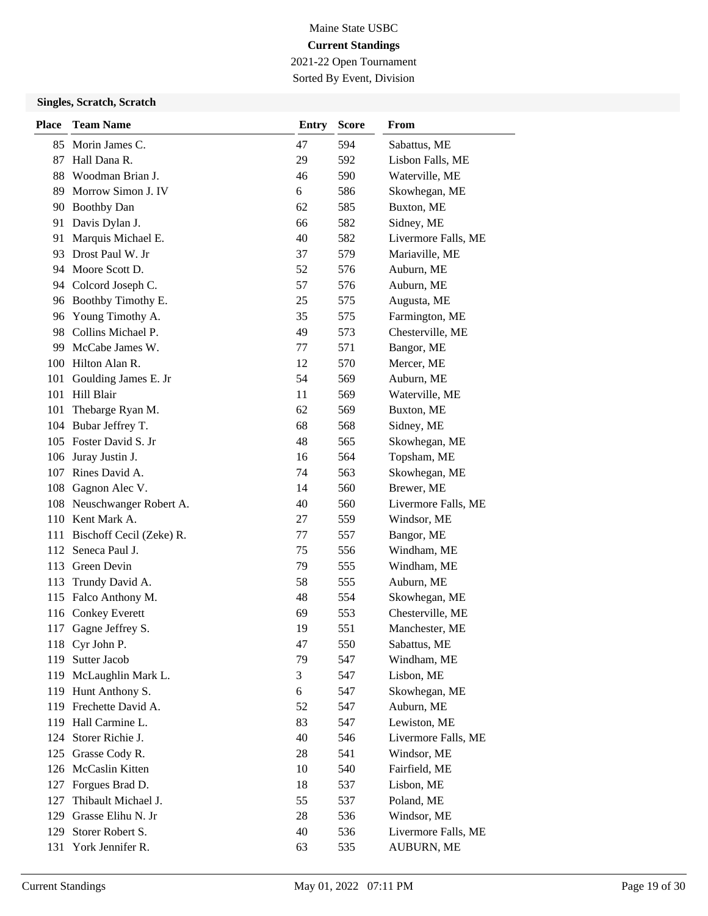Maine State USBC

**Current Standings**

2021-22 Open Tournament

Sorted By Event, Division

### Singles, Scratch, Scratch

| Place | Team Name | Entry | Score | From |
|---|---|---|---|---|
| 85 | Morin James C. | 47 | 594 | Sabattus, ME |
| 87 | Hall Dana R. | 29 | 592 | Lisbon Falls, ME |
| 88 | Woodman Brian J. | 46 | 590 | Waterville, ME |
| 89 | Morrow Simon J. IV | 6 | 586 | Skowhegan, ME |
| 90 | Boothby Dan | 62 | 585 | Buxton, ME |
| 91 | Davis Dylan J. | 66 | 582 | Sidney, ME |
| 91 | Marquis Michael E. | 40 | 582 | Livermore Falls, ME |
| 93 | Drost Paul W. Jr | 37 | 579 | Mariaville, ME |
| 94 | Moore Scott D. | 52 | 576 | Auburn, ME |
| 94 | Colcord Joseph C. | 57 | 576 | Auburn, ME |
| 96 | Boothby Timothy E. | 25 | 575 | Augusta, ME |
| 96 | Young Timothy A. | 35 | 575 | Farmington, ME |
| 98 | Collins Michael P. | 49 | 573 | Chesterville, ME |
| 99 | McCabe James W. | 77 | 571 | Bangor, ME |
| 100 | Hilton Alan R. | 12 | 570 | Mercer, ME |
| 101 | Goulding James E. Jr | 54 | 569 | Auburn, ME |
| 101 | Hill Blair | 11 | 569 | Waterville, ME |
| 101 | Thebarge Ryan M. | 62 | 569 | Buxton, ME |
| 104 | Bubar Jeffrey T. | 68 | 568 | Sidney, ME |
| 105 | Foster David S. Jr | 48 | 565 | Skowhegan, ME |
| 106 | Juray Justin J. | 16 | 564 | Topsham, ME |
| 107 | Rines David A. | 74 | 563 | Skowhegan, ME |
| 108 | Gagnon Alec V. | 14 | 560 | Brewer, ME |
| 108 | Neuschwanger Robert A. | 40 | 560 | Livermore Falls, ME |
| 110 | Kent Mark A. | 27 | 559 | Windsor, ME |
| 111 | Bischoff Cecil (Zeke) R. | 77 | 557 | Bangor, ME |
| 112 | Seneca Paul J. | 75 | 556 | Windham, ME |
| 113 | Green Devin | 79 | 555 | Windham, ME |
| 113 | Trundy David A. | 58 | 555 | Auburn, ME |
| 115 | Falco Anthony M. | 48 | 554 | Skowhegan, ME |
| 116 | Conkey Everett | 69 | 553 | Chesterville, ME |
| 117 | Gagne Jeffrey S. | 19 | 551 | Manchester, ME |
| 118 | Cyr John P. | 47 | 550 | Sabattus, ME |
| 119 | Sutter Jacob | 79 | 547 | Windham, ME |
| 119 | McLaughlin Mark L. | 3 | 547 | Lisbon, ME |
| 119 | Hunt Anthony S. | 6 | 547 | Skowhegan, ME |
| 119 | Frechette David A. | 52 | 547 | Auburn, ME |
| 119 | Hall Carmine L. | 83 | 547 | Lewiston, ME |
| 124 | Storer Richie J. | 40 | 546 | Livermore Falls, ME |
| 125 | Grasse Cody R. | 28 | 541 | Windsor, ME |
| 126 | McCaslin Kitten | 10 | 540 | Fairfield, ME |
| 127 | Forgues Brad D. | 18 | 537 | Lisbon, ME |
| 127 | Thibault Michael J. | 55 | 537 | Poland, ME |
| 129 | Grasse Elihu N. Jr | 28 | 536 | Windsor, ME |
| 129 | Storer Robert S. | 40 | 536 | Livermore Falls, ME |
| 131 | York Jennifer R. | 63 | 535 | AUBURN, ME |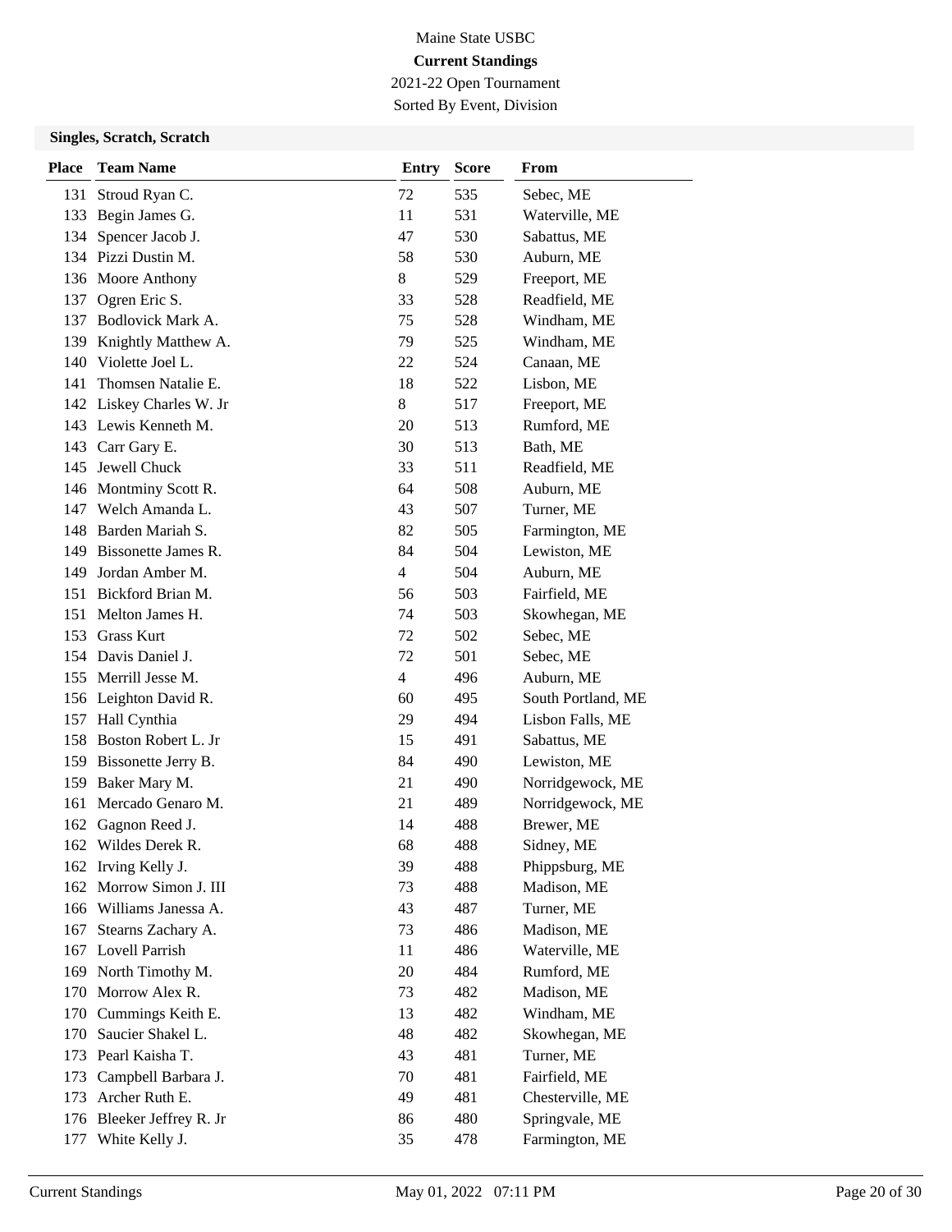Maine State USBC

**Current Standings**

2021-22 Open Tournament

Sorted By Event, Division

### Singles, Scratch, Scratch

| Place | Team Name | Entry | Score | From |
|---|---|---|---|---|
| 131 | Stroud Ryan C. | 72 | 535 | Sebec, ME |
| 133 | Begin James G. | 11 | 531 | Waterville, ME |
| 134 | Spencer Jacob J. | 47 | 530 | Sabattus, ME |
| 134 | Pizzi Dustin M. | 58 | 530 | Auburn, ME |
| 136 | Moore Anthony | 8 | 529 | Freeport, ME |
| 137 | Ogren Eric S. | 33 | 528 | Readfield, ME |
| 137 | Bodlovick Mark A. | 75 | 528 | Windham, ME |
| 139 | Knightly Matthew A. | 79 | 525 | Windham, ME |
| 140 | Violette Joel L. | 22 | 524 | Canaan, ME |
| 141 | Thomsen Natalie E. | 18 | 522 | Lisbon, ME |
| 142 | Liskey Charles W. Jr | 8 | 517 | Freeport, ME |
| 143 | Lewis Kenneth M. | 20 | 513 | Rumford, ME |
| 143 | Carr Gary E. | 30 | 513 | Bath, ME |
| 145 | Jewell Chuck | 33 | 511 | Readfield, ME |
| 146 | Montminy Scott R. | 64 | 508 | Auburn, ME |
| 147 | Welch Amanda L. | 43 | 507 | Turner, ME |
| 148 | Barden Mariah S. | 82 | 505 | Farmington, ME |
| 149 | Bissonette James R. | 84 | 504 | Lewiston, ME |
| 149 | Jordan Amber M. | 4 | 504 | Auburn, ME |
| 151 | Bickford Brian M. | 56 | 503 | Fairfield, ME |
| 151 | Melton James H. | 74 | 503 | Skowhegan, ME |
| 153 | Grass Kurt | 72 | 502 | Sebec, ME |
| 154 | Davis Daniel J. | 72 | 501 | Sebec, ME |
| 155 | Merrill Jesse M. | 4 | 496 | Auburn, ME |
| 156 | Leighton David R. | 60 | 495 | South Portland, ME |
| 157 | Hall Cynthia | 29 | 494 | Lisbon Falls, ME |
| 158 | Boston Robert L. Jr | 15 | 491 | Sabattus, ME |
| 159 | Bissonette Jerry B. | 84 | 490 | Lewiston, ME |
| 159 | Baker Mary M. | 21 | 490 | Norridgewock, ME |
| 161 | Mercado Genaro M. | 21 | 489 | Norridgewock, ME |
| 162 | Gagnon Reed J. | 14 | 488 | Brewer, ME |
| 162 | Wildes Derek R. | 68 | 488 | Sidney, ME |
| 162 | Irving Kelly J. | 39 | 488 | Phippsburg, ME |
| 162 | Morrow Simon J. III | 73 | 488 | Madison, ME |
| 166 | Williams Janessa A. | 43 | 487 | Turner, ME |
| 167 | Stearns Zachary A. | 73 | 486 | Madison, ME |
| 167 | Lovell Parrish | 11 | 486 | Waterville, ME |
| 169 | North Timothy M. | 20 | 484 | Rumford, ME |
| 170 | Morrow Alex R. | 73 | 482 | Madison, ME |
| 170 | Cummings Keith E. | 13 | 482 | Windham, ME |
| 170 | Saucier Shakel L. | 48 | 482 | Skowhegan, ME |
| 173 | Pearl Kaisha T. | 43 | 481 | Turner, ME |
| 173 | Campbell Barbara J. | 70 | 481 | Fairfield, ME |
| 173 | Archer Ruth E. | 49 | 481 | Chesterville, ME |
| 176 | Bleeker Jeffrey R. Jr | 86 | 480 | Springvale, ME |
| 177 | White Kelly J. | 35 | 478 | Farmington, ME |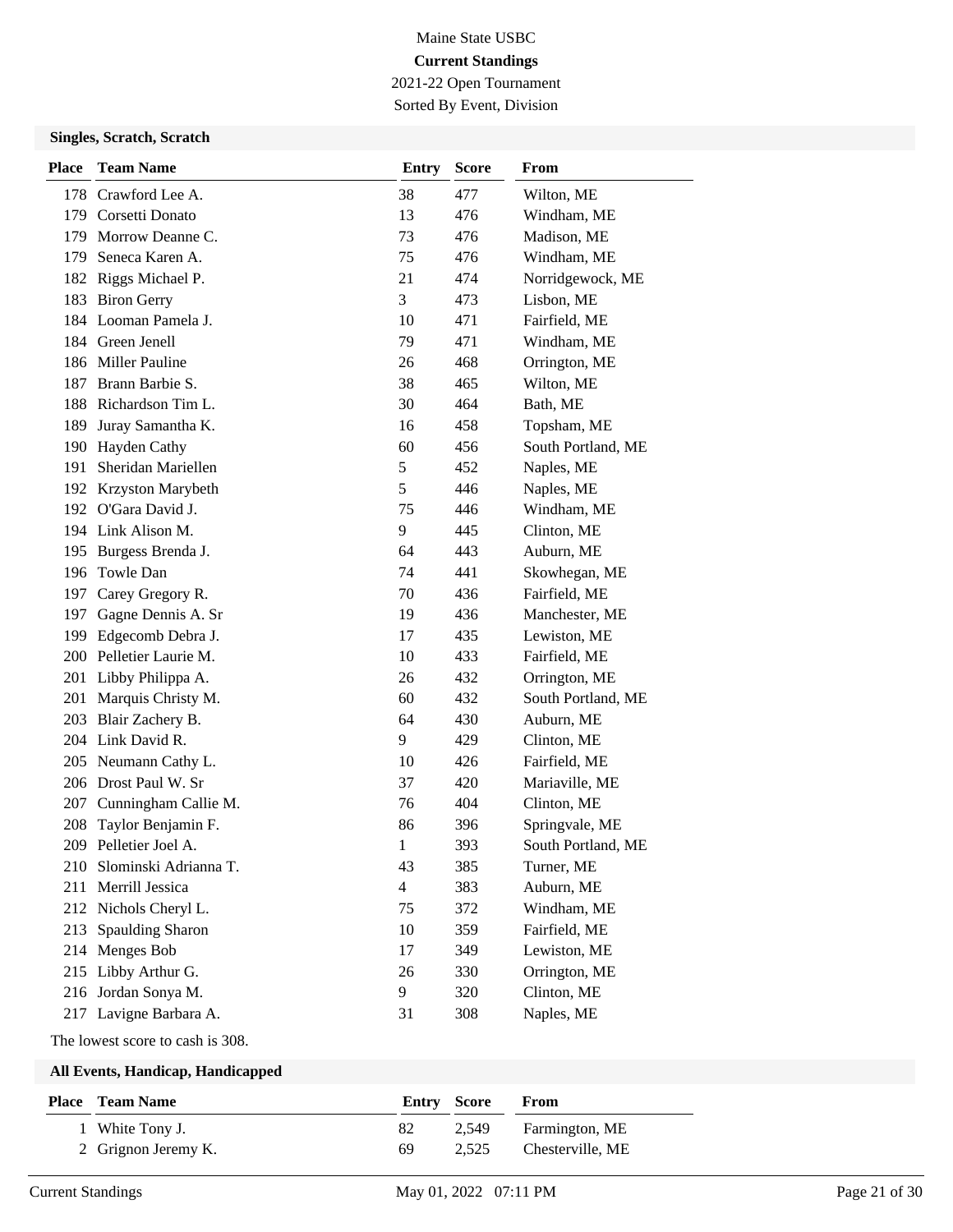Maine State USBC

**Current Standings**

2021-22 Open Tournament

Sorted By Event, Division

### Singles, Scratch, Scratch

| Place | Team Name | Entry | Score | From |
|---|---|---|---|---|
| 178 | Crawford Lee A. | 38 | 477 | Wilton, ME |
| 179 | Corsetti Donato | 13 | 476 | Windham, ME |
| 179 | Morrow Deanne C. | 73 | 476 | Madison, ME |
| 179 | Seneca Karen A. | 75 | 476 | Windham, ME |
| 182 | Riggs Michael P. | 21 | 474 | Norridgewock, ME |
| 183 | Biron Gerry | 3 | 473 | Lisbon, ME |
| 184 | Looman Pamela J. | 10 | 471 | Fairfield, ME |
| 184 | Green Jenell | 79 | 471 | Windham, ME |
| 186 | Miller Pauline | 26 | 468 | Orrington, ME |
| 187 | Brann Barbie S. | 38 | 465 | Wilton, ME |
| 188 | Richardson Tim L. | 30 | 464 | Bath, ME |
| 189 | Juray Samantha K. | 16 | 458 | Topsham, ME |
| 190 | Hayden Cathy | 60 | 456 | South Portland, ME |
| 191 | Sheridan Mariellen | 5 | 452 | Naples, ME |
| 192 | Krzyston Marybeth | 5 | 446 | Naples, ME |
| 192 | O'Gara David J. | 75 | 446 | Windham, ME |
| 194 | Link Alison M. | 9 | 445 | Clinton, ME |
| 195 | Burgess Brenda J. | 64 | 443 | Auburn, ME |
| 196 | Towle Dan | 74 | 441 | Skowhegan, ME |
| 197 | Carey Gregory R. | 70 | 436 | Fairfield, ME |
| 197 | Gagne Dennis A. Sr | 19 | 436 | Manchester, ME |
| 199 | Edgecomb Debra J. | 17 | 435 | Lewiston, ME |
| 200 | Pelletier Laurie M. | 10 | 433 | Fairfield, ME |
| 201 | Libby Philippa A. | 26 | 432 | Orrington, ME |
| 201 | Marquis Christy M. | 60 | 432 | South Portland, ME |
| 203 | Blair Zachery B. | 64 | 430 | Auburn, ME |
| 204 | Link David R. | 9 | 429 | Clinton, ME |
| 205 | Neumann Cathy L. | 10 | 426 | Fairfield, ME |
| 206 | Drost Paul W. Sr | 37 | 420 | Mariaville, ME |
| 207 | Cunningham Callie M. | 76 | 404 | Clinton, ME |
| 208 | Taylor Benjamin F. | 86 | 396 | Springvale, ME |
| 209 | Pelletier Joel A. | 1 | 393 | South Portland, ME |
| 210 | Slominski Adrianna T. | 43 | 385 | Turner, ME |
| 211 | Merrill Jessica | 4 | 383 | Auburn, ME |
| 212 | Nichols Cheryl L. | 75 | 372 | Windham, ME |
| 213 | Spaulding Sharon | 10 | 359 | Fairfield, ME |
| 214 | Menges Bob | 17 | 349 | Lewiston, ME |
| 215 | Libby Arthur G. | 26 | 330 | Orrington, ME |
| 216 | Jordan Sonya M. | 9 | 320 | Clinton, ME |
| 217 | Lavigne Barbara A. | 31 | 308 | Naples, ME |

The lowest score to cash is 308.

### All Events, Handicap, Handicapped

| Place | Team Name | Entry | Score | From |
|---|---|---|---|---|
| 1 | White Tony J. | 82 | 2,549 | Farmington, ME |
| 2 | Grignon Jeremy K. | 69 | 2,525 | Chesterville, ME |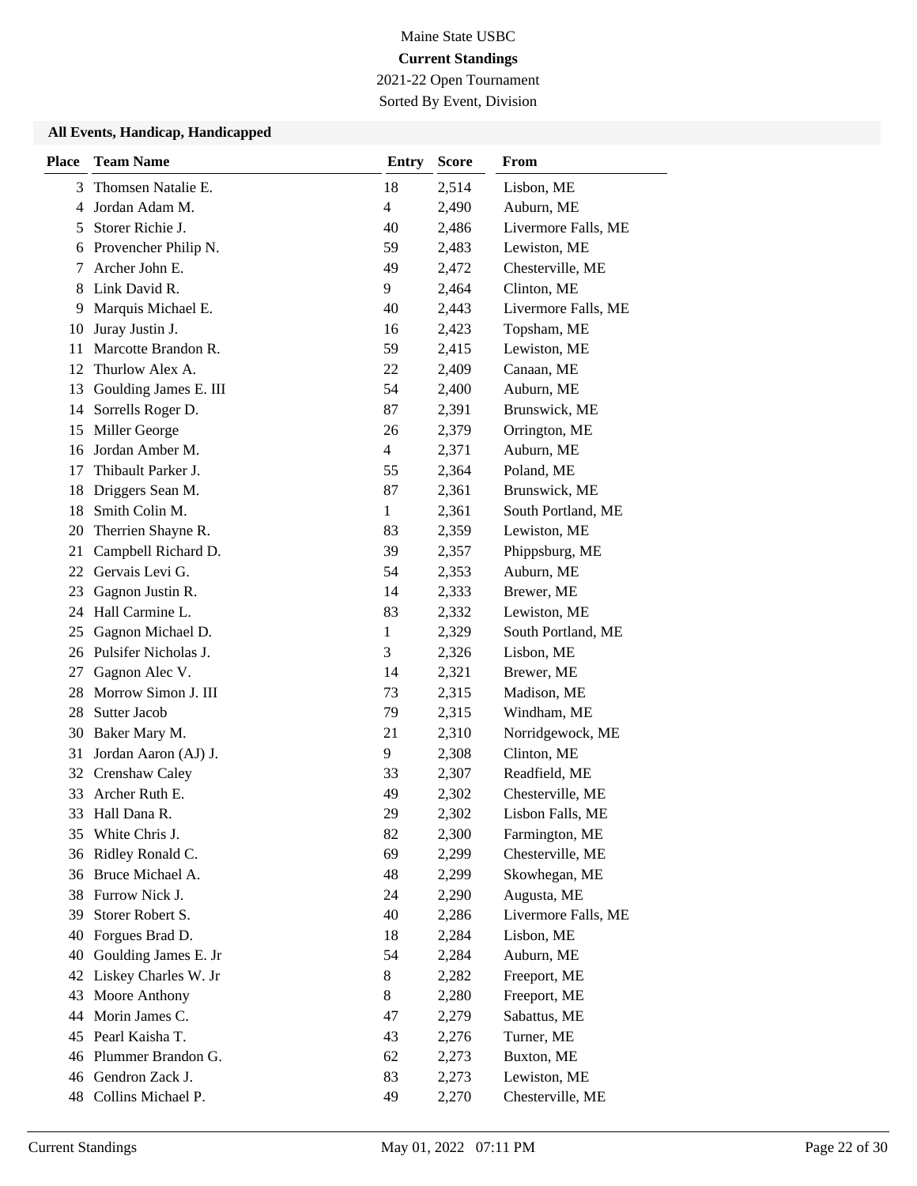Maine State USBC

**Current Standings**

2021-22 Open Tournament

Sorted By Event, Division

### All Events, Handicap, Handicapped

| Place | Team Name | Entry | Score | From |
|---|---|---|---|---|
| 3 | Thomsen Natalie E. | 18 | 2,514 | Lisbon, ME |
| 4 | Jordan Adam M. | 4 | 2,490 | Auburn, ME |
| 5 | Storer Richie J. | 40 | 2,486 | Livermore Falls, ME |
| 6 | Provencher Philip N. | 59 | 2,483 | Lewiston, ME |
| 7 | Archer John E. | 49 | 2,472 | Chesterville, ME |
| 8 | Link David R. | 9 | 2,464 | Clinton, ME |
| 9 | Marquis Michael E. | 40 | 2,443 | Livermore Falls, ME |
| 10 | Juray Justin J. | 16 | 2,423 | Topsham, ME |
| 11 | Marcotte Brandon R. | 59 | 2,415 | Lewiston, ME |
| 12 | Thurlow Alex A. | 22 | 2,409 | Canaan, ME |
| 13 | Goulding James E. III | 54 | 2,400 | Auburn, ME |
| 14 | Sorrells Roger D. | 87 | 2,391 | Brunswick, ME |
| 15 | Miller George | 26 | 2,379 | Orrington, ME |
| 16 | Jordan Amber M. | 4 | 2,371 | Auburn, ME |
| 17 | Thibault Parker J. | 55 | 2,364 | Poland, ME |
| 18 | Driggers Sean M. | 87 | 2,361 | Brunswick, ME |
| 18 | Smith Colin M. | 1 | 2,361 | South Portland, ME |
| 20 | Therrien Shayne R. | 83 | 2,359 | Lewiston, ME |
| 21 | Campbell Richard D. | 39 | 2,357 | Phippsburg, ME |
| 22 | Gervais Levi G. | 54 | 2,353 | Auburn, ME |
| 23 | Gagnon Justin R. | 14 | 2,333 | Brewer, ME |
| 24 | Hall Carmine L. | 83 | 2,332 | Lewiston, ME |
| 25 | Gagnon Michael D. | 1 | 2,329 | South Portland, ME |
| 26 | Pulsifer Nicholas J. | 3 | 2,326 | Lisbon, ME |
| 27 | Gagnon Alec V. | 14 | 2,321 | Brewer, ME |
| 28 | Morrow Simon J. III | 73 | 2,315 | Madison, ME |
| 28 | Sutter Jacob | 79 | 2,315 | Windham, ME |
| 30 | Baker Mary M. | 21 | 2,310 | Norridgewock, ME |
| 31 | Jordan Aaron (AJ) J. | 9 | 2,308 | Clinton, ME |
| 32 | Crenshaw Caley | 33 | 2,307 | Readfield, ME |
| 33 | Archer Ruth E. | 49 | 2,302 | Chesterville, ME |
| 33 | Hall Dana R. | 29 | 2,302 | Lisbon Falls, ME |
| 35 | White Chris J. | 82 | 2,300 | Farmington, ME |
| 36 | Ridley Ronald C. | 69 | 2,299 | Chesterville, ME |
| 36 | Bruce Michael A. | 48 | 2,299 | Skowhegan, ME |
| 38 | Furrow Nick J. | 24 | 2,290 | Augusta, ME |
| 39 | Storer Robert S. | 40 | 2,286 | Livermore Falls, ME |
| 40 | Forgues Brad D. | 18 | 2,284 | Lisbon, ME |
| 40 | Goulding James E. Jr | 54 | 2,284 | Auburn, ME |
| 42 | Liskey Charles W. Jr | 8 | 2,282 | Freeport, ME |
| 43 | Moore Anthony | 8 | 2,280 | Freeport, ME |
| 44 | Morin James C. | 47 | 2,279 | Sabattus, ME |
| 45 | Pearl Kaisha T. | 43 | 2,276 | Turner, ME |
| 46 | Plummer Brandon G. | 62 | 2,273 | Buxton, ME |
| 46 | Gendron Zack J. | 83 | 2,273 | Lewiston, ME |
| 48 | Collins Michael P. | 49 | 2,270 | Chesterville, ME |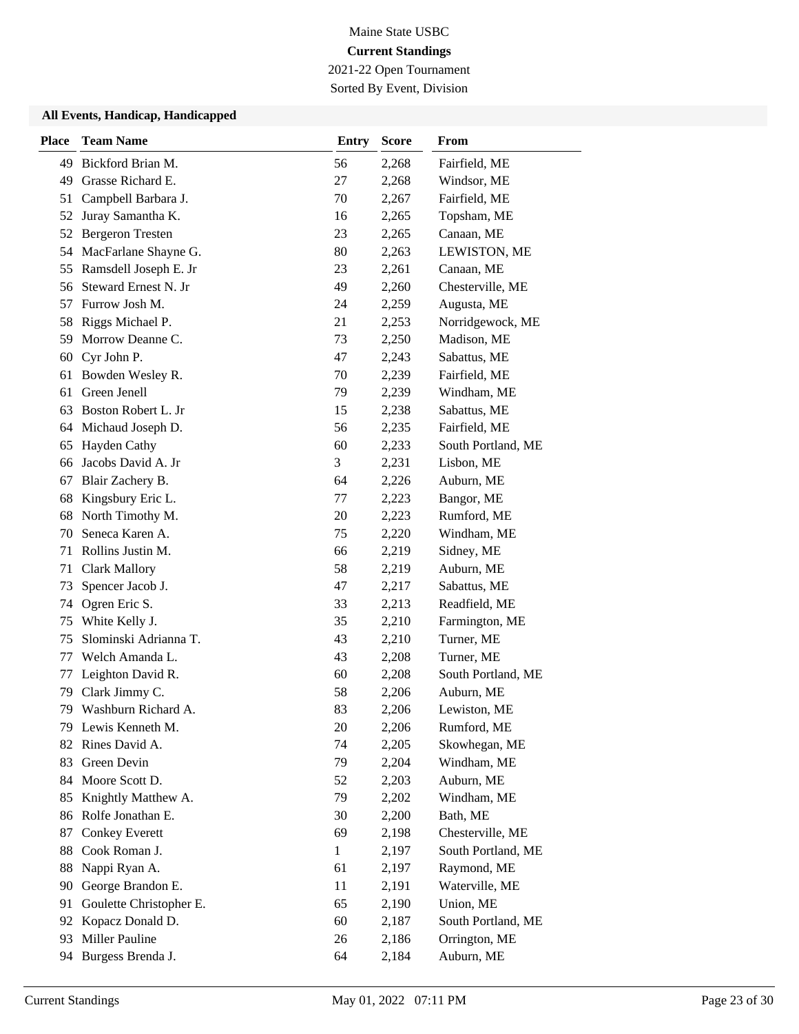Maine State USBC

**Current Standings**

2021-22 Open Tournament

Sorted By Event, Division

### All Events, Handicap, Handicapped

| Place | Team Name | Entry | Score | From |
|---|---|---|---|---|
| 49 | Bickford Brian M. | 56 | 2,268 | Fairfield, ME |
| 49 | Grasse Richard E. | 27 | 2,268 | Windsor, ME |
| 51 | Campbell Barbara J. | 70 | 2,267 | Fairfield, ME |
| 52 | Juray Samantha K. | 16 | 2,265 | Topsham, ME |
| 52 | Bergeron Tresten | 23 | 2,265 | Canaan, ME |
| 54 | MacFarlane Shayne G. | 80 | 2,263 | LEWISTON, ME |
| 55 | Ramsdell Joseph E. Jr | 23 | 2,261 | Canaan, ME |
| 56 | Steward Ernest N. Jr | 49 | 2,260 | Chesterville, ME |
| 57 | Furrow Josh M. | 24 | 2,259 | Augusta, ME |
| 58 | Riggs Michael P. | 21 | 2,253 | Norridgewock, ME |
| 59 | Morrow Deanne C. | 73 | 2,250 | Madison, ME |
| 60 | Cyr John P. | 47 | 2,243 | Sabattus, ME |
| 61 | Bowden Wesley R. | 70 | 2,239 | Fairfield, ME |
| 61 | Green Jenell | 79 | 2,239 | Windham, ME |
| 63 | Boston Robert L. Jr | 15 | 2,238 | Sabattus, ME |
| 64 | Michaud Joseph D. | 56 | 2,235 | Fairfield, ME |
| 65 | Hayden Cathy | 60 | 2,233 | South Portland, ME |
| 66 | Jacobs David A. Jr | 3 | 2,231 | Lisbon, ME |
| 67 | Blair Zachery B. | 64 | 2,226 | Auburn, ME |
| 68 | Kingsbury Eric L. | 77 | 2,223 | Bangor, ME |
| 68 | North Timothy M. | 20 | 2,223 | Rumford, ME |
| 70 | Seneca Karen A. | 75 | 2,220 | Windham, ME |
| 71 | Rollins Justin M. | 66 | 2,219 | Sidney, ME |
| 71 | Clark Mallory | 58 | 2,219 | Auburn, ME |
| 73 | Spencer Jacob J. | 47 | 2,217 | Sabattus, ME |
| 74 | Ogren Eric S. | 33 | 2,213 | Readfield, ME |
| 75 | White Kelly J. | 35 | 2,210 | Farmington, ME |
| 75 | Slominski Adrianna T. | 43 | 2,210 | Turner, ME |
| 77 | Welch Amanda L. | 43 | 2,208 | Turner, ME |
| 77 | Leighton David R. | 60 | 2,208 | South Portland, ME |
| 79 | Clark Jimmy C. | 58 | 2,206 | Auburn, ME |
| 79 | Washburn Richard A. | 83 | 2,206 | Lewiston, ME |
| 79 | Lewis Kenneth M. | 20 | 2,206 | Rumford, ME |
| 82 | Rines David A. | 74 | 2,205 | Skowhegan, ME |
| 83 | Green Devin | 79 | 2,204 | Windham, ME |
| 84 | Moore Scott D. | 52 | 2,203 | Auburn, ME |
| 85 | Knightly Matthew A. | 79 | 2,202 | Windham, ME |
| 86 | Rolfe Jonathan E. | 30 | 2,200 | Bath, ME |
| 87 | Conkey Everett | 69 | 2,198 | Chesterville, ME |
| 88 | Cook Roman J. | 1 | 2,197 | South Portland, ME |
| 88 | Nappi Ryan A. | 61 | 2,197 | Raymond, ME |
| 90 | George Brandon E. | 11 | 2,191 | Waterville, ME |
| 91 | Goulette Christopher E. | 65 | 2,190 | Union, ME |
| 92 | Kopacz Donald D. | 60 | 2,187 | South Portland, ME |
| 93 | Miller Pauline | 26 | 2,186 | Orrington, ME |
| 94 | Burgess Brenda J. | 64 | 2,184 | Auburn, ME |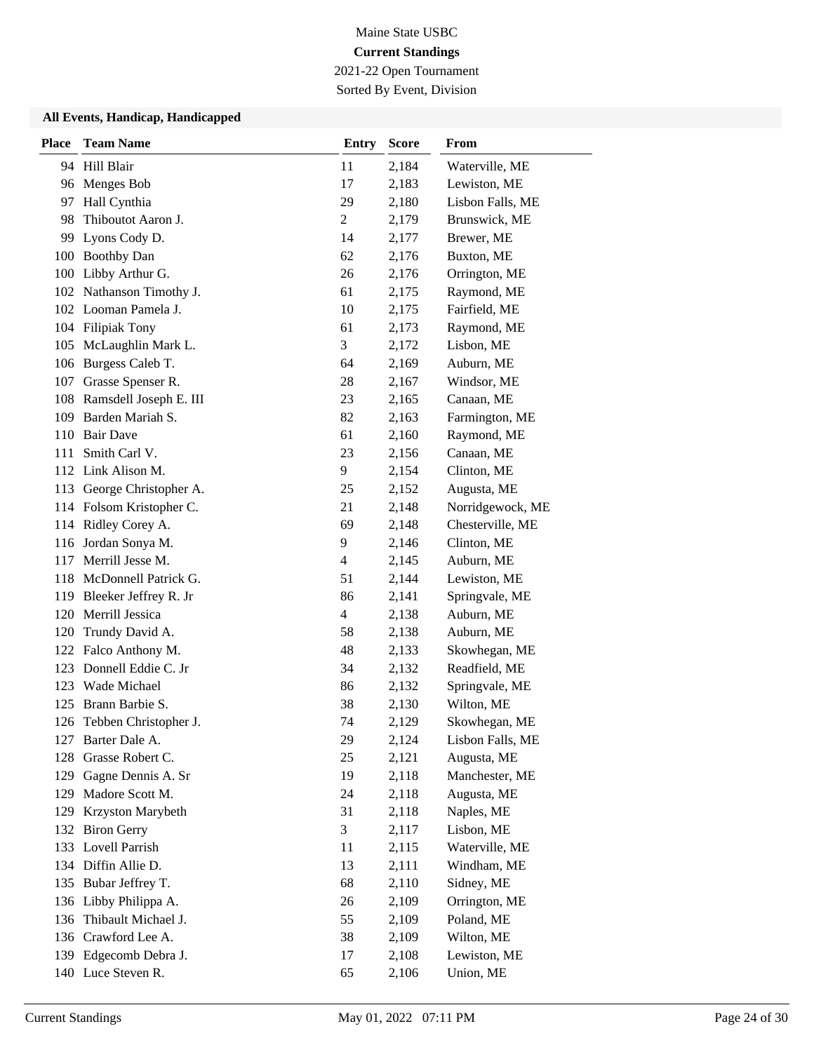Maine State USBC

**Current Standings**

2021-22 Open Tournament

Sorted By Event, Division

### All Events, Handicap, Handicapped

| Place | Team Name | Entry | Score | From |
|---|---|---|---|---|
| 94 | Hill Blair | 11 | 2,184 | Waterville, ME |
| 96 | Menges Bob | 17 | 2,183 | Lewiston, ME |
| 97 | Hall Cynthia | 29 | 2,180 | Lisbon Falls, ME |
| 98 | Thiboutot Aaron J. | 2 | 2,179 | Brunswick, ME |
| 99 | Lyons Cody D. | 14 | 2,177 | Brewer, ME |
| 100 | Boothby Dan | 62 | 2,176 | Buxton, ME |
| 100 | Libby Arthur G. | 26 | 2,176 | Orrington, ME |
| 102 | Nathanson Timothy J. | 61 | 2,175 | Raymond, ME |
| 102 | Looman Pamela J. | 10 | 2,175 | Fairfield, ME |
| 104 | Filipiak Tony | 61 | 2,173 | Raymond, ME |
| 105 | McLaughlin Mark L. | 3 | 2,172 | Lisbon, ME |
| 106 | Burgess Caleb T. | 64 | 2,169 | Auburn, ME |
| 107 | Grasse Spenser R. | 28 | 2,167 | Windsor, ME |
| 108 | Ramsdell Joseph E. III | 23 | 2,165 | Canaan, ME |
| 109 | Barden Mariah S. | 82 | 2,163 | Farmington, ME |
| 110 | Bair Dave | 61 | 2,160 | Raymond, ME |
| 111 | Smith Carl V. | 23 | 2,156 | Canaan, ME |
| 112 | Link Alison M. | 9 | 2,154 | Clinton, ME |
| 113 | George Christopher A. | 25 | 2,152 | Augusta, ME |
| 114 | Folsom Kristopher C. | 21 | 2,148 | Norridgewock, ME |
| 114 | Ridley Corey A. | 69 | 2,148 | Chesterville, ME |
| 116 | Jordan Sonya M. | 9 | 2,146 | Clinton, ME |
| 117 | Merrill Jesse M. | 4 | 2,145 | Auburn, ME |
| 118 | McDonnell Patrick G. | 51 | 2,144 | Lewiston, ME |
| 119 | Bleeker Jeffrey R. Jr | 86 | 2,141 | Springvale, ME |
| 120 | Merrill Jessica | 4 | 2,138 | Auburn, ME |
| 120 | Trundy David A. | 58 | 2,138 | Auburn, ME |
| 122 | Falco Anthony M. | 48 | 2,133 | Skowhegan, ME |
| 123 | Donnell Eddie C. Jr | 34 | 2,132 | Readfield, ME |
| 123 | Wade Michael | 86 | 2,132 | Springvale, ME |
| 125 | Brann Barbie S. | 38 | 2,130 | Wilton, ME |
| 126 | Tebben Christopher J. | 74 | 2,129 | Skowhegan, ME |
| 127 | Barter Dale A. | 29 | 2,124 | Lisbon Falls, ME |
| 128 | Grasse Robert C. | 25 | 2,121 | Augusta, ME |
| 129 | Gagne Dennis A. Sr | 19 | 2,118 | Manchester, ME |
| 129 | Madore Scott M. | 24 | 2,118 | Augusta, ME |
| 129 | Krzyston Marybeth | 31 | 2,118 | Naples, ME |
| 132 | Biron Gerry | 3 | 2,117 | Lisbon, ME |
| 133 | Lovell Parrish | 11 | 2,115 | Waterville, ME |
| 134 | Diffin Allie D. | 13 | 2,111 | Windham, ME |
| 135 | Bubar Jeffrey T. | 68 | 2,110 | Sidney, ME |
| 136 | Libby Philippa A. | 26 | 2,109 | Orrington, ME |
| 136 | Thibault Michael J. | 55 | 2,109 | Poland, ME |
| 136 | Crawford Lee A. | 38 | 2,109 | Wilton, ME |
| 139 | Edgecomb Debra J. | 17 | 2,108 | Lewiston, ME |
| 140 | Luce Steven R. | 65 | 2,106 | Union, ME |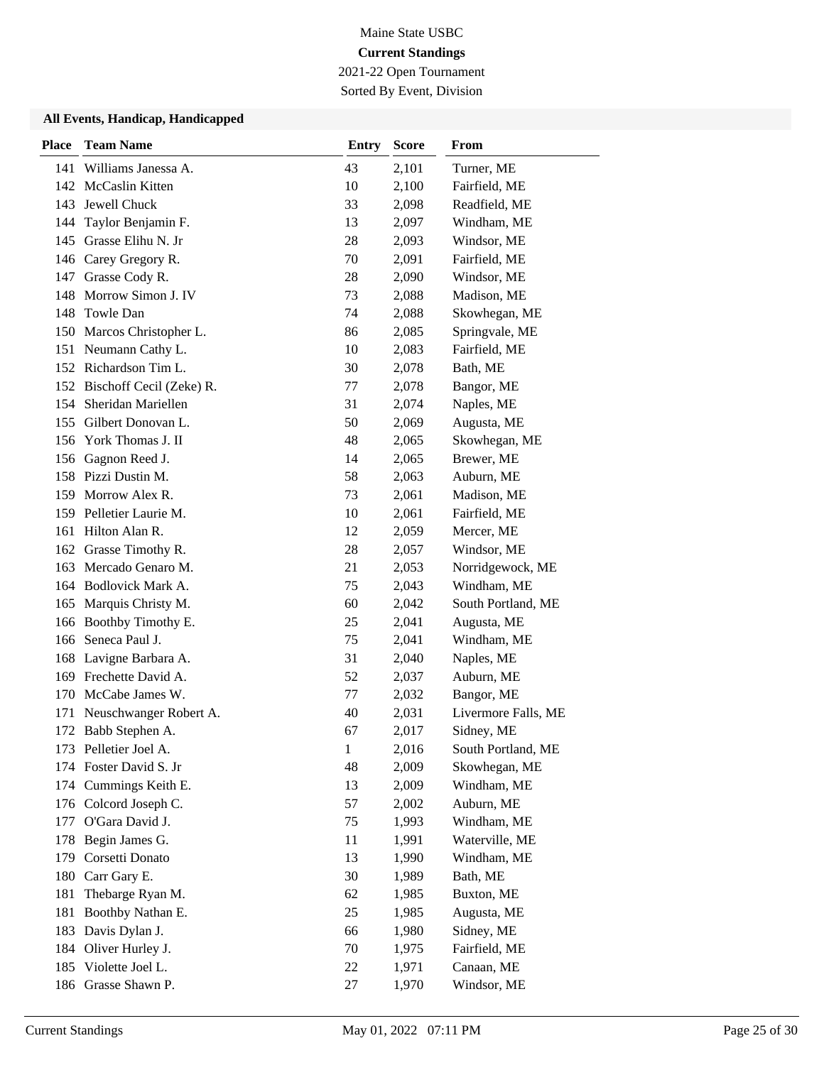Maine State USBC

**Current Standings**

2021-22 Open Tournament

Sorted By Event, Division

### All Events, Handicap, Handicapped

| Place | Team Name | Entry | Score | From |
|---|---|---|---|---|
| 141 | Williams Janessa A. | 43 | 2,101 | Turner, ME |
| 142 | McCaslin Kitten | 10 | 2,100 | Fairfield, ME |
| 143 | Jewell Chuck | 33 | 2,098 | Readfield, ME |
| 144 | Taylor Benjamin F. | 13 | 2,097 | Windham, ME |
| 145 | Grasse Elihu N. Jr | 28 | 2,093 | Windsor, ME |
| 146 | Carey Gregory R. | 70 | 2,091 | Fairfield, ME |
| 147 | Grasse Cody R. | 28 | 2,090 | Windsor, ME |
| 148 | Morrow Simon J. IV | 73 | 2,088 | Madison, ME |
| 148 | Towle Dan | 74 | 2,088 | Skowhegan, ME |
| 150 | Marcos Christopher L. | 86 | 2,085 | Springvale, ME |
| 151 | Neumann Cathy L. | 10 | 2,083 | Fairfield, ME |
| 152 | Richardson Tim L. | 30 | 2,078 | Bath, ME |
| 152 | Bischoff Cecil (Zeke) R. | 77 | 2,078 | Bangor, ME |
| 154 | Sheridan Mariellen | 31 | 2,074 | Naples, ME |
| 155 | Gilbert Donovan L. | 50 | 2,069 | Augusta, ME |
| 156 | York Thomas J. II | 48 | 2,065 | Skowhegan, ME |
| 156 | Gagnon Reed J. | 14 | 2,065 | Brewer, ME |
| 158 | Pizzi Dustin M. | 58 | 2,063 | Auburn, ME |
| 159 | Morrow Alex R. | 73 | 2,061 | Madison, ME |
| 159 | Pelletier Laurie M. | 10 | 2,061 | Fairfield, ME |
| 161 | Hilton Alan R. | 12 | 2,059 | Mercer, ME |
| 162 | Grasse Timothy R. | 28 | 2,057 | Windsor, ME |
| 163 | Mercado Genaro M. | 21 | 2,053 | Norridgewock, ME |
| 164 | Bodlovick Mark A. | 75 | 2,043 | Windham, ME |
| 165 | Marquis Christy M. | 60 | 2,042 | South Portland, ME |
| 166 | Boothby Timothy E. | 25 | 2,041 | Augusta, ME |
| 166 | Seneca Paul J. | 75 | 2,041 | Windham, ME |
| 168 | Lavigne Barbara A. | 31 | 2,040 | Naples, ME |
| 169 | Frechette David A. | 52 | 2,037 | Auburn, ME |
| 170 | McCabe James W. | 77 | 2,032 | Bangor, ME |
| 171 | Neuschwanger Robert A. | 40 | 2,031 | Livermore Falls, ME |
| 172 | Babb Stephen A. | 67 | 2,017 | Sidney, ME |
| 173 | Pelletier Joel A. | 1 | 2,016 | South Portland, ME |
| 174 | Foster David S. Jr | 48 | 2,009 | Skowhegan, ME |
| 174 | Cummings Keith E. | 13 | 2,009 | Windham, ME |
| 176 | Colcord Joseph C. | 57 | 2,002 | Auburn, ME |
| 177 | O'Gara David J. | 75 | 1,993 | Windham, ME |
| 178 | Begin James G. | 11 | 1,991 | Waterville, ME |
| 179 | Corsetti Donato | 13 | 1,990 | Windham, ME |
| 180 | Carr Gary E. | 30 | 1,989 | Bath, ME |
| 181 | Thebarge Ryan M. | 62 | 1,985 | Buxton, ME |
| 181 | Boothby Nathan E. | 25 | 1,985 | Augusta, ME |
| 183 | Davis Dylan J. | 66 | 1,980 | Sidney, ME |
| 184 | Oliver Hurley J. | 70 | 1,975 | Fairfield, ME |
| 185 | Violette Joel L. | 22 | 1,971 | Canaan, ME |
| 186 | Grasse Shawn P. | 27 | 1,970 | Windsor, ME |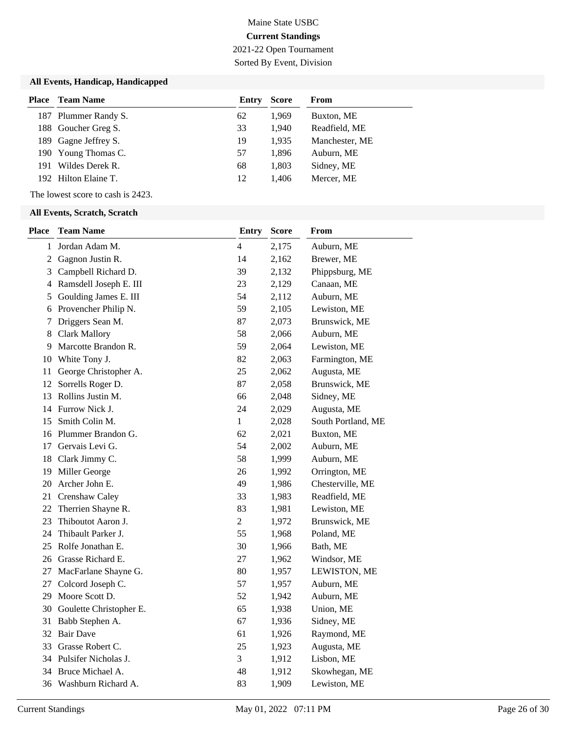Maine State USBC

**Current Standings**

2021-22 Open Tournament

Sorted By Event, Division

### All Events, Handicap, Handicapped

| Place | Team Name | Entry | Score | From |
|---|---|---|---|---|
| 187 | Plummer Randy S. | 62 | 1,969 | Buxton, ME |
| 188 | Goucher Greg S. | 33 | 1,940 | Readfield, ME |
| 189 | Gagne Jeffrey S. | 19 | 1,935 | Manchester, ME |
| 190 | Young Thomas C. | 57 | 1,896 | Auburn, ME |
| 191 | Wildes Derek R. | 68 | 1,803 | Sidney, ME |
| 192 | Hilton Elaine T. | 12 | 1,406 | Mercer, ME |

The lowest score to cash is 2423.

### All Events, Scratch, Scratch

| Place | Team Name | Entry | Score | From |
|---|---|---|---|---|
| 1 | Jordan Adam M. | 4 | 2,175 | Auburn, ME |
| 2 | Gagnon Justin R. | 14 | 2,162 | Brewer, ME |
| 3 | Campbell Richard D. | 39 | 2,132 | Phippsburg, ME |
| 4 | Ramsdell Joseph E. III | 23 | 2,129 | Canaan, ME |
| 5 | Goulding James E. III | 54 | 2,112 | Auburn, ME |
| 6 | Provencher Philip N. | 59 | 2,105 | Lewiston, ME |
| 7 | Driggers Sean M. | 87 | 2,073 | Brunswick, ME |
| 8 | Clark Mallory | 58 | 2,066 | Auburn, ME |
| 9 | Marcotte Brandon R. | 59 | 2,064 | Lewiston, ME |
| 10 | White Tony J. | 82 | 2,063 | Farmington, ME |
| 11 | George Christopher A. | 25 | 2,062 | Augusta, ME |
| 12 | Sorrells Roger D. | 87 | 2,058 | Brunswick, ME |
| 13 | Rollins Justin M. | 66 | 2,048 | Sidney, ME |
| 14 | Furrow Nick J. | 24 | 2,029 | Augusta, ME |
| 15 | Smith Colin M. | 1 | 2,028 | South Portland, ME |
| 16 | Plummer Brandon G. | 62 | 2,021 | Buxton, ME |
| 17 | Gervais Levi G. | 54 | 2,002 | Auburn, ME |
| 18 | Clark Jimmy C. | 58 | 1,999 | Auburn, ME |
| 19 | Miller George | 26 | 1,992 | Orrington, ME |
| 20 | Archer John E. | 49 | 1,986 | Chesterville, ME |
| 21 | Crenshaw Caley | 33 | 1,983 | Readfield, ME |
| 22 | Therrien Shayne R. | 83 | 1,981 | Lewiston, ME |
| 23 | Thiboutot Aaron J. | 2 | 1,972 | Brunswick, ME |
| 24 | Thibault Parker J. | 55 | 1,968 | Poland, ME |
| 25 | Rolfe Jonathan E. | 30 | 1,966 | Bath, ME |
| 26 | Grasse Richard E. | 27 | 1,962 | Windsor, ME |
| 27 | MacFarlane Shayne G. | 80 | 1,957 | LEWISTON, ME |
| 27 | Colcord Joseph C. | 57 | 1,957 | Auburn, ME |
| 29 | Moore Scott D. | 52 | 1,942 | Auburn, ME |
| 30 | Goulette Christopher E. | 65 | 1,938 | Union, ME |
| 31 | Babb Stephen A. | 67 | 1,936 | Sidney, ME |
| 32 | Bair Dave | 61 | 1,926 | Raymond, ME |
| 33 | Grasse Robert C. | 25 | 1,923 | Augusta, ME |
| 34 | Pulsifer Nicholas J. | 3 | 1,912 | Lisbon, ME |
| 34 | Bruce Michael A. | 48 | 1,912 | Skowhegan, ME |
| 36 | Washburn Richard A. | 83 | 1,909 | Lewiston, ME |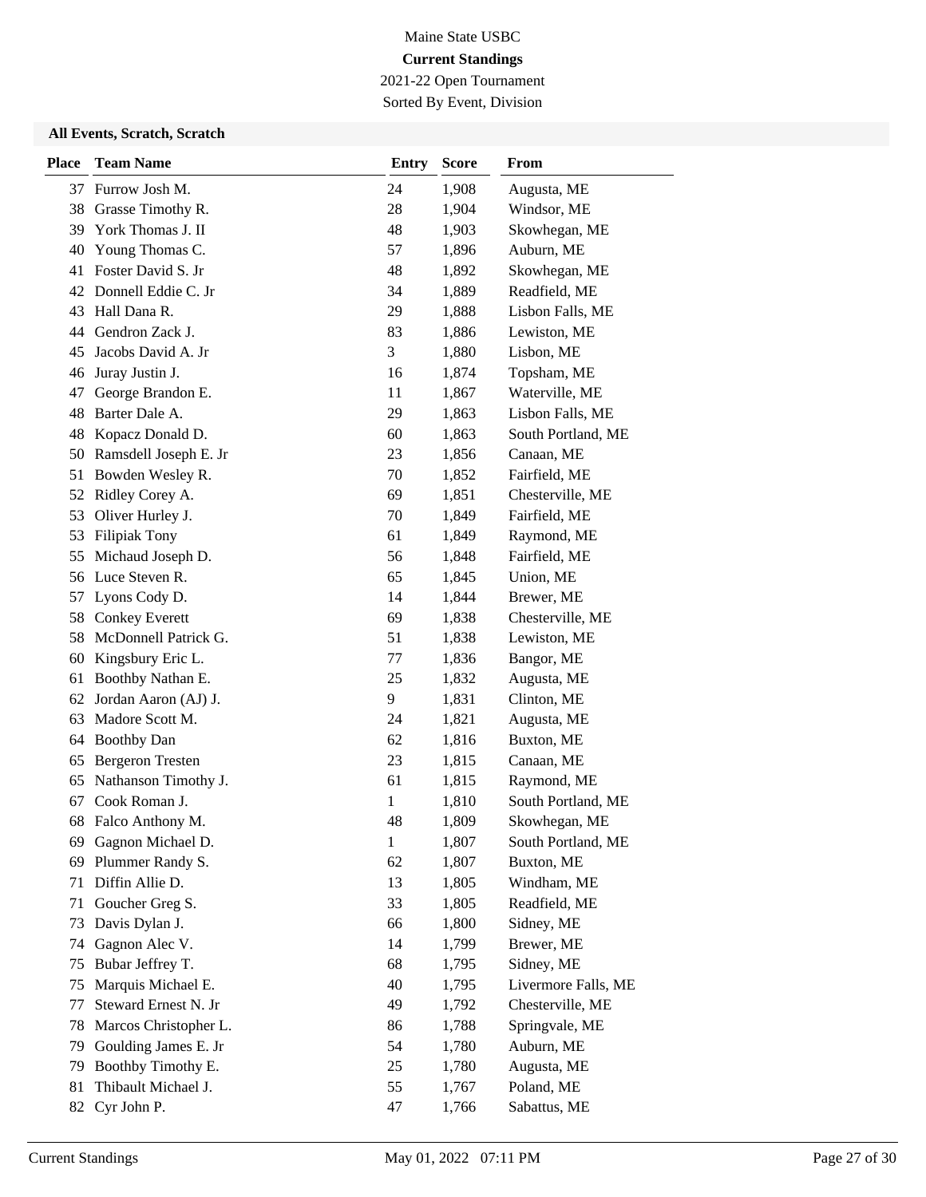Maine State USBC

**Current Standings**

2021-22 Open Tournament

Sorted By Event, Division

### All Events, Scratch, Scratch

| Place | Team Name | Entry | Score | From |
|---|---|---|---|---|
| 37 | Furrow Josh M. | 24 | 1,908 | Augusta, ME |
| 38 | Grasse Timothy R. | 28 | 1,904 | Windsor, ME |
| 39 | York Thomas J. II | 48 | 1,903 | Skowhegan, ME |
| 40 | Young Thomas C. | 57 | 1,896 | Auburn, ME |
| 41 | Foster David S. Jr | 48 | 1,892 | Skowhegan, ME |
| 42 | Donnell Eddie C. Jr | 34 | 1,889 | Readfield, ME |
| 43 | Hall Dana R. | 29 | 1,888 | Lisbon Falls, ME |
| 44 | Gendron Zack J. | 83 | 1,886 | Lewiston, ME |
| 45 | Jacobs David A. Jr | 3 | 1,880 | Lisbon, ME |
| 46 | Juray Justin J. | 16 | 1,874 | Topsham, ME |
| 47 | George Brandon E. | 11 | 1,867 | Waterville, ME |
| 48 | Barter Dale A. | 29 | 1,863 | Lisbon Falls, ME |
| 48 | Kopacz Donald D. | 60 | 1,863 | South Portland, ME |
| 50 | Ramsdell Joseph E. Jr | 23 | 1,856 | Canaan, ME |
| 51 | Bowden Wesley R. | 70 | 1,852 | Fairfield, ME |
| 52 | Ridley Corey A. | 69 | 1,851 | Chesterville, ME |
| 53 | Oliver Hurley J. | 70 | 1,849 | Fairfield, ME |
| 53 | Filipiak Tony | 61 | 1,849 | Raymond, ME |
| 55 | Michaud Joseph D. | 56 | 1,848 | Fairfield, ME |
| 56 | Luce Steven R. | 65 | 1,845 | Union, ME |
| 57 | Lyons Cody D. | 14 | 1,844 | Brewer, ME |
| 58 | Conkey Everett | 69 | 1,838 | Chesterville, ME |
| 58 | McDonnell Patrick G. | 51 | 1,838 | Lewiston, ME |
| 60 | Kingsbury Eric L. | 77 | 1,836 | Bangor, ME |
| 61 | Boothby Nathan E. | 25 | 1,832 | Augusta, ME |
| 62 | Jordan Aaron (AJ) J. | 9 | 1,831 | Clinton, ME |
| 63 | Madore Scott M. | 24 | 1,821 | Augusta, ME |
| 64 | Boothby Dan | 62 | 1,816 | Buxton, ME |
| 65 | Bergeron Tresten | 23 | 1,815 | Canaan, ME |
| 65 | Nathanson Timothy J. | 61 | 1,815 | Raymond, ME |
| 67 | Cook Roman J. | 1 | 1,810 | South Portland, ME |
| 68 | Falco Anthony M. | 48 | 1,809 | Skowhegan, ME |
| 69 | Gagnon Michael D. | 1 | 1,807 | South Portland, ME |
| 69 | Plummer Randy S. | 62 | 1,807 | Buxton, ME |
| 71 | Diffin Allie D. | 13 | 1,805 | Windham, ME |
| 71 | Goucher Greg S. | 33 | 1,805 | Readfield, ME |
| 73 | Davis Dylan J. | 66 | 1,800 | Sidney, ME |
| 74 | Gagnon Alec V. | 14 | 1,799 | Brewer, ME |
| 75 | Bubar Jeffrey T. | 68 | 1,795 | Sidney, ME |
| 75 | Marquis Michael E. | 40 | 1,795 | Livermore Falls, ME |
| 77 | Steward Ernest N. Jr | 49 | 1,792 | Chesterville, ME |
| 78 | Marcos Christopher L. | 86 | 1,788 | Springvale, ME |
| 79 | Goulding James E. Jr | 54 | 1,780 | Auburn, ME |
| 79 | Boothby Timothy E. | 25 | 1,780 | Augusta, ME |
| 81 | Thibault Michael J. | 55 | 1,767 | Poland, ME |
| 82 | Cyr John P. | 47 | 1,766 | Sabattus, ME |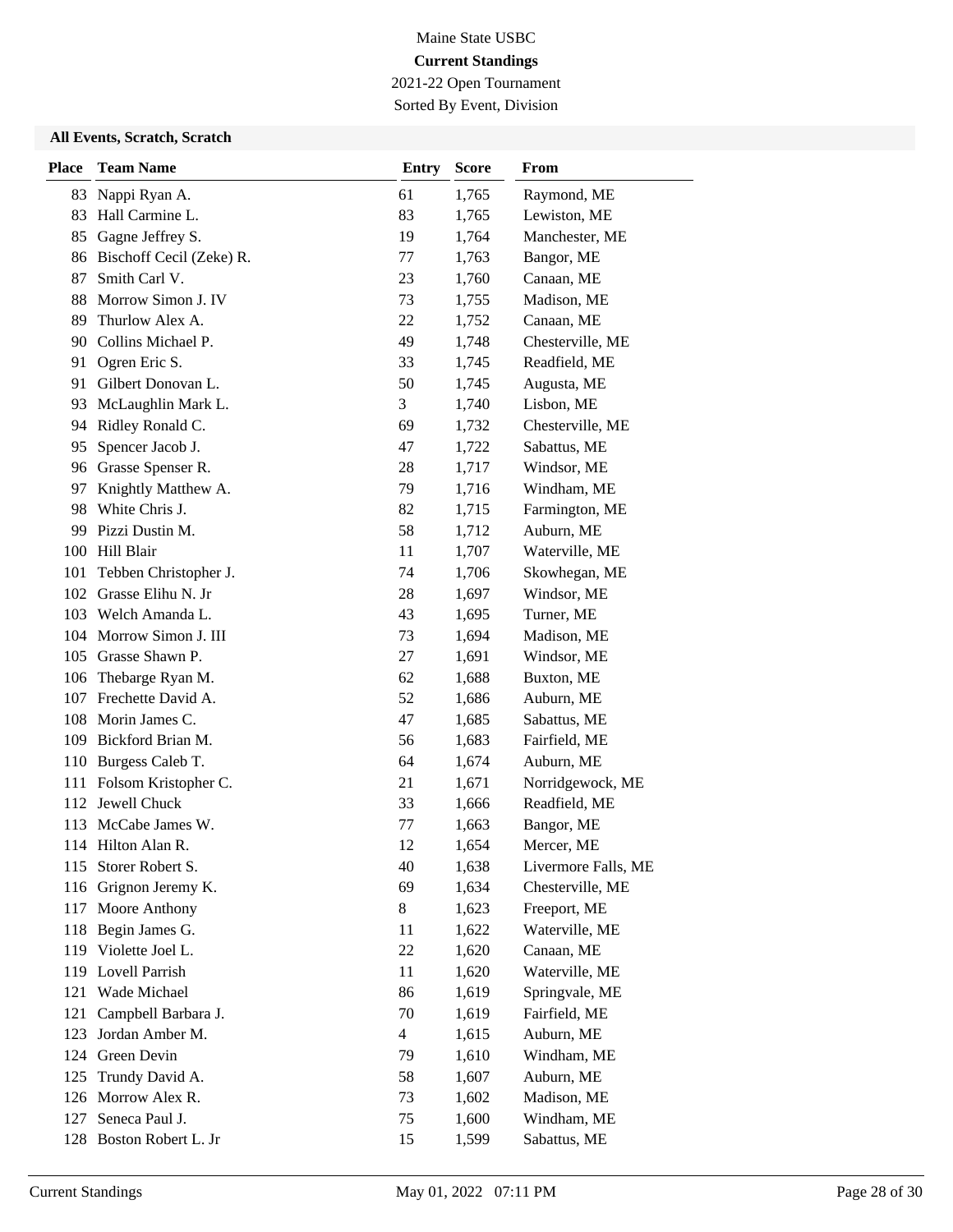Maine State USBC

**Current Standings**

2021-22 Open Tournament

Sorted By Event, Division

### All Events, Scratch, Scratch

| Place | Team Name | Entry | Score | From |
|---|---|---|---|---|
| 83 | Nappi Ryan A. | 61 | 1,765 | Raymond, ME |
| 83 | Hall Carmine L. | 83 | 1,765 | Lewiston, ME |
| 85 | Gagne Jeffrey S. | 19 | 1,764 | Manchester, ME |
| 86 | Bischoff Cecil (Zeke) R. | 77 | 1,763 | Bangor, ME |
| 87 | Smith Carl V. | 23 | 1,760 | Canaan, ME |
| 88 | Morrow Simon J. IV | 73 | 1,755 | Madison, ME |
| 89 | Thurlow Alex A. | 22 | 1,752 | Canaan, ME |
| 90 | Collins Michael P. | 49 | 1,748 | Chesterville, ME |
| 91 | Ogren Eric S. | 33 | 1,745 | Readfield, ME |
| 91 | Gilbert Donovan L. | 50 | 1,745 | Augusta, ME |
| 93 | McLaughlin Mark L. | 3 | 1,740 | Lisbon, ME |
| 94 | Ridley Ronald C. | 69 | 1,732 | Chesterville, ME |
| 95 | Spencer Jacob J. | 47 | 1,722 | Sabattus, ME |
| 96 | Grasse Spenser R. | 28 | 1,717 | Windsor, ME |
| 97 | Knightly Matthew A. | 79 | 1,716 | Windham, ME |
| 98 | White Chris J. | 82 | 1,715 | Farmington, ME |
| 99 | Pizzi Dustin M. | 58 | 1,712 | Auburn, ME |
| 100 | Hill Blair | 11 | 1,707 | Waterville, ME |
| 101 | Tebben Christopher J. | 74 | 1,706 | Skowhegan, ME |
| 102 | Grasse Elihu N. Jr | 28 | 1,697 | Windsor, ME |
| 103 | Welch Amanda L. | 43 | 1,695 | Turner, ME |
| 104 | Morrow Simon J. III | 73 | 1,694 | Madison, ME |
| 105 | Grasse Shawn P. | 27 | 1,691 | Windsor, ME |
| 106 | Thebarge Ryan M. | 62 | 1,688 | Buxton, ME |
| 107 | Frechette David A. | 52 | 1,686 | Auburn, ME |
| 108 | Morin James C. | 47 | 1,685 | Sabattus, ME |
| 109 | Bickford Brian M. | 56 | 1,683 | Fairfield, ME |
| 110 | Burgess Caleb T. | 64 | 1,674 | Auburn, ME |
| 111 | Folsom Kristopher C. | 21 | 1,671 | Norridgewock, ME |
| 112 | Jewell Chuck | 33 | 1,666 | Readfield, ME |
| 113 | McCabe James W. | 77 | 1,663 | Bangor, ME |
| 114 | Hilton Alan R. | 12 | 1,654 | Mercer, ME |
| 115 | Storer Robert S. | 40 | 1,638 | Livermore Falls, ME |
| 116 | Grignon Jeremy K. | 69 | 1,634 | Chesterville, ME |
| 117 | Moore Anthony | 8 | 1,623 | Freeport, ME |
| 118 | Begin James G. | 11 | 1,622 | Waterville, ME |
| 119 | Violette Joel L. | 22 | 1,620 | Canaan, ME |
| 119 | Lovell Parrish | 11 | 1,620 | Waterville, ME |
| 121 | Wade Michael | 86 | 1,619 | Springvale, ME |
| 121 | Campbell Barbara J. | 70 | 1,619 | Fairfield, ME |
| 123 | Jordan Amber M. | 4 | 1,615 | Auburn, ME |
| 124 | Green Devin | 79 | 1,610 | Windham, ME |
| 125 | Trundy David A. | 58 | 1,607 | Auburn, ME |
| 126 | Morrow Alex R. | 73 | 1,602 | Madison, ME |
| 127 | Seneca Paul J. | 75 | 1,600 | Windham, ME |
| 128 | Boston Robert L. Jr | 15 | 1,599 | Sabattus, ME |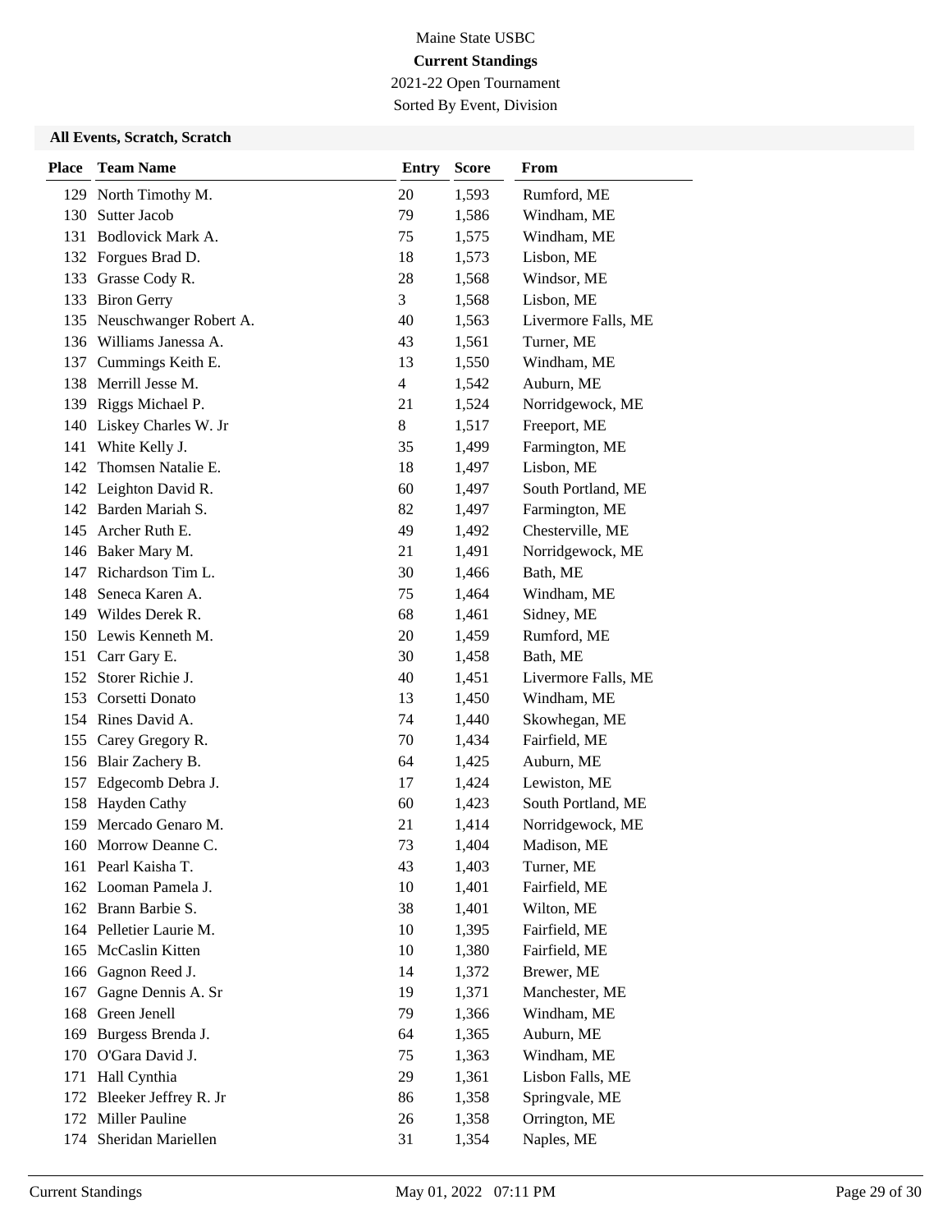Maine State USBC

**Current Standings**

2021-22 Open Tournament

Sorted By Event, Division

### All Events, Scratch, Scratch

| Place | Team Name | Entry | Score | From |
|---|---|---|---|---|
| 129 | North Timothy M. | 20 | 1,593 | Rumford, ME |
| 130 | Sutter Jacob | 79 | 1,586 | Windham, ME |
| 131 | Bodlovick Mark A. | 75 | 1,575 | Windham, ME |
| 132 | Forgues Brad D. | 18 | 1,573 | Lisbon, ME |
| 133 | Grasse Cody R. | 28 | 1,568 | Windsor, ME |
| 133 | Biron Gerry | 3 | 1,568 | Lisbon, ME |
| 135 | Neuschwanger Robert A. | 40 | 1,563 | Livermore Falls, ME |
| 136 | Williams Janessa A. | 43 | 1,561 | Turner, ME |
| 137 | Cummings Keith E. | 13 | 1,550 | Windham, ME |
| 138 | Merrill Jesse M. | 4 | 1,542 | Auburn, ME |
| 139 | Riggs Michael P. | 21 | 1,524 | Norridgewock, ME |
| 140 | Liskey Charles W. Jr | 8 | 1,517 | Freeport, ME |
| 141 | White Kelly J. | 35 | 1,499 | Farmington, ME |
| 142 | Thomsen Natalie E. | 18 | 1,497 | Lisbon, ME |
| 142 | Leighton David R. | 60 | 1,497 | South Portland, ME |
| 142 | Barden Mariah S. | 82 | 1,497 | Farmington, ME |
| 145 | Archer Ruth E. | 49 | 1,492 | Chesterville, ME |
| 146 | Baker Mary M. | 21 | 1,491 | Norridgewock, ME |
| 147 | Richardson Tim L. | 30 | 1,466 | Bath, ME |
| 148 | Seneca Karen A. | 75 | 1,464 | Windham, ME |
| 149 | Wildes Derek R. | 68 | 1,461 | Sidney, ME |
| 150 | Lewis Kenneth M. | 20 | 1,459 | Rumford, ME |
| 151 | Carr Gary E. | 30 | 1,458 | Bath, ME |
| 152 | Storer Richie J. | 40 | 1,451 | Livermore Falls, ME |
| 153 | Corsetti Donato | 13 | 1,450 | Windham, ME |
| 154 | Rines David A. | 74 | 1,440 | Skowhegan, ME |
| 155 | Carey Gregory R. | 70 | 1,434 | Fairfield, ME |
| 156 | Blair Zachery B. | 64 | 1,425 | Auburn, ME |
| 157 | Edgecomb Debra J. | 17 | 1,424 | Lewiston, ME |
| 158 | Hayden Cathy | 60 | 1,423 | South Portland, ME |
| 159 | Mercado Genaro M. | 21 | 1,414 | Norridgewock, ME |
| 160 | Morrow Deanne C. | 73 | 1,404 | Madison, ME |
| 161 | Pearl Kaisha T. | 43 | 1,403 | Turner, ME |
| 162 | Looman Pamela J. | 10 | 1,401 | Fairfield, ME |
| 162 | Brann Barbie S. | 38 | 1,401 | Wilton, ME |
| 164 | Pelletier Laurie M. | 10 | 1,395 | Fairfield, ME |
| 165 | McCaslin Kitten | 10 | 1,380 | Fairfield, ME |
| 166 | Gagnon Reed J. | 14 | 1,372 | Brewer, ME |
| 167 | Gagne Dennis A. Sr | 19 | 1,371 | Manchester, ME |
| 168 | Green Jenell | 79 | 1,366 | Windham, ME |
| 169 | Burgess Brenda J. | 64 | 1,365 | Auburn, ME |
| 170 | O'Gara David J. | 75 | 1,363 | Windham, ME |
| 171 | Hall Cynthia | 29 | 1,361 | Lisbon Falls, ME |
| 172 | Bleeker Jeffrey R. Jr | 86 | 1,358 | Springvale, ME |
| 172 | Miller Pauline | 26 | 1,358 | Orrington, ME |
| 174 | Sheridan Mariellen | 31 | 1,354 | Naples, ME |

Current Standings May 01, 2022 07:11 PM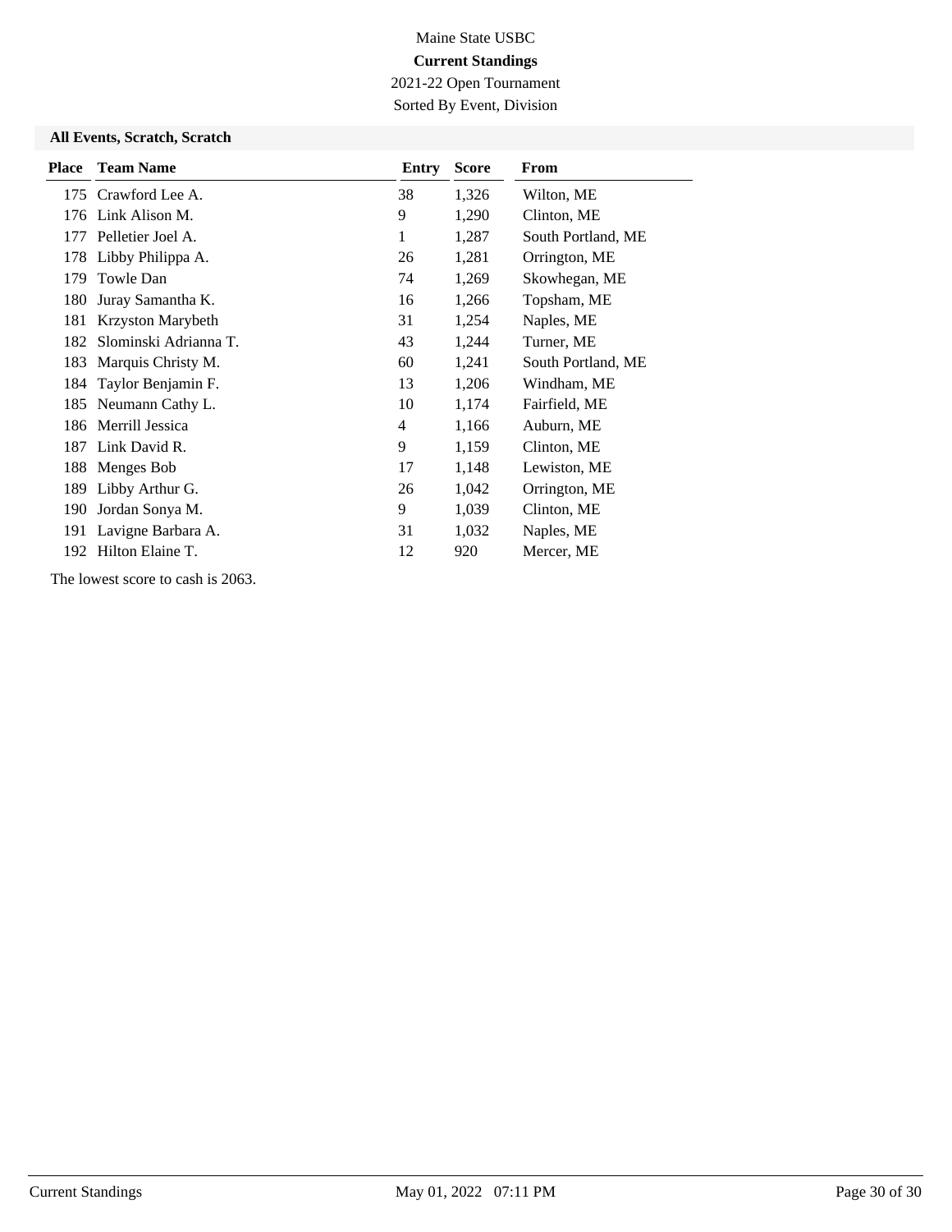Maine State USBC

**Current Standings**

2021-22 Open Tournament

Sorted By Event, Division

### All Events, Scratch, Scratch

| Place | Team Name | Entry | Score | From |
|---|---|---|---|---|
| 175 | Crawford Lee A. | 38 | 1,326 | Wilton, ME |
| 176 | Link Alison M. | 9 | 1,290 | Clinton, ME |
| 177 | Pelletier Joel A. | 1 | 1,287 | South Portland, ME |
| 178 | Libby Philippa A. | 26 | 1,281 | Orrington, ME |
| 179 | Towle Dan | 74 | 1,269 | Skowhegan, ME |
| 180 | Juray Samantha K. | 16 | 1,266 | Topsham, ME |
| 181 | Krzyston Marybeth | 31 | 1,254 | Naples, ME |
| 182 | Slominski Adrianna T. | 43 | 1,244 | Turner, ME |
| 183 | Marquis Christy M. | 60 | 1,241 | South Portland, ME |
| 184 | Taylor Benjamin F. | 13 | 1,206 | Windham, ME |
| 185 | Neumann Cathy L. | 10 | 1,174 | Fairfield, ME |
| 186 | Merrill Jessica | 4 | 1,166 | Auburn, ME |
| 187 | Link David R. | 9 | 1,159 | Clinton, ME |
| 188 | Menges Bob | 17 | 1,148 | Lewiston, ME |
| 189 | Libby Arthur G. | 26 | 1,042 | Orrington, ME |
| 190 | Jordan Sonya M. | 9 | 1,039 | Clinton, ME |
| 191 | Lavigne Barbara A. | 31 | 1,032 | Naples, ME |
| 192 | Hilton Elaine T. | 12 | 920 | Mercer, ME |

The lowest score to cash is 2063.

Current Standings May 01, 2022 07:11 PM